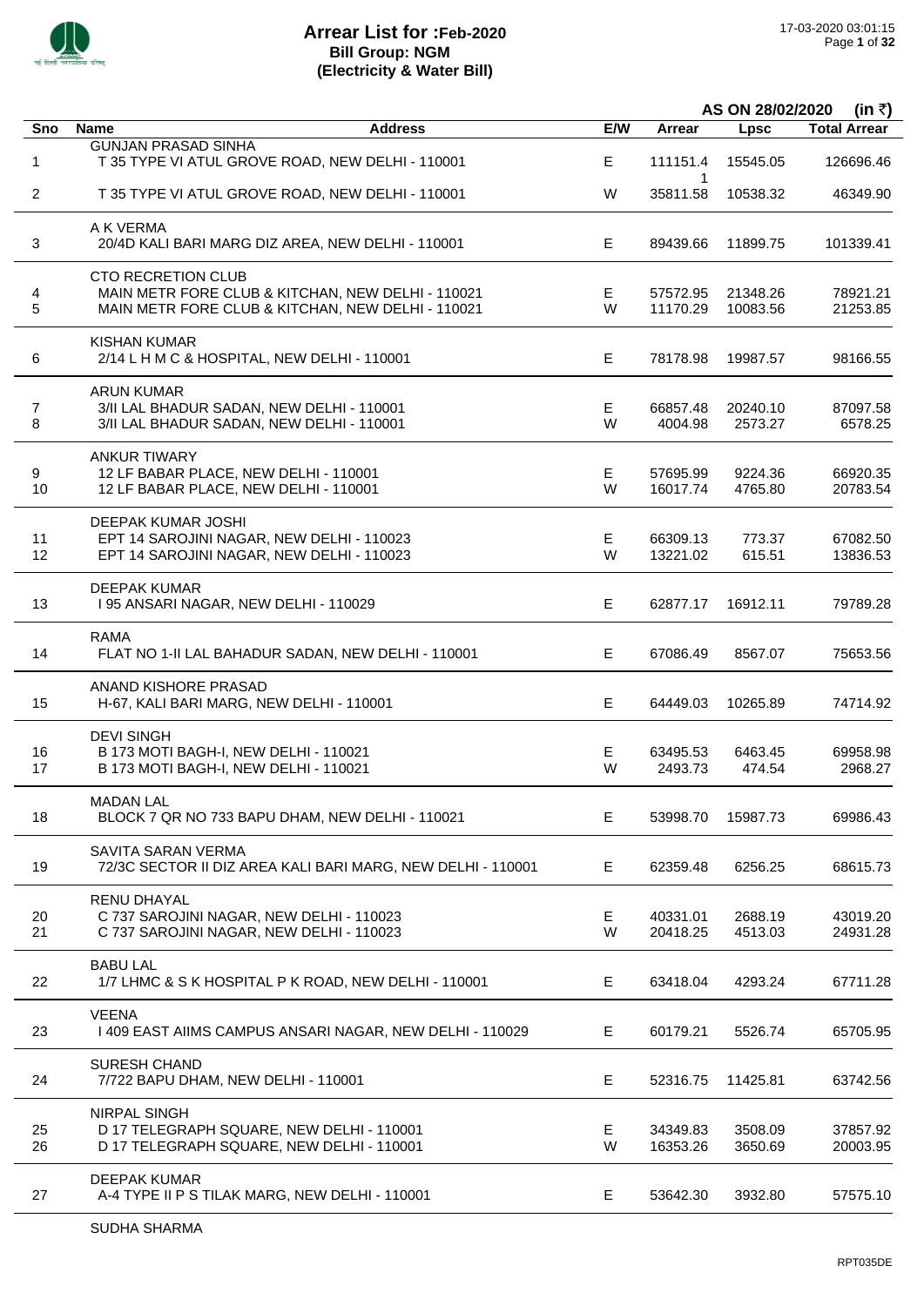# Arrear List for :Feb-2020
## Bill Group: NGM
## (Electricity & Water Bill)

17-03-2020 03:01:15

AS ON 28/02/2020 (in ₹)

| Sno | Name / Address | E/W | Arrear | Lpsc | Total Arrear |
|---|---|---|---|---|---|
| | GUNJAN PRASAD SINHA | | | | |
| 1 | T 35 TYPE VI ATUL GROVE ROAD, NEW DELHI - 110001 | E | 111151.41 | 15545.05 | 126696.46 |
| 2 | T 35 TYPE VI ATUL GROVE ROAD, NEW DELHI - 110001 | W | 35811.58 | 10538.32 | 46349.90 |
| | A K VERMA | | | | |
| 3 | 20/4D KALI BARI MARG DIZ AREA, NEW DELHI - 110001 | E | 89439.66 | 11899.75 | 101339.41 |
| | CTO RECRETION CLUB | | | | |
| 4 | MAIN METR FORE CLUB & KITCHAN, NEW DELHI - 110021 | E | 57572.95 | 21348.26 | 78921.21 |
| 5 | MAIN METR FORE CLUB & KITCHAN, NEW DELHI - 110021 | W | 11170.29 | 10083.56 | 21253.85 |
| | KISHAN KUMAR | | | | |
| 6 | 2/14 L H M C & HOSPITAL, NEW DELHI - 110001 | E | 78178.98 | 19987.57 | 98166.55 |
| | ARUN KUMAR | | | | |
| 7 | 3/II LAL BHADUR SADAN, NEW DELHI - 110001 | E | 66857.48 | 20240.10 | 87097.58 |
| 8 | 3/II LAL BHADUR SADAN, NEW DELHI - 110001 | W | 4004.98 | 2573.27 | 6578.25 |
| | ANKUR TIWARY | | | | |
| 9 | 12 LF BABAR PLACE, NEW DELHI - 110001 | E | 57695.99 | 9224.36 | 66920.35 |
| 10 | 12 LF BABAR PLACE, NEW DELHI - 110001 | W | 16017.74 | 4765.80 | 20783.54 |
| | DEEPAK KUMAR JOSHI | | | | |
| 11 | EPT 14 SAROJINI NAGAR, NEW DELHI - 110023 | E | 66309.13 | 773.37 | 67082.50 |
| 12 | EPT 14 SAROJINI NAGAR, NEW DELHI - 110023 | W | 13221.02 | 615.51 | 13836.53 |
| | DEEPAK KUMAR | | | | |
| 13 | I 95 ANSARI NAGAR, NEW DELHI - 110029 | E | 62877.17 | 16912.11 | 79789.28 |
| | RAMA | | | | |
| 14 | FLAT NO 1-II LAL BAHADUR SADAN, NEW DELHI - 110001 | E | 67086.49 | 8567.07 | 75653.56 |
| | ANAND KISHORE PRASAD | | | | |
| 15 | H-67, KALI BARI MARG, NEW DELHI - 110001 | E | 64449.03 | 10265.89 | 74714.92 |
| | DEVI SINGH | | | | |
| 16 | B 173 MOTI BAGH-I, NEW DELHI - 110021 | E | 63495.53 | 6463.45 | 69958.98 |
| 17 | B 173 MOTI BAGH-I, NEW DELHI - 110021 | W | 2493.73 | 474.54 | 2968.27 |
| | MADAN LAL | | | | |
| 18 | BLOCK 7 QR NO 733 BAPU DHAM, NEW DELHI - 110021 | E | 53998.70 | 15987.73 | 69986.43 |
| | SAVITA SARAN VERMA | | | | |
| 19 | 72/3C SECTOR II DIZ AREA KALI BARI MARG, NEW DELHI - 110001 | E | 62359.48 | 6256.25 | 68615.73 |
| | RENU DHAYAL | | | | |
| 20 | C 737 SAROJINI NAGAR, NEW DELHI - 110023 | E | 40331.01 | 2688.19 | 43019.20 |
| 21 | C 737 SAROJINI NAGAR, NEW DELHI - 110023 | W | 20418.25 | 4513.03 | 24931.28 |
| | BABU LAL | | | | |
| 22 | 1/7 LHMC & S K HOSPITAL P K ROAD, NEW DELHI - 110001 | E | 63418.04 | 4293.24 | 67711.28 |
| | VEENA | | | | |
| 23 | I 409 EAST AIIMS CAMPUS ANSARI NAGAR, NEW DELHI - 110029 | E | 60179.21 | 5526.74 | 65705.95 |
| | SURESH CHAND | | | | |
| 24 | 7/722 BAPU DHAM, NEW DELHI - 110001 | E | 52316.75 | 11425.81 | 63742.56 |
| | NIRPAL SINGH | | | | |
| 25 | D 17 TELEGRAPH SQUARE, NEW DELHI - 110001 | E | 34349.83 | 3508.09 | 37857.92 |
| 26 | D 17 TELEGRAPH SQUARE, NEW DELHI - 110001 | W | 16353.26 | 3650.69 | 20003.95 |
| | DEEPAK KUMAR | | | | |
| 27 | A-4 TYPE II P S TILAK MARG, NEW DELHI - 110001 | E | 53642.30 | 3932.80 | 57575.10 |
| | SUDHA SHARMA | | | | |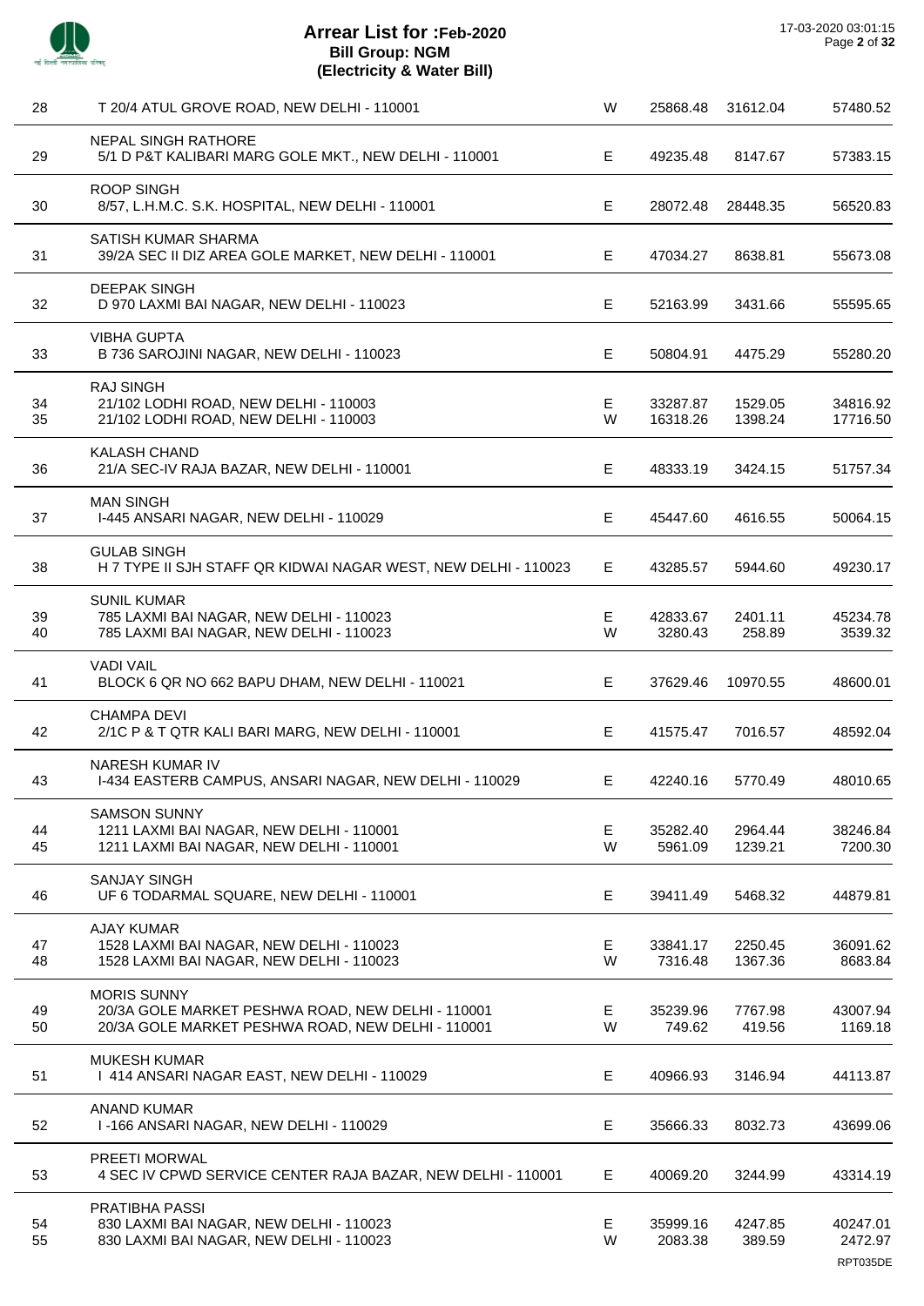# Arrear List for :Feb-2020
## Bill Group: NGM
### (Electricity & Water Bill)

17-03-2020 03:01:15

| S.No. | Name / Address | Type | | | |
|---|---|---|---|---|---|
| 28 | T 20/4 ATUL GROVE ROAD, NEW DELHI - 110001 | W | 25868.48 | 31612.04 | 57480.52 |
| | NEPAL SINGH RATHORE | | | | |
| 29 | 5/1 D P&T KALIBARI MARG GOLE MKT., NEW DELHI - 110001 | E | 49235.48 | 8147.67 | 57383.15 |
| | ROOP SINGH | | | | |
| 30 | 8/57, L.H.M.C. S.K. HOSPITAL, NEW DELHI - 110001 | E | 28072.48 | 28448.35 | 56520.83 |
| | SATISH KUMAR SHARMA | | | | |
| 31 | 39/2A SEC II DIZ AREA GOLE MARKET, NEW DELHI - 110001 | E | 47034.27 | 8638.81 | 55673.08 |
| | DEEPAK SINGH | | | | |
| 32 | D 970 LAXMI BAI NAGAR, NEW DELHI - 110023 | E | 52163.99 | 3431.66 | 55595.65 |
| | VIBHA GUPTA | | | | |
| 33 | B 736 SAROJINI NAGAR, NEW DELHI - 110023 | E | 50804.91 | 4475.29 | 55280.20 |
| | RAJ SINGH | | | | |
| 34 | 21/102 LODHI ROAD, NEW DELHI - 110003 | E | 33287.87 | 1529.05 | 34816.92 |
| 35 | 21/102 LODHI ROAD, NEW DELHI - 110003 | W | 16318.26 | 1398.24 | 17716.50 |
| | KALASH CHAND | | | | |
| 36 | 21/A SEC-IV RAJA BAZAR, NEW DELHI - 110001 | E | 48333.19 | 3424.15 | 51757.34 |
| | MAN SINGH | | | | |
| 37 | I-445 ANSARI NAGAR, NEW DELHI - 110029 | E | 45447.60 | 4616.55 | 50064.15 |
| | GULAB SINGH | | | | |
| 38 | H 7 TYPE II SJH STAFF QR KIDWAI NAGAR WEST, NEW DELHI - 110023 | E | 43285.57 | 5944.60 | 49230.17 |
| | SUNIL KUMAR | | | | |
| 39 | 785 LAXMI BAI NAGAR, NEW DELHI - 110023 | E | 42833.67 | 2401.11 | 45234.78 |
| 40 | 785 LAXMI BAI NAGAR, NEW DELHI - 110023 | W | 3280.43 | 258.89 | 3539.32 |
| | VADI VAIL | | | | |
| 41 | BLOCK 6 QR NO 662 BAPU DHAM, NEW DELHI - 110021 | E | 37629.46 | 10970.55 | 48600.01 |
| | CHAMPA DEVI | | | | |
| 42 | 2/1C P & T QTR KALI BARI MARG, NEW DELHI - 110001 | E | 41575.47 | 7016.57 | 48592.04 |
| | NARESH KUMAR IV | | | | |
| 43 | I-434 EASTERB CAMPUS, ANSARI NAGAR, NEW DELHI - 110029 | E | 42240.16 | 5770.49 | 48010.65 |
| | SAMSON SUNNY | | | | |
| 44 | 1211 LAXMI BAI NAGAR, NEW DELHI - 110001 | E | 35282.40 | 2964.44 | 38246.84 |
| 45 | 1211 LAXMI BAI NAGAR, NEW DELHI - 110001 | W | 5961.09 | 1239.21 | 7200.30 |
| | SANJAY SINGH | | | | |
| 46 | UF 6 TODARMAL SQUARE, NEW DELHI - 110001 | E | 39411.49 | 5468.32 | 44879.81 |
| | AJAY KUMAR | | | | |
| 47 | 1528 LAXMI BAI NAGAR, NEW DELHI - 110023 | E | 33841.17 | 2250.45 | 36091.62 |
| 48 | 1528 LAXMI BAI NAGAR, NEW DELHI - 110023 | W | 7316.48 | 1367.36 | 8683.84 |
| | MORIS SUNNY | | | | |
| 49 | 20/3A GOLE MARKET PESHWA ROAD, NEW DELHI - 110001 | E | 35239.96 | 7767.98 | 43007.94 |
| 50 | 20/3A GOLE MARKET PESHWA ROAD, NEW DELHI - 110001 | W | 749.62 | 419.56 | 1169.18 |
| | MUKESH KUMAR | | | | |
| 51 | I 414 ANSARI NAGAR EAST, NEW DELHI - 110029 | E | 40966.93 | 3146.94 | 44113.87 |
| | ANAND KUMAR | | | | |
| 52 | I -166 ANSARI NAGAR, NEW DELHI - 110029 | E | 35666.33 | 8032.73 | 43699.06 |
| | PREETI MORWAL | | | | |
| 53 | 4 SEC IV CPWD SERVICE CENTER RAJA BAZAR, NEW DELHI - 110001 | E | 40069.20 | 3244.99 | 43314.19 |
| | PRATIBHA PASSI | | | | |
| 54 | 830 LAXMI BAI NAGAR, NEW DELHI - 110023 | E | 35999.16 | 4247.85 | 40247.01 |
| 55 | 830 LAXMI BAI NAGAR, NEW DELHI - 110023 | W | 2083.38 | 389.59 | 2472.97 |

RPT035DE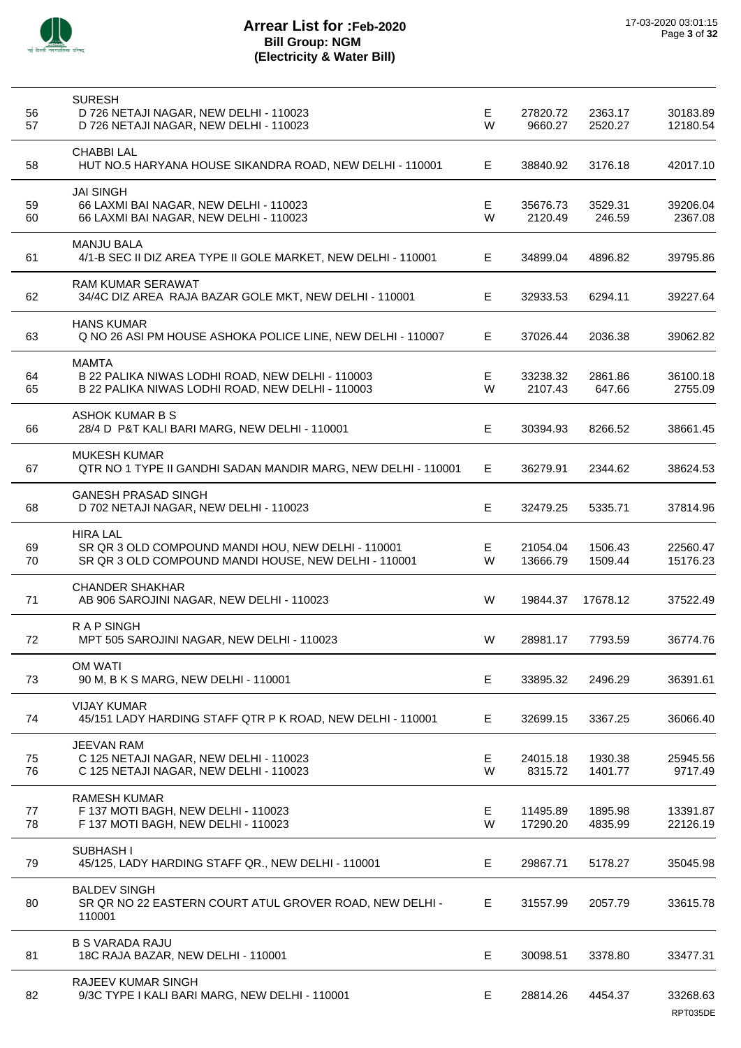# Arrear List for :Feb-2020
## Bill Group: NGM
### (Electricity & Water Bill)

| S.No. | Name / Address | Type | | | |
|---|---|---|---|---|---|
| | SURESH | | | | |
| 56 | D 726 NETAJI NAGAR, NEW DELHI - 110023 | E | 27820.72 | 2363.17 | 30183.89 |
| 57 | D 726 NETAJI NAGAR, NEW DELHI - 110023 | W | 9660.27 | 2520.27 | 12180.54 |
| | CHABBI LAL | | | | |
| 58 | HUT NO.5 HARYANA HOUSE SIKANDRA ROAD, NEW DELHI - 110001 | E | 38840.92 | 3176.18 | 42017.10 |
| | JAI SINGH | | | | |
| 59 | 66 LAXMI BAI NAGAR, NEW DELHI - 110023 | E | 35676.73 | 3529.31 | 39206.04 |
| 60 | 66 LAXMI BAI NAGAR, NEW DELHI - 110023 | W | 2120.49 | 246.59 | 2367.08 |
| | MANJU BALA | | | | |
| 61 | 4/1-B SEC II DIZ AREA TYPE II GOLE MARKET, NEW DELHI - 110001 | E | 34899.04 | 4896.82 | 39795.86 |
| | RAM KUMAR SERAWAT | | | | |
| 62 | 34/4C DIZ AREA RAJA BAZAR GOLE MKT, NEW DELHI - 110001 | E | 32933.53 | 6294.11 | 39227.64 |
| | HANS KUMAR | | | | |
| 63 | Q NO 26 ASI PM HOUSE ASHOKA POLICE LINE, NEW DELHI - 110007 | E | 37026.44 | 2036.38 | 39062.82 |
| | MAMTA | | | | |
| 64 | B 22 PALIKA NIWAS LODHI ROAD, NEW DELHI - 110003 | E | 33238.32 | 2861.86 | 36100.18 |
| 65 | B 22 PALIKA NIWAS LODHI ROAD, NEW DELHI - 110003 | W | 2107.43 | 647.66 | 2755.09 |
| | ASHOK KUMAR B S | | | | |
| 66 | 28/4 D P&T KALI BARI MARG, NEW DELHI - 110001 | E | 30394.93 | 8266.52 | 38661.45 |
| | MUKESH KUMAR | | | | |
| 67 | QTR NO 1 TYPE II GANDHI SADAN MANDIR MARG, NEW DELHI - 110001 | E | 36279.91 | 2344.62 | 38624.53 |
| | GANESH PRASAD SINGH | | | | |
| 68 | D 702 NETAJI NAGAR, NEW DELHI - 110023 | E | 32479.25 | 5335.71 | 37814.96 |
| | HIRA LAL | | | | |
| 69 | SR QR 3 OLD COMPOUND MANDI HOU, NEW DELHI - 110001 | E | 21054.04 | 1506.43 | 22560.47 |
| 70 | SR QR 3 OLD COMPOUND MANDI HOUSE, NEW DELHI - 110001 | W | 13666.79 | 1509.44 | 15176.23 |
| | CHANDER SHAKHAR | | | | |
| 71 | AB 906 SAROJINI NAGAR, NEW DELHI - 110023 | W | 19844.37 | 17678.12 | 37522.49 |
| | R A P SINGH | | | | |
| 72 | MPT 505 SAROJINI NAGAR, NEW DELHI - 110023 | W | 28981.17 | 7793.59 | 36774.76 |
| | OM WATI | | | | |
| 73 | 90 M, B K S MARG, NEW DELHI - 110001 | E | 33895.32 | 2496.29 | 36391.61 |
| | VIJAY KUMAR | | | | |
| 74 | 45/151 LADY HARDING STAFF QTR P K ROAD, NEW DELHI - 110001 | E | 32699.15 | 3367.25 | 36066.40 |
| | JEEVAN RAM | | | | |
| 75 | C 125 NETAJI NAGAR, NEW DELHI - 110023 | E | 24015.18 | 1930.38 | 25945.56 |
| 76 | C 125 NETAJI NAGAR, NEW DELHI - 110023 | W | 8315.72 | 1401.77 | 9717.49 |
| | RAMESH KUMAR | | | | |
| 77 | F 137 MOTI BAGH, NEW DELHI - 110023 | E | 11495.89 | 1895.98 | 13391.87 |
| 78 | F 137 MOTI BAGH, NEW DELHI - 110023 | W | 17290.20 | 4835.99 | 22126.19 |
| | SUBHASH I | | | | |
| 79 | 45/125, LADY HARDING STAFF QR., NEW DELHI - 110001 | E | 29867.71 | 5178.27 | 35045.98 |
| | BALDEV SINGH | | | | |
| 80 | SR QR NO 22 EASTERN COURT ATUL GROVER ROAD, NEW DELHI - 110001 | E | 31557.99 | 2057.79 | 33615.78 |
| | B S VARADA RAJU | | | | |
| 81 | 18C RAJA BAZAR, NEW DELHI - 110001 | E | 30098.51 | 3378.80 | 33477.31 |
| | RAJEEV KUMAR SINGH | | | | |
| 82 | 9/3C TYPE I KALI BARI MARG, NEW DELHI - 110001 | E | 28814.26 | 4454.37 | 33268.63 |

RPT035DE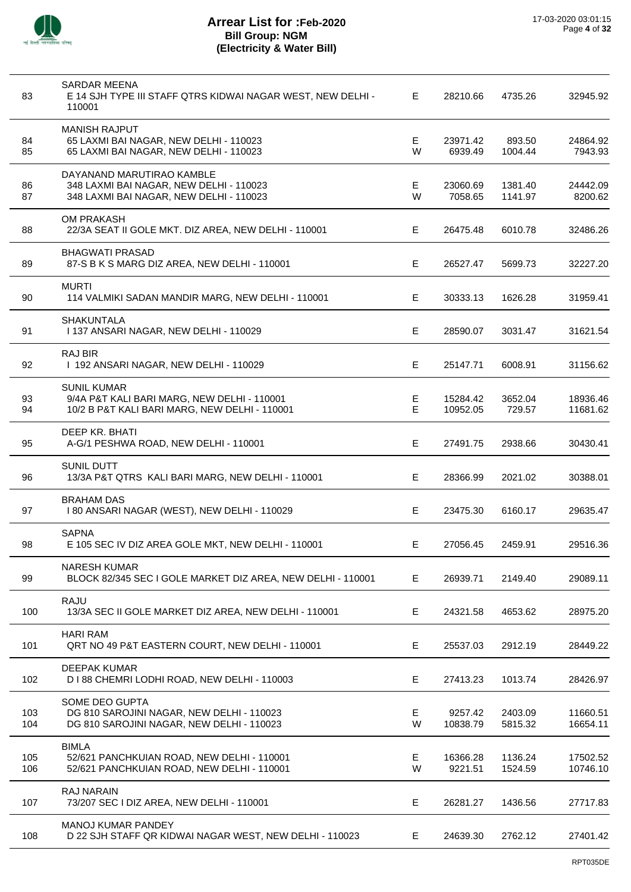# Arrear List for :Feb-2020
## Bill Group: NGM
## (Electricity & Water Bill)

| | | | | | |
|---|---|---|---|---|---|
| | SARDAR MEENA | | | | |
| 83 | E 14 SJH TYPE III STAFF QTRS KIDWAI NAGAR WEST, NEW DELHI - 110001 | E | 28210.66 | 4735.26 | 32945.92 |
| | MANISH RAJPUT | | | | |
| 84 | 65 LAXMI BAI NAGAR, NEW DELHI - 110023 | E | 23971.42 | 893.50 | 24864.92 |
| 85 | 65 LAXMI BAI NAGAR, NEW DELHI - 110023 | W | 6939.49 | 1004.44 | 7943.93 |
| | DAYANAND MARUTIRAO KAMBLE | | | | |
| 86 | 348 LAXMI BAI NAGAR, NEW DELHI - 110023 | E | 23060.69 | 1381.40 | 24442.09 |
| 87 | 348 LAXMI BAI NAGAR, NEW DELHI - 110023 | W | 7058.65 | 1141.97 | 8200.62 |
| | OM PRAKASH | | | | |
| 88 | 22/3A SEAT II GOLE MKT. DIZ AREA, NEW DELHI - 110001 | E | 26475.48 | 6010.78 | 32486.26 |
| | BHAGWATI PRASAD | | | | |
| 89 | 87-S B K S MARG DIZ AREA, NEW DELHI - 110001 | E | 26527.47 | 5699.73 | 32227.20 |
| | MURTI | | | | |
| 90 | 114 VALMIKI SADAN MANDIR MARG, NEW DELHI - 110001 | E | 30333.13 | 1626.28 | 31959.41 |
| | SHAKUNTALA | | | | |
| 91 | I 137 ANSARI NAGAR, NEW DELHI - 110029 | E | 28590.07 | 3031.47 | 31621.54 |
| | RAJ BIR | | | | |
| 92 | I 192 ANSARI NAGAR, NEW DELHI - 110029 | E | 25147.71 | 6008.91 | 31156.62 |
| | SUNIL KUMAR | | | | |
| 93 | 9/4A P&T KALI BARI MARG, NEW DELHI - 110001 | E | 15284.42 | 3652.04 | 18936.46 |
| 94 | 10/2 B P&T KALI BARI MARG, NEW DELHI - 110001 | E | 10952.05 | 729.57 | 11681.62 |
| | DEEP KR. BHATI | | | | |
| 95 | A-G/1 PESHWA ROAD, NEW DELHI - 110001 | E | 27491.75 | 2938.66 | 30430.41 |
| | SUNIL DUTT | | | | |
| 96 | 13/3A P&T QTRS KALI BARI MARG, NEW DELHI - 110001 | E | 28366.99 | 2021.02 | 30388.01 |
| | BRAHAM DAS | | | | |
| 97 | I 80 ANSARI NAGAR (WEST), NEW DELHI - 110029 | E | 23475.30 | 6160.17 | 29635.47 |
| | SAPNA | | | | |
| 98 | E 105 SEC IV DIZ AREA GOLE MKT, NEW DELHI - 110001 | E | 27056.45 | 2459.91 | 29516.36 |
| | NARESH KUMAR | | | | |
| 99 | BLOCK 82/345 SEC I GOLE MARKET DIZ AREA, NEW DELHI - 110001 | E | 26939.71 | 2149.40 | 29089.11 |
| | RAJU | | | | |
| 100 | 13/3A SEC II GOLE MARKET DIZ AREA, NEW DELHI - 110001 | E | 24321.58 | 4653.62 | 28975.20 |
| | HARI RAM | | | | |
| 101 | QRT NO 49 P&T EASTERN COURT, NEW DELHI - 110001 | E | 25537.03 | 2912.19 | 28449.22 |
| | DEEPAK KUMAR | | | | |
| 102 | D I 88 CHEMRI LODHI ROAD, NEW DELHI - 110003 | E | 27413.23 | 1013.74 | 28426.97 |
| | SOME DEO GUPTA | | | | |
| 103 | DG 810 SAROJINI NAGAR, NEW DELHI - 110023 | E | 9257.42 | 2403.09 | 11660.51 |
| 104 | DG 810 SAROJINI NAGAR, NEW DELHI - 110023 | W | 10838.79 | 5815.32 | 16654.11 |
| | BIMLA | | | | |
| 105 | 52/621 PANCHKUIAN ROAD, NEW DELHI - 110001 | E | 16366.28 | 1136.24 | 17502.52 |
| 106 | 52/621 PANCHKUIAN ROAD, NEW DELHI - 110001 | W | 9221.51 | 1524.59 | 10746.10 |
| | RAJ NARAIN | | | | |
| 107 | 73/207 SEC I DIZ AREA, NEW DELHI - 110001 | E | 26281.27 | 1436.56 | 27717.83 |
| | MANOJ KUMAR PANDEY | | | | |
| 108 | D 22 SJH STAFF QR KIDWAI NAGAR WEST, NEW DELHI - 110023 | E | 24639.30 | 2762.12 | 27401.42 |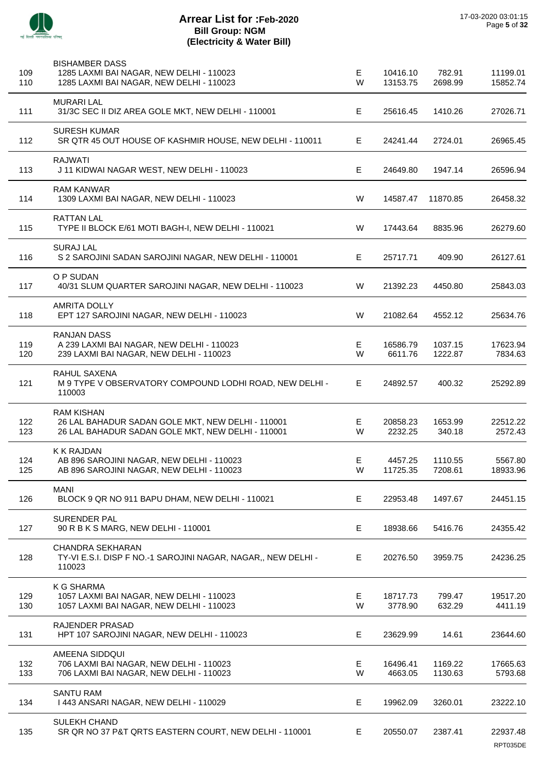# Arrear List for :Feb-2020
**Bill Group: NGM**
**(Electricity & Water Bill)**

| S.No. | Name / Address | Type | Amount | Surcharge | Total |
|---|---|---|---|---|---|
| | BISHAMBER DASS | | | | |
| 109 | 1285 LAXMI BAI NAGAR, NEW DELHI - 110023 | E | 10416.10 | 782.91 | 11199.01 |
| 110 | 1285 LAXMI BAI NAGAR, NEW DELHI - 110023 | W | 13153.75 | 2698.99 | 15852.74 |
| | MURARI LAL | | | | |
| 111 | 31/3C SEC II DIZ AREA GOLE MKT, NEW DELHI - 110001 | E | 25616.45 | 1410.26 | 27026.71 |
| | SURESH KUMAR | | | | |
| 112 | SR QTR 45 OUT HOUSE OF KASHMIR HOUSE, NEW DELHI - 110011 | E | 24241.44 | 2724.01 | 26965.45 |
| | RAJWATI | | | | |
| 113 | J 11 KIDWAI NAGAR WEST, NEW DELHI - 110023 | E | 24649.80 | 1947.14 | 26596.94 |
| | RAM KANWAR | | | | |
| 114 | 1309 LAXMI BAI NAGAR, NEW DELHI - 110023 | W | 14587.47 | 11870.85 | 26458.32 |
| | RATTAN LAL | | | | |
| 115 | TYPE II BLOCK E/61 MOTI BAGH-I, NEW DELHI - 110021 | W | 17443.64 | 8835.96 | 26279.60 |
| | SURAJ LAL | | | | |
| 116 | S 2 SAROJINI SADAN SAROJINI NAGAR, NEW DELHI - 110001 | E | 25717.71 | 409.90 | 26127.61 |
| | O P SUDAN | | | | |
| 117 | 40/31 SLUM QUARTER SAROJINI NAGAR, NEW DELHI - 110023 | W | 21392.23 | 4450.80 | 25843.03 |
| | AMRITA DOLLY | | | | |
| 118 | EPT 127 SAROJINI NAGAR, NEW DELHI - 110023 | W | 21082.64 | 4552.12 | 25634.76 |
| | RANJAN DASS | | | | |
| 119 | A 239 LAXMI BAI NAGAR, NEW DELHI - 110023 | E | 16586.79 | 1037.15 | 17623.94 |
| 120 | 239 LAXMI BAI NAGAR, NEW DELHI - 110023 | W | 6611.76 | 1222.87 | 7834.63 |
| | RAHUL SAXENA | | | | |
| 121 | M 9 TYPE V OBSERVATORY COMPOUND LODHI ROAD, NEW DELHI - 110003 | E | 24892.57 | 400.32 | 25292.89 |
| | RAM KISHAN | | | | |
| 122 | 26 LAL BAHADUR SADAN GOLE MKT, NEW DELHI - 110001 | E | 20858.23 | 1653.99 | 22512.22 |
| 123 | 26 LAL BAHADUR SADAN GOLE MKT, NEW DELHI - 110001 | W | 2232.25 | 340.18 | 2572.43 |
| | K K RAJDAN | | | | |
| 124 | AB 896 SAROJINI NAGAR, NEW DELHI - 110023 | E | 4457.25 | 1110.55 | 5567.80 |
| 125 | AB 896 SAROJINI NAGAR, NEW DELHI - 110023 | W | 11725.35 | 7208.61 | 18933.96 |
| | MANI | | | | |
| 126 | BLOCK 9 QR NO 911 BAPU DHAM, NEW DELHI - 110021 | E | 22953.48 | 1497.67 | 24451.15 |
| | SURENDER PAL | | | | |
| 127 | 90 R B K S MARG, NEW DELHI - 110001 | E | 18938.66 | 5416.76 | 24355.42 |
| | CHANDRA SEKHARAN | | | | |
| 128 | TY-VI E.S.I. DISP F NO.-1 SAROJINI NAGAR, NAGAR,, NEW DELHI - 110023 | E | 20276.50 | 3959.75 | 24236.25 |
| | K G SHARMA | | | | |
| 129 | 1057 LAXMI BAI NAGAR, NEW DELHI - 110023 | E | 18717.73 | 799.47 | 19517.20 |
| 130 | 1057 LAXMI BAI NAGAR, NEW DELHI - 110023 | W | 3778.90 | 632.29 | 4411.19 |
| | RAJENDER PRASAD | | | | |
| 131 | HPT 107 SAROJINI NAGAR, NEW DELHI - 110023 | E | 23629.99 | 14.61 | 23644.60 |
| | AMEENA SIDDQUI | | | | |
| 132 | 706 LAXMI BAI NAGAR, NEW DELHI - 110023 | E | 16496.41 | 1169.22 | 17665.63 |
| 133 | 706 LAXMI BAI NAGAR, NEW DELHI - 110023 | W | 4663.05 | 1130.63 | 5793.68 |
| | SANTU RAM | | | | |
| 134 | I 443 ANSARI NAGAR, NEW DELHI - 110029 | E | 19962.09 | 3260.01 | 23222.10 |
| | SULEKH CHAND | | | | |
| 135 | SR QR NO 37 P&T QRTS EASTERN COURT, NEW DELHI - 110001 | E | 20550.07 | 2387.41 | 22937.48 |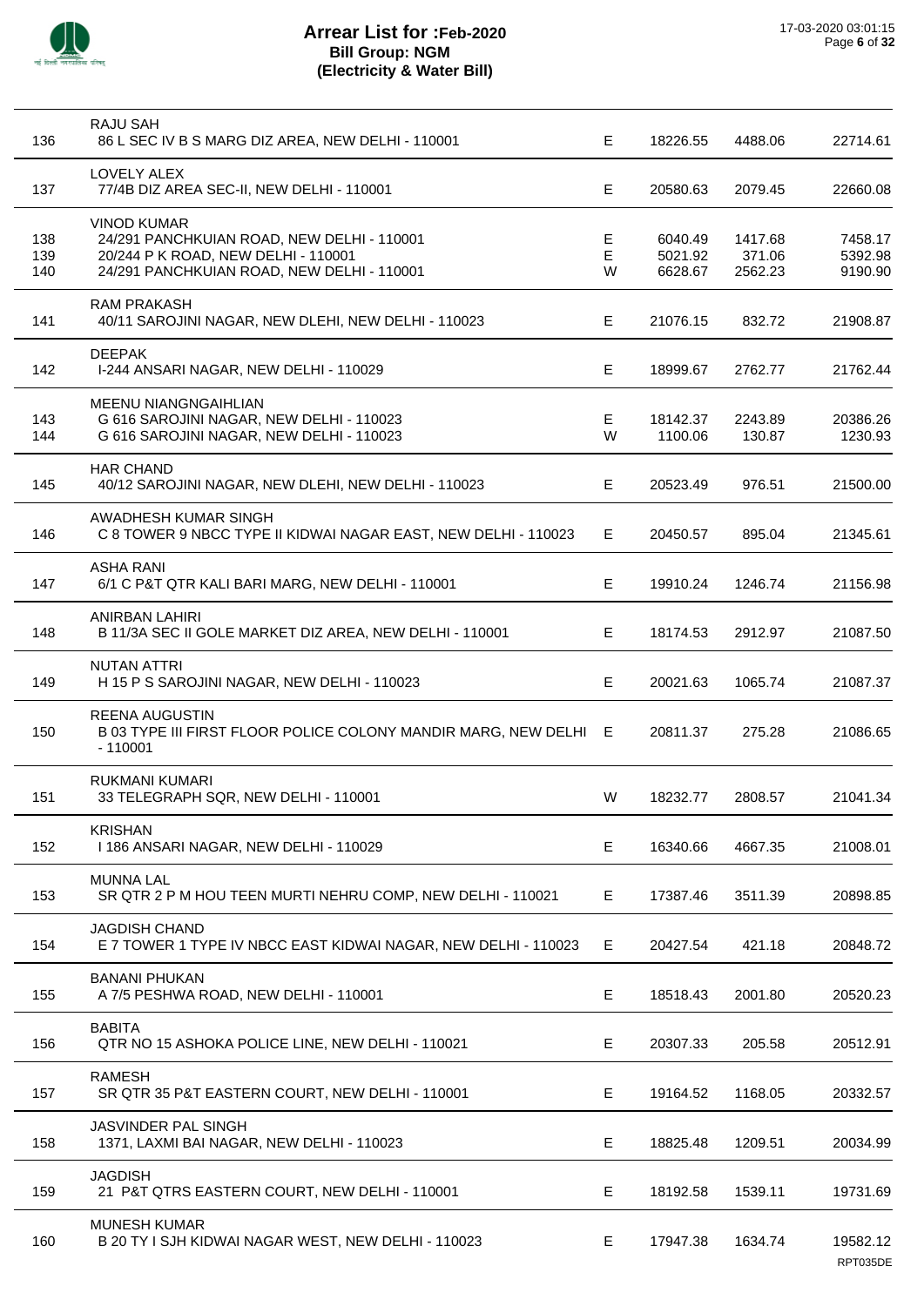# Arrear List for :Feb-2020
## Bill Group: NGM
## (Electricity & Water Bill)

17-03-2020 03:01:15

| S.No. | Name / Address | Type | Amount | Amount | Total |
|---|---|---|---|---|---|
| 136 | RAJU SAH<br>86 L SEC IV B S MARG DIZ AREA, NEW DELHI - 110001 | E | 18226.55 | 4488.06 | 22714.61 |
| 137 | LOVELY ALEX<br>77/4B DIZ AREA SEC-II, NEW DELHI - 110001 | E | 20580.63 | 2079.45 | 22660.08 |
| 138 | VINOD KUMAR<br>24/291 PANCHKUIAN ROAD, NEW DELHI - 110001 | E | 6040.49 | 1417.68 | 7458.17 |
| 139 | 20/244 P K ROAD, NEW DELHI - 110001 | E | 5021.92 | 371.06 | 5392.98 |
| 140 | 24/291 PANCHKUIAN ROAD, NEW DELHI - 110001 | W | 6628.67 | 2562.23 | 9190.90 |
| 141 | RAM PRAKASH<br>40/11 SAROJINI NAGAR, NEW DLEHI, NEW DELHI - 110023 | E | 21076.15 | 832.72 | 21908.87 |
| 142 | DEEPAK<br>I-244 ANSARI NAGAR, NEW DELHI - 110029 | E | 18999.67 | 2762.77 | 21762.44 |
| 143 | MEENU NIANGNGAIHLIAN<br>G 616 SAROJINI NAGAR, NEW DELHI - 110023 | E | 18142.37 | 2243.89 | 20386.26 |
| 144 | G 616 SAROJINI NAGAR, NEW DELHI - 110023 | W | 1100.06 | 130.87 | 1230.93 |
| 145 | HAR CHAND<br>40/12 SAROJINI NAGAR, NEW DLEHI, NEW DELHI - 110023 | E | 20523.49 | 976.51 | 21500.00 |
| 146 | AWADHESH KUMAR SINGH<br>C 8 TOWER 9 NBCC TYPE II KIDWAI NAGAR EAST, NEW DELHI - 110023 | E | 20450.57 | 895.04 | 21345.61 |
| 147 | ASHA RANI<br>6/1 C P&T QTR KALI BARI MARG, NEW DELHI - 110001 | E | 19910.24 | 1246.74 | 21156.98 |
| 148 | ANIRBAN LAHIRI<br>B 11/3A SEC II GOLE MARKET DIZ AREA, NEW DELHI - 110001 | E | 18174.53 | 2912.97 | 21087.50 |
| 149 | NUTAN ATTRI<br>H 15 P S SAROJINI NAGAR, NEW DELHI - 110023 | E | 20021.63 | 1065.74 | 21087.37 |
| 150 | REENA AUGUSTIN<br>B 03 TYPE III FIRST FLOOR POLICE COLONY MANDIR MARG, NEW DELHI - 110001 | E | 20811.37 | 275.28 | 21086.65 |
| 151 | RUKMANI KUMARI<br>33 TELEGRAPH SQR, NEW DELHI - 110001 | W | 18232.77 | 2808.57 | 21041.34 |
| 152 | KRISHAN<br>I 186 ANSARI NAGAR, NEW DELHI - 110029 | E | 16340.66 | 4667.35 | 21008.01 |
| 153 | MUNNA LAL<br>SR QTR 2 P M HOU TEEN MURTI NEHRU COMP, NEW DELHI - 110021 | E | 17387.46 | 3511.39 | 20898.85 |
| 154 | JAGDISH CHAND<br>E 7 TOWER 1 TYPE IV NBCC EAST KIDWAI NAGAR, NEW DELHI - 110023 | E | 20427.54 | 421.18 | 20848.72 |
| 155 | BANANI PHUKAN<br>A 7/5 PESHWA ROAD, NEW DELHI - 110001 | E | 18518.43 | 2001.80 | 20520.23 |
| 156 | BABITA<br>QTR NO 15 ASHOKA POLICE LINE, NEW DELHI - 110021 | E | 20307.33 | 205.58 | 20512.91 |
| 157 | RAMESH<br>SR QTR 35 P&T EASTERN COURT, NEW DELHI - 110001 | E | 19164.52 | 1168.05 | 20332.57 |
| 158 | JASVINDER PAL SINGH<br>1371, LAXMI BAI NAGAR, NEW DELHI - 110023 | E | 18825.48 | 1209.51 | 20034.99 |
| 159 | JAGDISH<br>21 P&T QTRS EASTERN COURT, NEW DELHI - 110001 | E | 18192.58 | 1539.11 | 19731.69 |
| 160 | MUNESH KUMAR<br>B 20 TY I SJH KIDWAI NAGAR WEST, NEW DELHI - 110023 | E | 17947.38 | 1634.74 | 19582.12 |

RPT035DE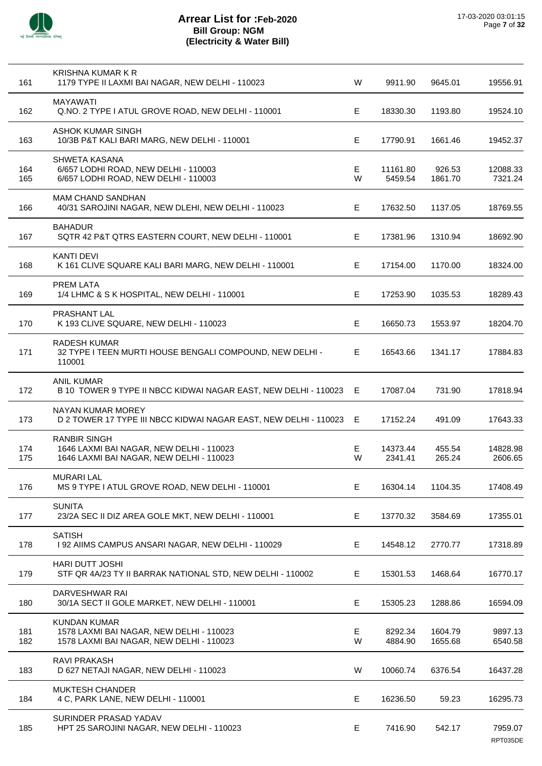# Arrear List for :Feb-2020
## Bill Group: NGM
## (Electricity & Water Bill)

17-03-2020 03:01:15

| No. | Name / Address | Type | Amount 1 | Amount 2 | Total |
|---|---|---|---|---|---|
| 161 | KRISHNA KUMAR K R<br>1179 TYPE II LAXMI BAI NAGAR, NEW DELHI - 110023 | W | 9911.90 | 9645.01 | 19556.91 |
| 162 | MAYAWATI<br>Q.NO. 2 TYPE I ATUL GROVE ROAD, NEW DELHI - 110001 | E | 18330.30 | 1193.80 | 19524.10 |
| 163 | ASHOK KUMAR SINGH<br>10/3B P&T KALI BARI MARG, NEW DELHI - 110001 | E | 17790.91 | 1661.46 | 19452.37 |
| 164 | SHWETA KASANA<br>6/657 LODHI ROAD, NEW DELHI - 110003 | E | 11161.80 | 926.53 | 12088.33 |
| 165 | 6/657 LODHI ROAD, NEW DELHI - 110003 | W | 5459.54 | 1861.70 | 7321.24 |
| 166 | MAM CHAND SANDHAN<br>40/31 SAROJINI NAGAR, NEW DLEHI, NEW DELHI - 110023 | E | 17632.50 | 1137.05 | 18769.55 |
| 167 | BAHADUR<br>SQTR 42 P&T QTRS EASTERN COURT, NEW DELHI - 110001 | E | 17381.96 | 1310.94 | 18692.90 |
| 168 | KANTI DEVI<br>K 161 CLIVE SQUARE KALI BARI MARG, NEW DELHI - 110001 | E | 17154.00 | 1170.00 | 18324.00 |
| 169 | PREM LATA<br>1/4 LHMC & S K HOSPITAL, NEW DELHI - 110001 | E | 17253.90 | 1035.53 | 18289.43 |
| 170 | PRASHANT LAL<br>K 193 CLIVE SQUARE, NEW DELHI - 110023 | E | 16650.73 | 1553.97 | 18204.70 |
| 171 | RADESH KUMAR<br>32 TYPE I TEEN MURTI HOUSE BENGALI COMPOUND, NEW DELHI - 110001 | E | 16543.66 | 1341.17 | 17884.83 |
| 172 | ANIL KUMAR<br>B 10 TOWER 9 TYPE II NBCC KIDWAI NAGAR EAST, NEW DELHI - 110023 | E | 17087.04 | 731.90 | 17818.94 |
| 173 | NAYAN KUMAR MOREY<br>D 2 TOWER 17 TYPE III NBCC KIDWAI NAGAR EAST, NEW DELHI - 110023 | E | 17152.24 | 491.09 | 17643.33 |
| 174 | RANBIR SINGH<br>1646 LAXMI BAI NAGAR, NEW DELHI - 110023 | E | 14373.44 | 455.54 | 14828.98 |
| 175 | 1646 LAXMI BAI NAGAR, NEW DELHI - 110023 | W | 2341.41 | 265.24 | 2606.65 |
| 176 | MURARI LAL<br>MS 9 TYPE I ATUL GROVE ROAD, NEW DELHI - 110001 | E | 16304.14 | 1104.35 | 17408.49 |
| 177 | SUNITA<br>23/2A SEC II DIZ AREA GOLE MKT, NEW DELHI - 110001 | E | 13770.32 | 3584.69 | 17355.01 |
| 178 | SATISH<br>I 92 AIIMS CAMPUS ANSARI NAGAR, NEW DELHI - 110029 | E | 14548.12 | 2770.77 | 17318.89 |
| 179 | HARI DUTT JOSHI<br>STF QR 4A/23 TY II BARRAK NATIONAL STD, NEW DELHI - 110002 | E | 15301.53 | 1468.64 | 16770.17 |
| 180 | DARVESHWAR RAI<br>30/1A SECT II GOLE MARKET, NEW DELHI - 110001 | E | 15305.23 | 1288.86 | 16594.09 |
| 181 | KUNDAN KUMAR<br>1578 LAXMI BAI NAGAR, NEW DELHI - 110023 | E | 8292.34 | 1604.79 | 9897.13 |
| 182 | 1578 LAXMI BAI NAGAR, NEW DELHI - 110023 | W | 4884.90 | 1655.68 | 6540.58 |
| 183 | RAVI PRAKASH<br>D 627 NETAJI NAGAR, NEW DELHI - 110023 | W | 10060.74 | 6376.54 | 16437.28 |
| 184 | MUKTESH CHANDER<br>4 C, PARK LANE, NEW DELHI - 110001 | E | 16236.50 | 59.23 | 16295.73 |
| 185 | SURINDER PRASAD YADAV<br>HPT 25 SAROJINI NAGAR, NEW DELHI - 110023 | E | 7416.90 | 542.17 | 7959.07 |

RPT035DE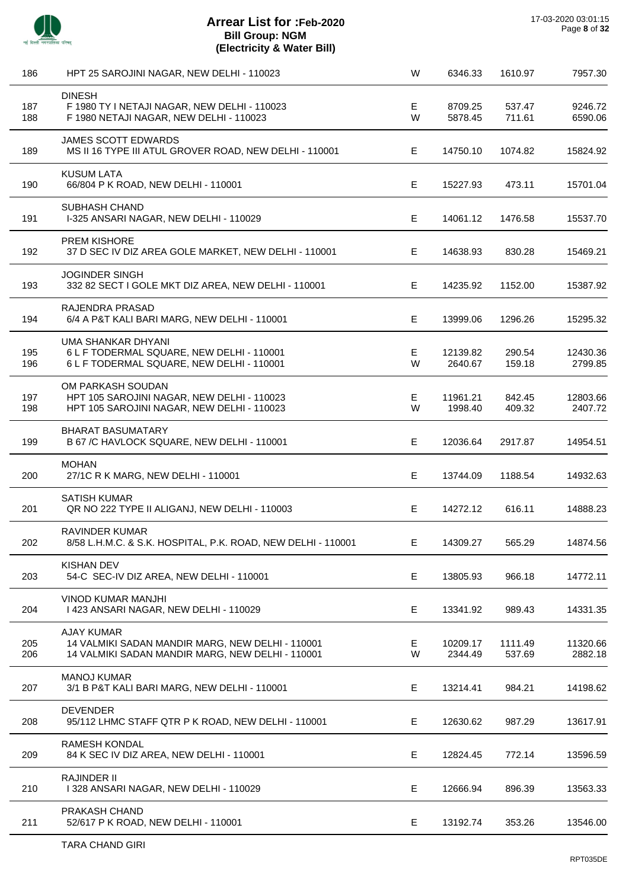# Arrear List for :Feb-2020

**Bill Group: NGM**

**(Electricity & Water Bill)**

| S.No. | Name / Address | Type | Amount | Surcharge | Total |
|---|---|---|---|---|---|
| 186 | HPT 25 SAROJINI NAGAR, NEW DELHI - 110023 | W | 6346.33 | 1610.97 | 7957.30 |
| | DINESH | | | | |
| 187 | F 1980 TY I NETAJI NAGAR, NEW DELHI - 110023 | E | 8709.25 | 537.47 | 9246.72 |
| 188 | F 1980 NETAJI NAGAR, NEW DELHI - 110023 | W | 5878.45 | 711.61 | 6590.06 |
| | JAMES SCOTT EDWARDS | | | | |
| 189 | MS II 16 TYPE III ATUL GROVER ROAD, NEW DELHI - 110001 | E | 14750.10 | 1074.82 | 15824.92 |
| | KUSUM LATA | | | | |
| 190 | 66/804 P K ROAD, NEW DELHI - 110001 | E | 15227.93 | 473.11 | 15701.04 |
| | SUBHASH CHAND | | | | |
| 191 | I-325 ANSARI NAGAR, NEW DELHI - 110029 | E | 14061.12 | 1476.58 | 15537.70 |
| | PREM KISHORE | | | | |
| 192 | 37 D SEC IV DIZ AREA GOLE MARKET, NEW DELHI - 110001 | E | 14638.93 | 830.28 | 15469.21 |
| | JOGINDER SINGH | | | | |
| 193 | 332 82 SECT I GOLE MKT DIZ AREA, NEW DELHI - 110001 | E | 14235.92 | 1152.00 | 15387.92 |
| | RAJENDRA PRASAD | | | | |
| 194 | 6/4 A P&T KALI BARI MARG, NEW DELHI - 110001 | E | 13999.06 | 1296.26 | 15295.32 |
| | UMA SHANKAR DHYANI | | | | |
| 195 | 6 L F TODERMAL SQUARE, NEW DELHI - 110001 | E | 12139.82 | 290.54 | 12430.36 |
| 196 | 6 L F TODERMAL SQUARE, NEW DELHI - 110001 | W | 2640.67 | 159.18 | 2799.85 |
| | OM PARKASH SOUDAN | | | | |
| 197 | HPT 105 SAROJINI NAGAR, NEW DELHI - 110023 | E | 11961.21 | 842.45 | 12803.66 |
| 198 | HPT 105 SAROJINI NAGAR, NEW DELHI - 110023 | W | 1998.40 | 409.32 | 2407.72 |
| | BHARAT BASUMATARY | | | | |
| 199 | B 67 /C HAVLOCK SQUARE, NEW DELHI - 110001 | E | 12036.64 | 2917.87 | 14954.51 |
| | MOHAN | | | | |
| 200 | 27/1C R K MARG, NEW DELHI - 110001 | E | 13744.09 | 1188.54 | 14932.63 |
| | SATISH KUMAR | | | | |
| 201 | QR NO 222 TYPE II ALIGANJ, NEW DELHI - 110003 | E | 14272.12 | 616.11 | 14888.23 |
| | RAVINDER KUMAR | | | | |
| 202 | 8/58 L.H.M.C. & S.K. HOSPITAL, P.K. ROAD, NEW DELHI - 110001 | E | 14309.27 | 565.29 | 14874.56 |
| | KISHAN DEV | | | | |
| 203 | 54-C SEC-IV DIZ AREA, NEW DELHI - 110001 | E | 13805.93 | 966.18 | 14772.11 |
| | VINOD KUMAR MANJHI | | | | |
| 204 | I 423 ANSARI NAGAR, NEW DELHI - 110029 | E | 13341.92 | 989.43 | 14331.35 |
| | AJAY KUMAR | | | | |
| 205 | 14 VALMIKI SADAN MANDIR MARG, NEW DELHI - 110001 | E | 10209.17 | 1111.49 | 11320.66 |
| 206 | 14 VALMIKI SADAN MANDIR MARG, NEW DELHI - 110001 | W | 2344.49 | 537.69 | 2882.18 |
| | MANOJ KUMAR | | | | |
| 207 | 3/1 B P&T KALI BARI MARG, NEW DELHI - 110001 | E | 13214.41 | 984.21 | 14198.62 |
| | DEVENDER | | | | |
| 208 | 95/112 LHMC STAFF QTR P K ROAD, NEW DELHI - 110001 | E | 12630.62 | 987.29 | 13617.91 |
| | RAMESH KONDAL | | | | |
| 209 | 84 K SEC IV DIZ AREA, NEW DELHI - 110001 | E | 12824.45 | 772.14 | 13596.59 |
| | RAJINDER II | | | | |
| 210 | I 328 ANSARI NAGAR, NEW DELHI - 110029 | E | 12666.94 | 896.39 | 13563.33 |
| | PRAKASH CHAND | | | | |
| 211 | 52/617 P K ROAD, NEW DELHI - 110001 | E | 13192.74 | 353.26 | 13546.00 |
| | TARA CHAND GIRI | | | | |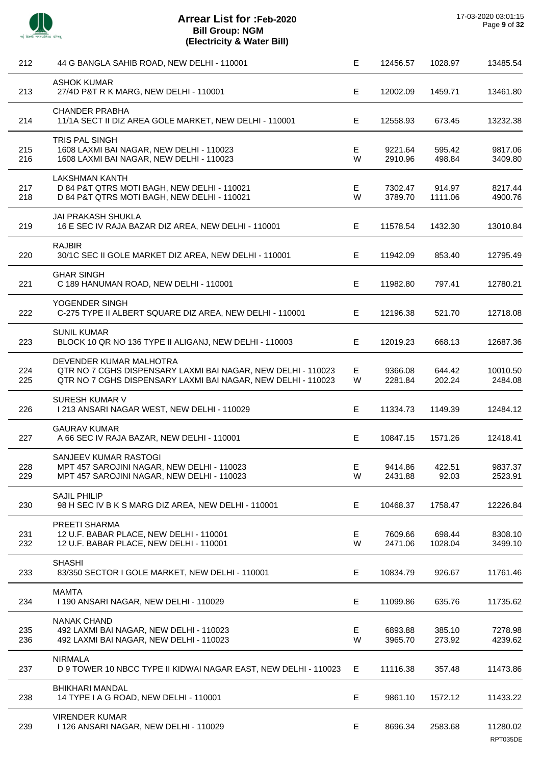# Arrear List for :Feb-2020
## Bill Group: NGM
### (Electricity & Water Bill)

17-03-2020 03:01:15

| S.No. | Name / Address | Type | Amount 1 | Amount 2 | Total |
|---|---|---|---|---|---|
| 212 | 44 G BANGLA SAHIB ROAD, NEW DELHI - 110001 | E | 12456.57 | 1028.97 | 13485.54 |
| | ASHOK KUMAR | | | | |
| 213 | 27/4D P&T R K MARG, NEW DELHI - 110001 | E | 12002.09 | 1459.71 | 13461.80 |
| | CHANDER PRABHA | | | | |
| 214 | 11/1A SECT II DIZ AREA GOLE MARKET, NEW DELHI - 110001 | E | 12558.93 | 673.45 | 13232.38 |
| | TRIS PAL SINGH | | | | |
| 215 | 1608 LAXMI BAI NAGAR, NEW DELHI - 110023 | E | 9221.64 | 595.42 | 9817.06 |
| 216 | 1608 LAXMI BAI NAGAR, NEW DELHI - 110023 | W | 2910.96 | 498.84 | 3409.80 |
| | LAKSHMAN KANTH | | | | |
| 217 | D 84 P&T QTRS MOTI BAGH, NEW DELHI - 110021 | E | 7302.47 | 914.97 | 8217.44 |
| 218 | D 84 P&T QTRS MOTI BAGH, NEW DELHI - 110021 | W | 3789.70 | 1111.06 | 4900.76 |
| | JAI PRAKASH SHUKLA | | | | |
| 219 | 16 E SEC IV RAJA BAZAR DIZ AREA, NEW DELHI - 110001 | E | 11578.54 | 1432.30 | 13010.84 |
| | RAJBIR | | | | |
| 220 | 30/1C SEC II GOLE MARKET DIZ AREA, NEW DELHI - 110001 | E | 11942.09 | 853.40 | 12795.49 |
| | GHAR SINGH | | | | |
| 221 | C 189 HANUMAN ROAD, NEW DELHI - 110001 | E | 11982.80 | 797.41 | 12780.21 |
| | YOGENDER SINGH | | | | |
| 222 | C-275 TYPE II ALBERT SQUARE DIZ AREA, NEW DELHI - 110001 | E | 12196.38 | 521.70 | 12718.08 |
| | SUNIL KUMAR | | | | |
| 223 | BLOCK 10 QR NO 136 TYPE II ALIGANJ, NEW DELHI - 110003 | E | 12019.23 | 668.13 | 12687.36 |
| | DEVENDER KUMAR MALHOTRA | | | | |
| 224 | QTR NO 7 CGHS DISPENSARY LAXMI BAI NAGAR, NEW DELHI - 110023 | E | 9366.08 | 644.42 | 10010.50 |
| 225 | QTR NO 7 CGHS DISPENSARY LAXMI BAI NAGAR, NEW DELHI - 110023 | W | 2281.84 | 202.24 | 2484.08 |
| | SURESH KUMAR V | | | | |
| 226 | I 213 ANSARI NAGAR WEST, NEW DELHI - 110029 | E | 11334.73 | 1149.39 | 12484.12 |
| | GAURAV KUMAR | | | | |
| 227 | A 66 SEC IV RAJA BAZAR, NEW DELHI - 110001 | E | 10847.15 | 1571.26 | 12418.41 |
| | SANJEEV KUMAR RASTOGI | | | | |
| 228 | MPT 457 SAROJINI NAGAR, NEW DELHI - 110023 | E | 9414.86 | 422.51 | 9837.37 |
| 229 | MPT 457 SAROJINI NAGAR, NEW DELHI - 110023 | W | 2431.88 | 92.03 | 2523.91 |
| | SAJIL PHILIP | | | | |
| 230 | 98 H SEC IV B K S MARG DIZ AREA, NEW DELHI - 110001 | E | 10468.37 | 1758.47 | 12226.84 |
| | PREETI SHARMA | | | | |
| 231 | 12 U.F. BABAR PLACE, NEW DELHI - 110001 | E | 7609.66 | 698.44 | 8308.10 |
| 232 | 12 U.F. BABAR PLACE, NEW DELHI - 110001 | W | 2471.06 | 1028.04 | 3499.10 |
| | SHASHI | | | | |
| 233 | 83/350 SECTOR I GOLE MARKET, NEW DELHI - 110001 | E | 10834.79 | 926.67 | 11761.46 |
| | MAMTA | | | | |
| 234 | I 190 ANSARI NAGAR, NEW DELHI - 110029 | E | 11099.86 | 635.76 | 11735.62 |
| | NANAK CHAND | | | | |
| 235 | 492 LAXMI BAI NAGAR, NEW DELHI - 110023 | E | 6893.88 | 385.10 | 7278.98 |
| 236 | 492 LAXMI BAI NAGAR, NEW DELHI - 110023 | W | 3965.70 | 273.92 | 4239.62 |
| | NIRMALA | | | | |
| 237 | D 9 TOWER 10 NBCC TYPE II KIDWAI NAGAR EAST, NEW DELHI - 110023 | E | 11116.38 | 357.48 | 11473.86 |
| | BHIKHARI MANDAL | | | | |
| 238 | 14 TYPE I A G ROAD, NEW DELHI - 110001 | E | 9861.10 | 1572.12 | 11433.22 |
| | VIRENDER KUMAR | | | | |
| 239 | I 126 ANSARI NAGAR, NEW DELHI - 110029 | E | 8696.34 | 2583.68 | 11280.02 |

RPT035DE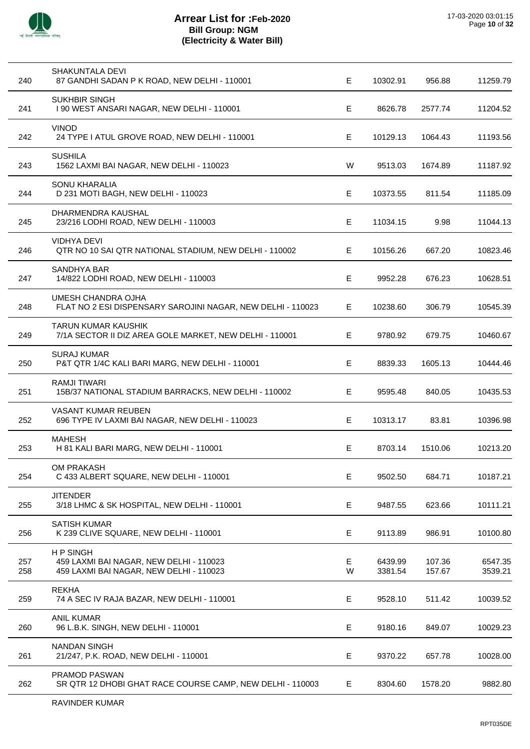# Arrear List for :Feb-2020
## Bill Group: NGM
## (Electricity & Water Bill)

| No. | Name / Address | Type | Amount 1 | Amount 2 | Total |
|---|---|---|---|---|---|
| 240 | SHAKUNTALA DEVI<br>87 GANDHI SADAN P K ROAD, NEW DELHI - 110001 | E | 10302.91 | 956.88 | 11259.79 |
| 241 | SUKHBIR SINGH<br>I 90 WEST ANSARI NAGAR, NEW DELHI - 110001 | E | 8626.78 | 2577.74 | 11204.52 |
| 242 | VINOD<br>24 TYPE I ATUL GROVE ROAD, NEW DELHI - 110001 | E | 10129.13 | 1064.43 | 11193.56 |
| 243 | SUSHILA<br>1562 LAXMI BAI NAGAR, NEW DELHI - 110023 | W | 9513.03 | 1674.89 | 11187.92 |
| 244 | SONU KHARALIA<br>D 231 MOTI BAGH, NEW DELHI - 110023 | E | 10373.55 | 811.54 | 11185.09 |
| 245 | DHARMENDRA KAUSHAL<br>23/216 LODHI ROAD, NEW DELHI - 110003 | E | 11034.15 | 9.98 | 11044.13 |
| 246 | VIDHYA DEVI<br>QTR NO 10 SAI QTR NATIONAL STADIUM, NEW DELHI - 110002 | E | 10156.26 | 667.20 | 10823.46 |
| 247 | SANDHYA BAR<br>14/822 LODHI ROAD, NEW DELHI - 110003 | E | 9952.28 | 676.23 | 10628.51 |
| 248 | UMESH CHANDRA OJHA<br>FLAT NO 2 ESI DISPENSARY SAROJINI NAGAR, NEW DELHI - 110023 | E | 10238.60 | 306.79 | 10545.39 |
| 249 | TARUN KUMAR KAUSHIK<br>7/1A SECTOR II DIZ AREA GOLE MARKET, NEW DELHI - 110001 | E | 9780.92 | 679.75 | 10460.67 |
| 250 | SURAJ KUMAR<br>P&T QTR 1/4C KALI BARI MARG, NEW DELHI - 110001 | E | 8839.33 | 1605.13 | 10444.46 |
| 251 | RAMJI TIWARI<br>15B/37 NATIONAL STADIUM BARRACKS, NEW DELHI - 110002 | E | 9595.48 | 840.05 | 10435.53 |
| 252 | VASANT KUMAR REUBEN<br>696 TYPE IV LAXMI BAI NAGAR, NEW DELHI - 110023 | E | 10313.17 | 83.81 | 10396.98 |
| 253 | MAHESH<br>H 81 KALI BARI MARG, NEW DELHI - 110001 | E | 8703.14 | 1510.06 | 10213.20 |
| 254 | OM PRAKASH<br>C 433 ALBERT SQUARE, NEW DELHI - 110001 | E | 9502.50 | 684.71 | 10187.21 |
| 255 | JITENDER<br>3/18 LHMC & SK HOSPITAL, NEW DELHI - 110001 | E | 9487.55 | 623.66 | 10111.21 |
| 256 | SATISH KUMAR<br>K 239 CLIVE SQUARE, NEW DELHI - 110001 | E | 9113.89 | 986.91 | 10100.80 |
| 257 | H P SINGH<br>459 LAXMI BAI NAGAR, NEW DELHI - 110023 | E | 6439.99 | 107.36 | 6547.35 |
| 258 | 459 LAXMI BAI NAGAR, NEW DELHI - 110023 | W | 3381.54 | 157.67 | 3539.21 |
| 259 | REKHA<br>74 A SEC IV RAJA BAZAR, NEW DELHI - 110001 | E | 9528.10 | 511.42 | 10039.52 |
| 260 | ANIL KUMAR<br>96 L.B.K. SINGH, NEW DELHI - 110001 | E | 9180.16 | 849.07 | 10029.23 |
| 261 | NANDAN SINGH<br>21/247, P.K. ROAD, NEW DELHI - 110001 | E | 9370.22 | 657.78 | 10028.00 |
| 262 | PRAMOD PASWAN<br>SR QTR 12 DHOBI GHAT RACE COURSE CAMP, NEW DELHI - 110003 | E | 8304.60 | 1578.20 | 9882.80 |
| | RAVINDER KUMAR | | | | |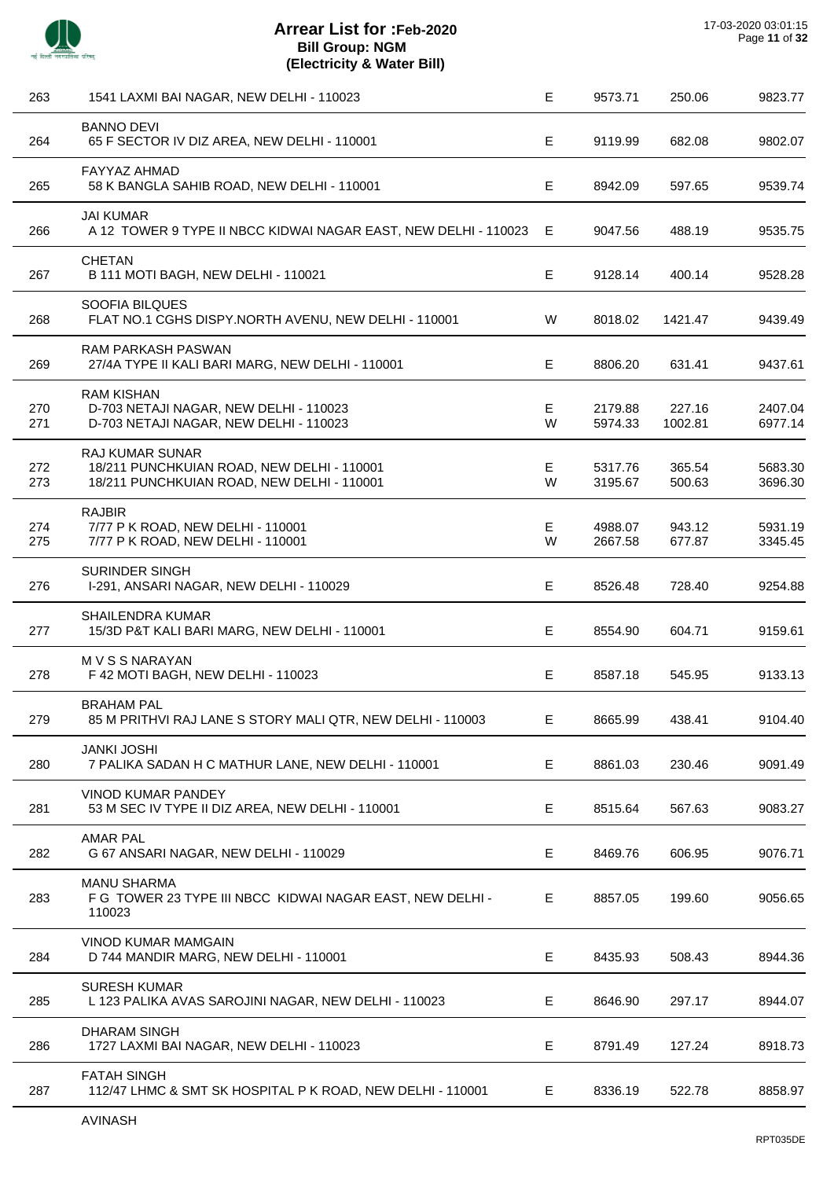# Arrear List for :Feb-2020

**Bill Group: NGM**

**(Electricity & Water Bill)**

| No. | Name / Address | Type | | | |
|---|---|---|---|---|---|
| 263 | 1541 LAXMI BAI NAGAR, NEW DELHI - 110023 | E | 9573.71 | 250.06 | 9823.77 |
| | BANNO DEVI | | | | |
| 264 | 65 F SECTOR IV DIZ AREA, NEW DELHI - 110001 | E | 9119.99 | 682.08 | 9802.07 |
| | FAYYAZ AHMAD | | | | |
| 265 | 58 K BANGLA SAHIB ROAD, NEW DELHI - 110001 | E | 8942.09 | 597.65 | 9539.74 |
| | JAI KUMAR | | | | |
| 266 | A 12 TOWER 9 TYPE II NBCC KIDWAI NAGAR EAST, NEW DELHI - 110023 | E | 9047.56 | 488.19 | 9535.75 |
| | CHETAN | | | | |
| 267 | B 111 MOTI BAGH, NEW DELHI - 110021 | E | 9128.14 | 400.14 | 9528.28 |
| | SOOFIA BILQUES | | | | |
| 268 | FLAT NO.1 CGHS DISPY.NORTH AVENU, NEW DELHI - 110001 | W | 8018.02 | 1421.47 | 9439.49 |
| | RAM PARKASH PASWAN | | | | |
| 269 | 27/4A TYPE II KALI BARI MARG, NEW DELHI - 110001 | E | 8806.20 | 631.41 | 9437.61 |
| | RAM KISHAN | | | | |
| 270 | D-703 NETAJI NAGAR, NEW DELHI - 110023 | E | 2179.88 | 227.16 | 2407.04 |
| 271 | D-703 NETAJI NAGAR, NEW DELHI - 110023 | W | 5974.33 | 1002.81 | 6977.14 |
| | RAJ KUMAR SUNAR | | | | |
| 272 | 18/211 PUNCHKUIAN ROAD, NEW DELHI - 110001 | E | 5317.76 | 365.54 | 5683.30 |
| 273 | 18/211 PUNCHKUIAN ROAD, NEW DELHI - 110001 | W | 3195.67 | 500.63 | 3696.30 |
| | RAJBIR | | | | |
| 274 | 7/77 P K ROAD, NEW DELHI - 110001 | E | 4988.07 | 943.12 | 5931.19 |
| 275 | 7/77 P K ROAD, NEW DELHI - 110001 | W | 2667.58 | 677.87 | 3345.45 |
| | SURINDER SINGH | | | | |
| 276 | I-291, ANSARI NAGAR, NEW DELHI - 110029 | E | 8526.48 | 728.40 | 9254.88 |
| | SHAILENDRA KUMAR | | | | |
| 277 | 15/3D P&T KALI BARI MARG, NEW DELHI - 110001 | E | 8554.90 | 604.71 | 9159.61 |
| | M V S S NARAYAN | | | | |
| 278 | F 42 MOTI BAGH, NEW DELHI - 110023 | E | 8587.18 | 545.95 | 9133.13 |
| | BRAHAM PAL | | | | |
| 279 | 85 M PRITHVI RAJ LANE S STORY MALI QTR, NEW DELHI - 110003 | E | 8665.99 | 438.41 | 9104.40 |
| | JANKI JOSHI | | | | |
| 280 | 7 PALIKA SADAN H C MATHUR LANE, NEW DELHI - 110001 | E | 8861.03 | 230.46 | 9091.49 |
| | VINOD KUMAR PANDEY | | | | |
| 281 | 53 M SEC IV TYPE II DIZ AREA, NEW DELHI - 110001 | E | 8515.64 | 567.63 | 9083.27 |
| | AMAR PAL | | | | |
| 282 | G 67 ANSARI NAGAR, NEW DELHI - 110029 | E | 8469.76 | 606.95 | 9076.71 |
| | MANU SHARMA | | | | |
| 283 | F G TOWER 23 TYPE III NBCC KIDWAI NAGAR EAST, NEW DELHI - 110023 | E | 8857.05 | 199.60 | 9056.65 |
| | VINOD KUMAR MAMGAIN | | | | |
| 284 | D 744 MANDIR MARG, NEW DELHI - 110001 | E | 8435.93 | 508.43 | 8944.36 |
| | SURESH KUMAR | | | | |
| 285 | L 123 PALIKA AVAS SAROJINI NAGAR, NEW DELHI - 110023 | E | 8646.90 | 297.17 | 8944.07 |
| | DHARAM SINGH | | | | |
| 286 | 1727 LAXMI BAI NAGAR, NEW DELHI - 110023 | E | 8791.49 | 127.24 | 8918.73 |
| | FATAH SINGH | | | | |
| 287 | 112/47 LHMC & SMT SK HOSPITAL P K ROAD, NEW DELHI - 110001 | E | 8336.19 | 522.78 | 8858.97 |
| | AVINASH | | | | |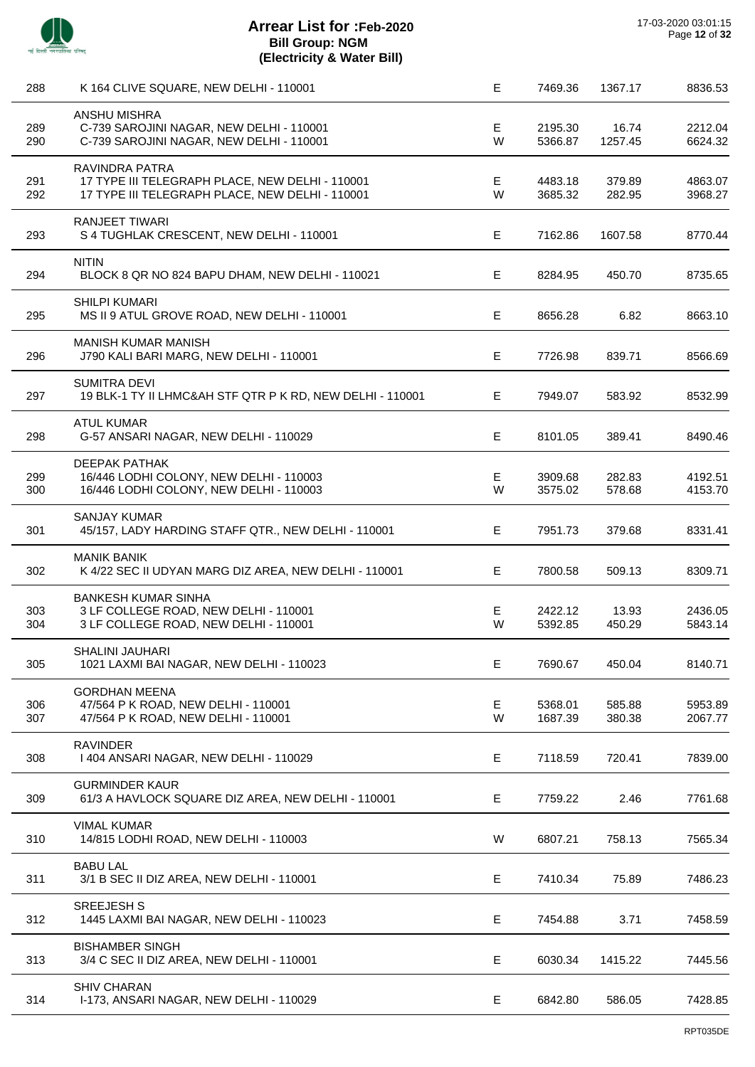# Arrear List for :Feb-2020
## Bill Group: NGM
## (Electricity & Water Bill)

17-03-2020 03:01:15

| No. | Name / Address | Type | Principal | Interest | Total |
|---|---|---|---|---|---|
| 288 | K 164 CLIVE SQUARE, NEW DELHI - 110001 | E | 7469.36 | 1367.17 | 8836.53 |
| | ANSHU MISHRA | | | | |
| 289 | C-739 SAROJINI NAGAR, NEW DELHI - 110001 | E | 2195.30 | 16.74 | 2212.04 |
| 290 | C-739 SAROJINI NAGAR, NEW DELHI - 110001 | W | 5366.87 | 1257.45 | 6624.32 |
| | RAVINDRA PATRA | | | | |
| 291 | 17 TYPE III TELEGRAPH PLACE, NEW DELHI - 110001 | E | 4483.18 | 379.89 | 4863.07 |
| 292 | 17 TYPE III TELEGRAPH PLACE, NEW DELHI - 110001 | W | 3685.32 | 282.95 | 3968.27 |
| | RANJEET TIWARI | | | | |
| 293 | S 4 TUGHLAK CRESCENT, NEW DELHI - 110001 | E | 7162.86 | 1607.58 | 8770.44 |
| | NITIN | | | | |
| 294 | BLOCK 8 QR NO 824 BAPU DHAM, NEW DELHI - 110021 | E | 8284.95 | 450.70 | 8735.65 |
| | SHILPI KUMARI | | | | |
| 295 | MS II 9 ATUL GROVE ROAD, NEW DELHI - 110001 | E | 8656.28 | 6.82 | 8663.10 |
| | MANISH KUMAR MANISH | | | | |
| 296 | J790 KALI BARI MARG, NEW DELHI - 110001 | E | 7726.98 | 839.71 | 8566.69 |
| | SUMITRA DEVI | | | | |
| 297 | 19 BLK-1 TY II LHMC&AH STF QTR P K RD, NEW DELHI - 110001 | E | 7949.07 | 583.92 | 8532.99 |
| | ATUL KUMAR | | | | |
| 298 | G-57 ANSARI NAGAR, NEW DELHI - 110029 | E | 8101.05 | 389.41 | 8490.46 |
| | DEEPAK PATHAK | | | | |
| 299 | 16/446 LODHI COLONY, NEW DELHI - 110003 | E | 3909.68 | 282.83 | 4192.51 |
| 300 | 16/446 LODHI COLONY, NEW DELHI - 110003 | W | 3575.02 | 578.68 | 4153.70 |
| | SANJAY KUMAR | | | | |
| 301 | 45/157, LADY HARDING STAFF QTR., NEW DELHI - 110001 | E | 7951.73 | 379.68 | 8331.41 |
| | MANIK BANIK | | | | |
| 302 | K 4/22 SEC II UDYAN MARG DIZ AREA, NEW DELHI - 110001 | E | 7800.58 | 509.13 | 8309.71 |
| | BANKESH KUMAR SINHA | | | | |
| 303 | 3 LF COLLEGE ROAD, NEW DELHI - 110001 | E | 2422.12 | 13.93 | 2436.05 |
| 304 | 3 LF COLLEGE ROAD, NEW DELHI - 110001 | W | 5392.85 | 450.29 | 5843.14 |
| | SHALINI JAUHARI | | | | |
| 305 | 1021 LAXMI BAI NAGAR, NEW DELHI - 110023 | E | 7690.67 | 450.04 | 8140.71 |
| | GORDHAN MEENA | | | | |
| 306 | 47/564 P K ROAD, NEW DELHI - 110001 | E | 5368.01 | 585.88 | 5953.89 |
| 307 | 47/564 P K ROAD, NEW DELHI - 110001 | W | 1687.39 | 380.38 | 2067.77 |
| | RAVINDER | | | | |
| 308 | I 404 ANSARI NAGAR, NEW DELHI - 110029 | E | 7118.59 | 720.41 | 7839.00 |
| | GURMINDER KAUR | | | | |
| 309 | 61/3 A HAVLOCK SQUARE DIZ AREA, NEW DELHI - 110001 | E | 7759.22 | 2.46 | 7761.68 |
| | VIMAL KUMAR | | | | |
| 310 | 14/815 LODHI ROAD, NEW DELHI - 110003 | W | 6807.21 | 758.13 | 7565.34 |
| | BABU LAL | | | | |
| 311 | 3/1 B SEC II DIZ AREA, NEW DELHI - 110001 | E | 7410.34 | 75.89 | 7486.23 |
| | SREEJESH S | | | | |
| 312 | 1445 LAXMI BAI NAGAR, NEW DELHI - 110023 | E | 7454.88 | 3.71 | 7458.59 |
| | BISHAMBER SINGH | | | | |
| 313 | 3/4 C SEC II DIZ AREA, NEW DELHI - 110001 | E | 6030.34 | 1415.22 | 7445.56 |
| | SHIV CHARAN | | | | |
| 314 | I-173, ANSARI NAGAR, NEW DELHI - 110029 | E | 6842.80 | 586.05 | 7428.85 |

RPT035DE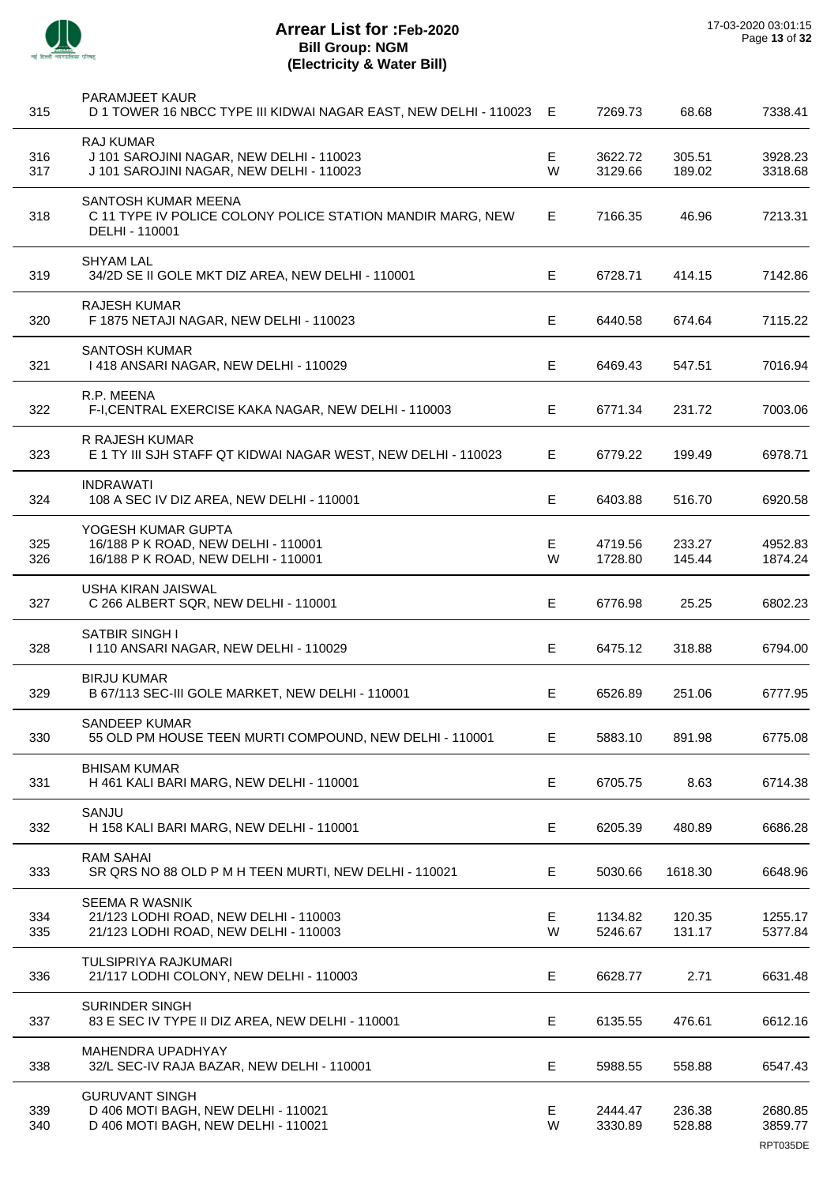# Arrear List for :Feb-2020
## Bill Group: NGM
## (Electricity & Water Bill)

17-03-2020 03:01:15

| No. | Name / Address | Type | Amount | Surcharge | Total |
|---|---|---|---|---|---|
| 315 | PARAMJEET KAUR<br>D 1 TOWER 16 NBCC TYPE III KIDWAI NAGAR EAST, NEW DELHI - 110023 | E | 7269.73 | 68.68 | 7338.41 |
| 316 | RAJ KUMAR<br>J 101 SAROJINI NAGAR, NEW DELHI - 110023 | E | 3622.72 | 305.51 | 3928.23 |
| 317 | J 101 SAROJINI NAGAR, NEW DELHI - 110023 | W | 3129.66 | 189.02 | 3318.68 |
| 318 | SANTOSH KUMAR MEENA<br>C 11 TYPE IV POLICE COLONY POLICE STATION MANDIR MARG, NEW DELHI - 110001 | E | 7166.35 | 46.96 | 7213.31 |
| 319 | SHYAM LAL<br>34/2D SE II GOLE MKT DIZ AREA, NEW DELHI - 110001 | E | 6728.71 | 414.15 | 7142.86 |
| 320 | RAJESH KUMAR<br>F 1875 NETAJI NAGAR, NEW DELHI - 110023 | E | 6440.58 | 674.64 | 7115.22 |
| 321 | SANTOSH KUMAR<br>I 418 ANSARI NAGAR, NEW DELHI - 110029 | E | 6469.43 | 547.51 | 7016.94 |
| 322 | R.P. MEENA<br>F-I,CENTRAL EXERCISE KAKA NAGAR, NEW DELHI - 110003 | E | 6771.34 | 231.72 | 7003.06 |
| 323 | R RAJESH KUMAR<br>E 1 TY III SJH STAFF QT KIDWAI NAGAR WEST, NEW DELHI - 110023 | E | 6779.22 | 199.49 | 6978.71 |
| 324 | INDRAWATI<br>108 A SEC IV DIZ AREA, NEW DELHI - 110001 | E | 6403.88 | 516.70 | 6920.58 |
| 325 | YOGESH KUMAR GUPTA<br>16/188 P K ROAD, NEW DELHI - 110001 | E | 4719.56 | 233.27 | 4952.83 |
| 326 | 16/188 P K ROAD, NEW DELHI - 110001 | W | 1728.80 | 145.44 | 1874.24 |
| 327 | USHA KIRAN JAISWAL<br>C 266 ALBERT SQR, NEW DELHI - 110001 | E | 6776.98 | 25.25 | 6802.23 |
| 328 | SATBIR SINGH I<br>I 110 ANSARI NAGAR, NEW DELHI - 110029 | E | 6475.12 | 318.88 | 6794.00 |
| 329 | BIRJU KUMAR<br>B 67/113 SEC-III GOLE MARKET, NEW DELHI - 110001 | E | 6526.89 | 251.06 | 6777.95 |
| 330 | SANDEEP KUMAR<br>55 OLD PM HOUSE TEEN MURTI COMPOUND, NEW DELHI - 110001 | E | 5883.10 | 891.98 | 6775.08 |
| 331 | BHISAM KUMAR<br>H 461 KALI BARI MARG, NEW DELHI - 110001 | E | 6705.75 | 8.63 | 6714.38 |
| 332 | SANJU<br>H 158 KALI BARI MARG, NEW DELHI - 110001 | E | 6205.39 | 480.89 | 6686.28 |
| 333 | RAM SAHAI<br>SR QRS NO 88 OLD P M H TEEN MURTI, NEW DELHI - 110021 | E | 5030.66 | 1618.30 | 6648.96 |
| 334 | SEEMA R WASNIK<br>21/123 LODHI ROAD, NEW DELHI - 110003 | E | 1134.82 | 120.35 | 1255.17 |
| 335 | 21/123 LODHI ROAD, NEW DELHI - 110003 | W | 5246.67 | 131.17 | 5377.84 |
| 336 | TULSIPRIYA RAJKUMARI<br>21/117 LODHI COLONY, NEW DELHI - 110003 | E | 6628.77 | 2.71 | 6631.48 |
| 337 | SURINDER SINGH<br>83 E SEC IV TYPE II DIZ AREA, NEW DELHI - 110001 | E | 6135.55 | 476.61 | 6612.16 |
| 338 | MAHENDRA UPADHYAY<br>32/L SEC-IV RAJA BAZAR, NEW DELHI - 110001 | E | 5988.55 | 558.88 | 6547.43 |
| 339 | GURUVANT SINGH<br>D 406 MOTI BAGH, NEW DELHI - 110021 | E | 2444.47 | 236.38 | 2680.85 |
| 340 | D 406 MOTI BAGH, NEW DELHI - 110021 | W | 3330.89 | 528.88 | 3859.77 |

RPT035DE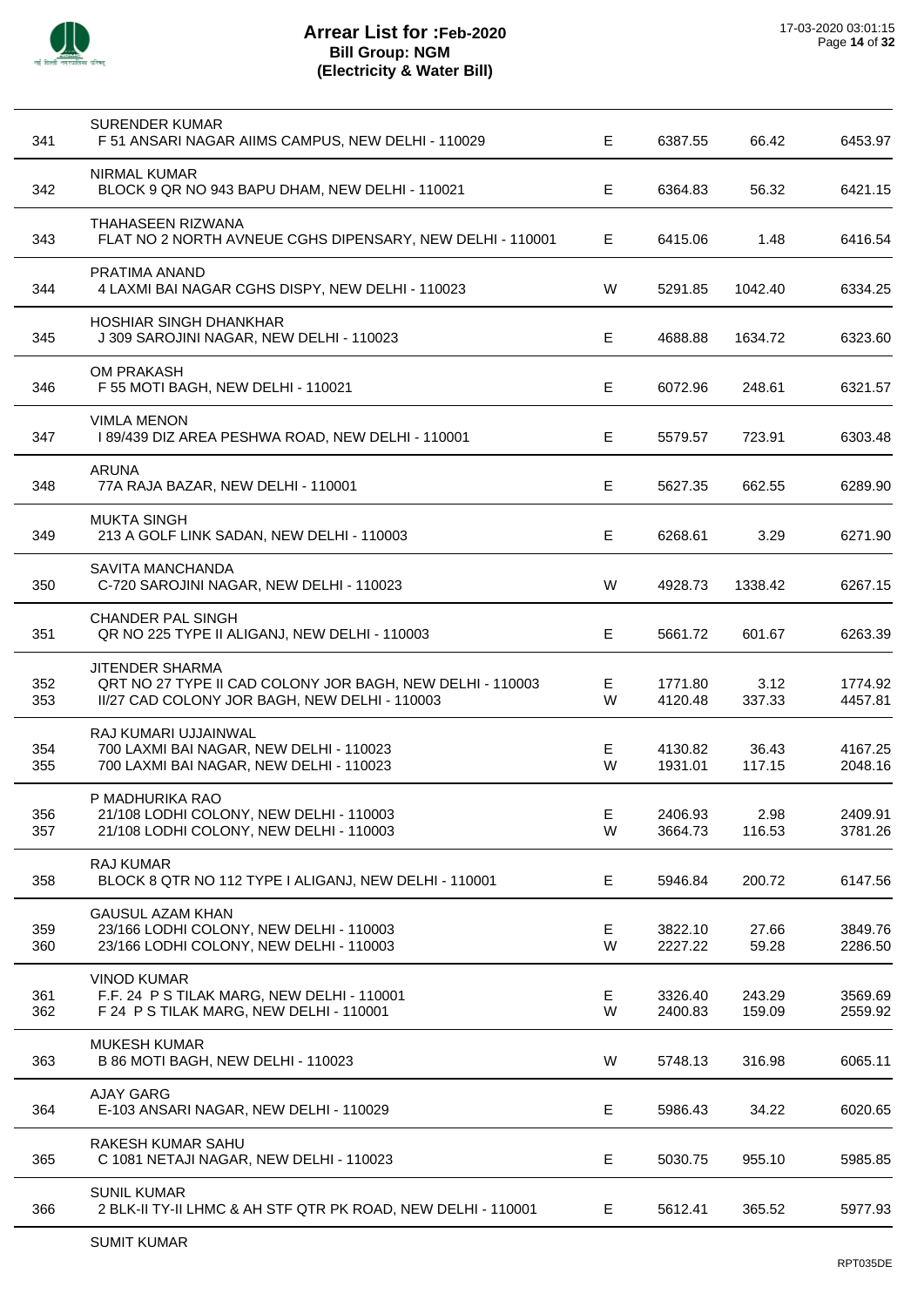# Arrear List for :Feb-2020
**Bill Group: NGM**
**(Electricity & Water Bill)**

| S.No. | Name / Address | Type | Amount | Surcharge | Total |
|---|---|---|---|---|---|
| 341 | SURENDER KUMAR<br>F 51 ANSARI NAGAR AIIMS CAMPUS, NEW DELHI - 110029 | E | 6387.55 | 66.42 | 6453.97 |
| 342 | NIRMAL KUMAR<br>BLOCK 9 QR NO 943 BAPU DHAM, NEW DELHI - 110021 | E | 6364.83 | 56.32 | 6421.15 |
| 343 | THAHASEEN RIZWANA<br>FLAT NO 2 NORTH AVNEUE CGHS DIPENSARY, NEW DELHI - 110001 | E | 6415.06 | 1.48 | 6416.54 |
| 344 | PRATIMA ANAND<br>4 LAXMI BAI NAGAR CGHS DISPY, NEW DELHI - 110023 | W | 5291.85 | 1042.40 | 6334.25 |
| 345 | HOSHIAR SINGH DHANKHAR<br>J 309 SAROJINI NAGAR, NEW DELHI - 110023 | E | 4688.88 | 1634.72 | 6323.60 |
| 346 | OM PRAKASH<br>F 55 MOTI BAGH, NEW DELHI - 110021 | E | 6072.96 | 248.61 | 6321.57 |
| 347 | VIMLA MENON<br>I 89/439 DIZ AREA PESHWA ROAD, NEW DELHI - 110001 | E | 5579.57 | 723.91 | 6303.48 |
| 348 | ARUNA<br>77A RAJA BAZAR, NEW DELHI - 110001 | E | 5627.35 | 662.55 | 6289.90 |
| 349 | MUKTA SINGH<br>213 A GOLF LINK SADAN, NEW DELHI - 110003 | E | 6268.61 | 3.29 | 6271.90 |
| 350 | SAVITA MANCHANDA<br>C-720 SAROJINI NAGAR, NEW DELHI - 110023 | W | 4928.73 | 1338.42 | 6267.15 |
| 351 | CHANDER PAL SINGH<br>QR NO 225 TYPE II ALIGANJ, NEW DELHI - 110003 | E | 5661.72 | 601.67 | 6263.39 |
| 352 | JITENDER SHARMA<br>QRT NO 27 TYPE II CAD COLONY JOR BAGH, NEW DELHI - 110003 | E | 1771.80 | 3.12 | 1774.92 |
| 353 | II/27 CAD COLONY JOR BAGH, NEW DELHI - 110003 | W | 4120.48 | 337.33 | 4457.81 |
| 354 | RAJ KUMARI UJJAINWAL<br>700 LAXMI BAI NAGAR, NEW DELHI - 110023 | E | 4130.82 | 36.43 | 4167.25 |
| 355 | 700 LAXMI BAI NAGAR, NEW DELHI - 110023 | W | 1931.01 | 117.15 | 2048.16 |
| 356 | P MADHURIKA RAO<br>21/108 LODHI COLONY, NEW DELHI - 110003 | E | 2406.93 | 2.98 | 2409.91 |
| 357 | 21/108 LODHI COLONY, NEW DELHI - 110003 | W | 3664.73 | 116.53 | 3781.26 |
| 358 | RAJ KUMAR<br>BLOCK 8 QTR NO 112 TYPE I ALIGANJ, NEW DELHI - 110001 | E | 5946.84 | 200.72 | 6147.56 |
| 359 | GAUSUL AZAM KHAN<br>23/166 LODHI COLONY, NEW DELHI - 110003 | E | 3822.10 | 27.66 | 3849.76 |
| 360 | 23/166 LODHI COLONY, NEW DELHI - 110003 | W | 2227.22 | 59.28 | 2286.50 |
| 361 | VINOD KUMAR<br>F.F. 24 P S TILAK MARG, NEW DELHI - 110001 | E | 3326.40 | 243.29 | 3569.69 |
| 362 | F 24 P S TILAK MARG, NEW DELHI - 110001 | W | 2400.83 | 159.09 | 2559.92 |
| 363 | MUKESH KUMAR<br>B 86 MOTI BAGH, NEW DELHI - 110023 | W | 5748.13 | 316.98 | 6065.11 |
| 364 | AJAY GARG<br>E-103 ANSARI NAGAR, NEW DELHI - 110029 | E | 5986.43 | 34.22 | 6020.65 |
| 365 | RAKESH KUMAR SAHU<br>C 1081 NETAJI NAGAR, NEW DELHI - 110023 | E | 5030.75 | 955.10 | 5985.85 |
| 366 | SUNIL KUMAR<br>2 BLK-II TY-II LHMC & AH STF QTR PK ROAD, NEW DELHI - 110001 | E | 5612.41 | 365.52 | 5977.93 |

SUMIT KUMAR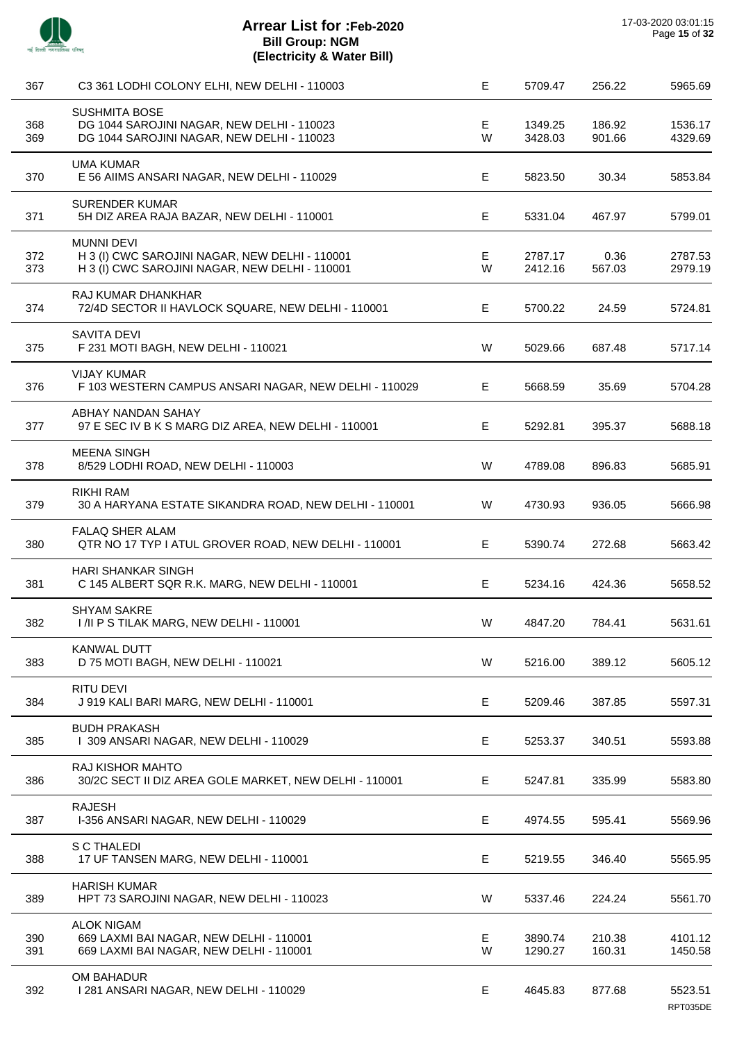# Arrear List for :Feb-2020
**Bill Group: NGM**
**(Electricity & Water Bill)**

17-03-2020 03:01:15

| S.No | Name / Address | Type | Principal | Interest | Total |
|---|---|---|---|---|---|
| 367 | C3 361 LODHI COLONY ELHI, NEW DELHI - 110003 | E | 5709.47 | 256.22 | 5965.69 |
| | SUSHMITA BOSE | | | | |
| 368 | DG 1044 SAROJINI NAGAR, NEW DELHI - 110023 | E | 1349.25 | 186.92 | 1536.17 |
| 369 | DG 1044 SAROJINI NAGAR, NEW DELHI - 110023 | W | 3428.03 | 901.66 | 4329.69 |
| | UMA KUMAR | | | | |
| 370 | E 56 AIIMS ANSARI NAGAR, NEW DELHI - 110029 | E | 5823.50 | 30.34 | 5853.84 |
| | SURENDER KUMAR | | | | |
| 371 | 5H DIZ AREA RAJA BAZAR, NEW DELHI - 110001 | E | 5331.04 | 467.97 | 5799.01 |
| | MUNNI DEVI | | | | |
| 372 | H 3 (I) CWC SAROJINI NAGAR, NEW DELHI - 110001 | E | 2787.17 | 0.36 | 2787.53 |
| 373 | H 3 (I) CWC SAROJINI NAGAR, NEW DELHI - 110001 | W | 2412.16 | 567.03 | 2979.19 |
| | RAJ KUMAR DHANKHAR | | | | |
| 374 | 72/4D SECTOR II HAVLOCK SQUARE, NEW DELHI - 110001 | E | 5700.22 | 24.59 | 5724.81 |
| | SAVITA DEVI | | | | |
| 375 | F 231 MOTI BAGH, NEW DELHI - 110021 | W | 5029.66 | 687.48 | 5717.14 |
| | VIJAY KUMAR | | | | |
| 376 | F 103 WESTERN CAMPUS ANSARI NAGAR, NEW DELHI - 110029 | E | 5668.59 | 35.69 | 5704.28 |
| | ABHAY NANDAN SAHAY | | | | |
| 377 | 97 E SEC IV B K S MARG DIZ AREA, NEW DELHI - 110001 | E | 5292.81 | 395.37 | 5688.18 |
| | MEENA SINGH | | | | |
| 378 | 8/529 LODHI ROAD, NEW DELHI - 110003 | W | 4789.08 | 896.83 | 5685.91 |
| | RIKHI RAM | | | | |
| 379 | 30 A HARYANA ESTATE SIKANDRA ROAD, NEW DELHI - 110001 | W | 4730.93 | 936.05 | 5666.98 |
| | FALAQ SHER ALAM | | | | |
| 380 | QTR NO 17 TYP I ATUL GROVER ROAD, NEW DELHI - 110001 | E | 5390.74 | 272.68 | 5663.42 |
| | HARI SHANKAR SINGH | | | | |
| 381 | C 145 ALBERT SQR R.K. MARG, NEW DELHI - 110001 | E | 5234.16 | 424.36 | 5658.52 |
| | SHYAM SAKRE | | | | |
| 382 | I /II P S TILAK MARG, NEW DELHI - 110001 | W | 4847.20 | 784.41 | 5631.61 |
| | KANWAL DUTT | | | | |
| 383 | D 75 MOTI BAGH, NEW DELHI - 110021 | W | 5216.00 | 389.12 | 5605.12 |
| | RITU DEVI | | | | |
| 384 | J 919 KALI BARI MARG, NEW DELHI - 110001 | E | 5209.46 | 387.85 | 5597.31 |
| | BUDH PRAKASH | | | | |
| 385 | I 309 ANSARI NAGAR, NEW DELHI - 110029 | E | 5253.37 | 340.51 | 5593.88 |
| | RAJ KISHOR MAHTO | | | | |
| 386 | 30/2C SECT II DIZ AREA GOLE MARKET, NEW DELHI - 110001 | E | 5247.81 | 335.99 | 5583.80 |
| | RAJESH | | | | |
| 387 | I-356 ANSARI NAGAR, NEW DELHI - 110029 | E | 4974.55 | 595.41 | 5569.96 |
| | S C THALEDI | | | | |
| 388 | 17 UF TANSEN MARG, NEW DELHI - 110001 | E | 5219.55 | 346.40 | 5565.95 |
| | HARISH KUMAR | | | | |
| 389 | HPT 73 SAROJINI NAGAR, NEW DELHI - 110023 | W | 5337.46 | 224.24 | 5561.70 |
| | ALOK NIGAM | | | | |
| 390 | 669 LAXMI BAI NAGAR, NEW DELHI - 110001 | E | 3890.74 | 210.38 | 4101.12 |
| 391 | 669 LAXMI BAI NAGAR, NEW DELHI - 110001 | W | 1290.27 | 160.31 | 1450.58 |
| | OM BAHADUR | | | | |
| 392 | I 281 ANSARI NAGAR, NEW DELHI - 110029 | E | 4645.83 | 877.68 | 5523.51 |

RPT035DE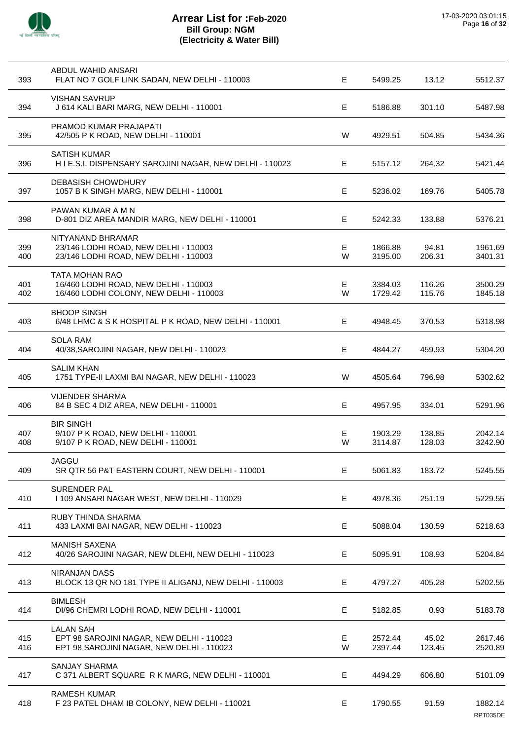# Arrear List for :Feb-2020
## Bill Group: NGM
## (Electricity & Water Bill)

17-03-2020 03:01:15

| | | | | | |
|---|---|---|---|---|---|
| 393 | ABDUL WAHID ANSARI<br>FLAT NO 7 GOLF LINK SADAN, NEW DELHI - 110003 | E | 5499.25 | 13.12 | 5512.37 |
| 394 | VISHAN SAVRUP<br>J 614 KALI BARI MARG, NEW DELHI - 110001 | E | 5186.88 | 301.10 | 5487.98 |
| 395 | PRAMOD KUMAR PRAJAPATI<br>42/505 P K ROAD, NEW DELHI - 110001 | W | 4929.51 | 504.85 | 5434.36 |
| 396 | SATISH KUMAR<br>H I E.S.I. DISPENSARY SAROJINI NAGAR, NEW DELHI - 110023 | E | 5157.12 | 264.32 | 5421.44 |
| 397 | DEBASISH CHOWDHURY<br>1057 B K SINGH MARG, NEW DELHI - 110001 | E | 5236.02 | 169.76 | 5405.78 |
| 398 | PAWAN KUMAR A M N<br>D-801 DIZ AREA MANDIR MARG, NEW DELHI - 110001 | E | 5242.33 | 133.88 | 5376.21 |
| | NITYANAND BHRAMAR | | | | |
| 399 | 23/146 LODHI ROAD, NEW DELHI - 110003 | E | 1866.88 | 94.81 | 1961.69 |
| 400 | 23/146 LODHI ROAD, NEW DELHI - 110003 | W | 3195.00 | 206.31 | 3401.31 |
| | TATA MOHAN RAO | | | | |
| 401 | 16/460 LODHI ROAD, NEW DELHI - 110003 | E | 3384.03 | 116.26 | 3500.29 |
| 402 | 16/460 LODHI COLONY, NEW DELHI - 110003 | W | 1729.42 | 115.76 | 1845.18 |
| 403 | BHOOP SINGH<br>6/48 LHMC & S K HOSPITAL P K ROAD, NEW DELHI - 110001 | E | 4948.45 | 370.53 | 5318.98 |
| 404 | SOLA RAM<br>40/38,SAROJINI NAGAR, NEW DELHI - 110023 | E | 4844.27 | 459.93 | 5304.20 |
| 405 | SALIM KHAN<br>1751 TYPE-II LAXMI BAI NAGAR, NEW DELHI - 110023 | W | 4505.64 | 796.98 | 5302.62 |
| 406 | VIJENDER SHARMA<br>84 B SEC 4 DIZ AREA, NEW DELHI - 110001 | E | 4957.95 | 334.01 | 5291.96 |
| | BIR SINGH | | | | |
| 407 | 9/107 P K ROAD, NEW DELHI - 110001 | E | 1903.29 | 138.85 | 2042.14 |
| 408 | 9/107 P K ROAD, NEW DELHI - 110001 | W | 3114.87 | 128.03 | 3242.90 |
| 409 | JAGGU<br>SR QTR 56 P&T EASTERN COURT, NEW DELHI - 110001 | E | 5061.83 | 183.72 | 5245.55 |
| 410 | SURENDER PAL<br>I 109 ANSARI NAGAR WEST, NEW DELHI - 110029 | E | 4978.36 | 251.19 | 5229.55 |
| 411 | RUBY THINDA SHARMA<br>433 LAXMI BAI NAGAR, NEW DELHI - 110023 | E | 5088.04 | 130.59 | 5218.63 |
| 412 | MANISH SAXENA<br>40/26 SAROJINI NAGAR, NEW DLEHI, NEW DELHI - 110023 | E | 5095.91 | 108.93 | 5204.84 |
| 413 | NIRANJAN DASS<br>BLOCK 13 QR NO 181 TYPE II ALIGANJ, NEW DELHI - 110003 | E | 4797.27 | 405.28 | 5202.55 |
| 414 | BIMLESH<br>DI/96 CHEMRI LODHI ROAD, NEW DELHI - 110001 | E | 5182.85 | 0.93 | 5183.78 |
| | LALAN SAH | | | | |
| 415 | EPT 98 SAROJINI NAGAR, NEW DELHI - 110023 | E | 2572.44 | 45.02 | 2617.46 |
| 416 | EPT 98 SAROJINI NAGAR, NEW DELHI - 110023 | W | 2397.44 | 123.45 | 2520.89 |
| 417 | SANJAY SHARMA<br>C 371 ALBERT SQUARE R K MARG, NEW DELHI - 110001 | E | 4494.29 | 606.80 | 5101.09 |
| 418 | RAMESH KUMAR<br>F 23 PATEL DHAM IB COLONY, NEW DELHI - 110021 | E | 1790.55 | 91.59 | 1882.14 |

RPT035DE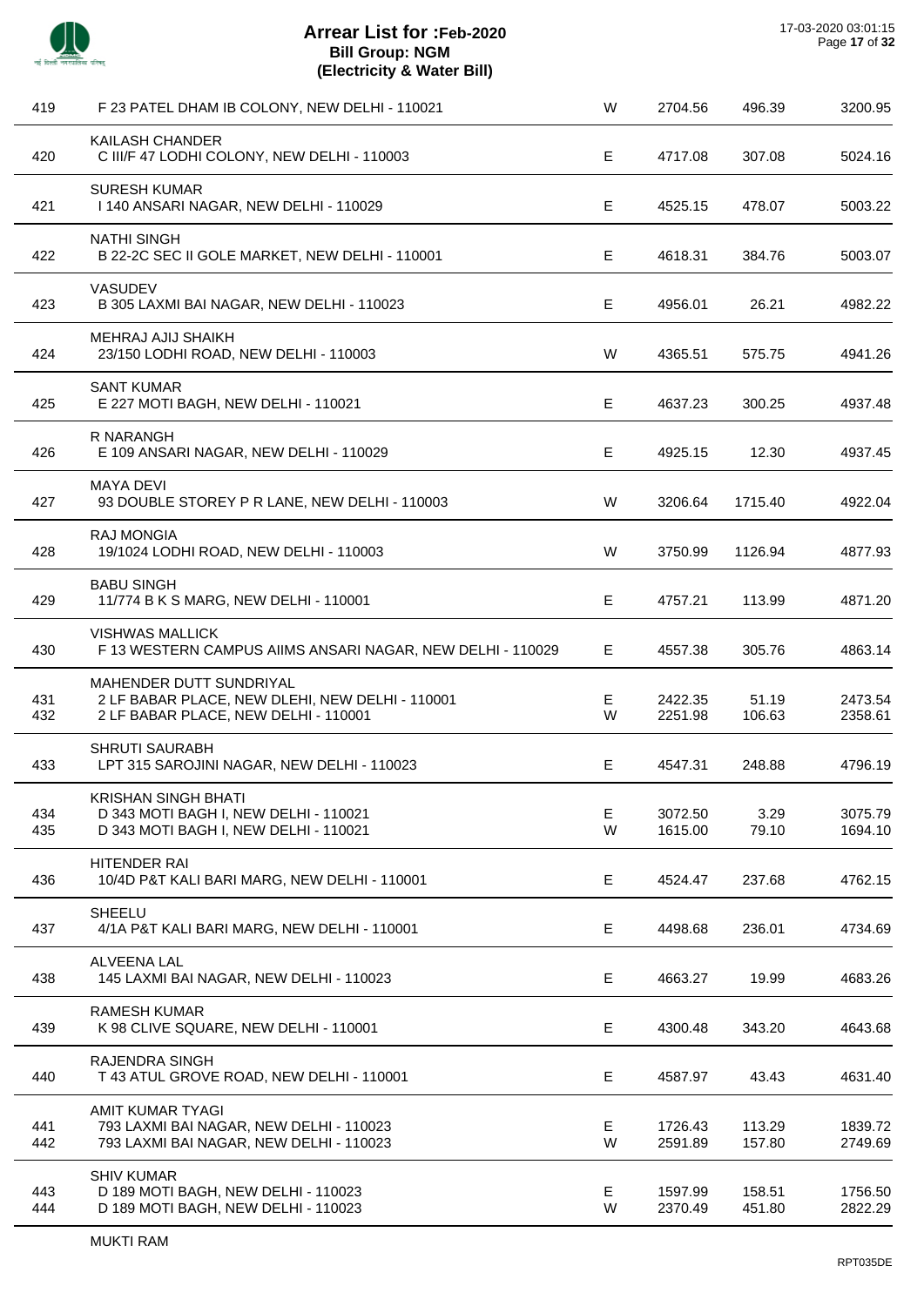# Arrear List for :Feb-2020
## Bill Group: NGM
## (Electricity & Water Bill)

17-03-2020 03:01:15

| S.No. | Name / Address | Type | Amount | Arrear | Total |
|---|---|---|---|---|---|
| 419 | F 23 PATEL DHAM IB COLONY, NEW DELHI - 110021 | W | 2704.56 | 496.39 | 3200.95 |
| | KAILASH CHANDER | | | | |
| 420 | C III/F 47 LODHI COLONY, NEW DELHI - 110003 | E | 4717.08 | 307.08 | 5024.16 |
| | SURESH KUMAR | | | | |
| 421 | I 140 ANSARI NAGAR, NEW DELHI - 110029 | E | 4525.15 | 478.07 | 5003.22 |
| | NATHI SINGH | | | | |
| 422 | B 22-2C SEC II GOLE MARKET, NEW DELHI - 110001 | E | 4618.31 | 384.76 | 5003.07 |
| | VASUDEV | | | | |
| 423 | B 305 LAXMI BAI NAGAR, NEW DELHI - 110023 | E | 4956.01 | 26.21 | 4982.22 |
| | MEHRAJ AJIJ SHAIKH | | | | |
| 424 | 23/150 LODHI ROAD, NEW DELHI - 110003 | W | 4365.51 | 575.75 | 4941.26 |
| | SANT KUMAR | | | | |
| 425 | E 227 MOTI BAGH, NEW DELHI - 110021 | E | 4637.23 | 300.25 | 4937.48 |
| | R NARANGH | | | | |
| 426 | E 109 ANSARI NAGAR, NEW DELHI - 110029 | E | 4925.15 | 12.30 | 4937.45 |
| | MAYA DEVI | | | | |
| 427 | 93 DOUBLE STOREY P R LANE, NEW DELHI - 110003 | W | 3206.64 | 1715.40 | 4922.04 |
| | RAJ MONGIA | | | | |
| 428 | 19/1024 LODHI ROAD, NEW DELHI - 110003 | W | 3750.99 | 1126.94 | 4877.93 |
| | BABU SINGH | | | | |
| 429 | 11/774 B K S MARG, NEW DELHI - 110001 | E | 4757.21 | 113.99 | 4871.20 |
| | VISHWAS MALLICK | | | | |
| 430 | F 13 WESTERN CAMPUS AIIMS ANSARI NAGAR, NEW DELHI - 110029 | E | 4557.38 | 305.76 | 4863.14 |
| | MAHENDER DUTT SUNDRIYAL | | | | |
| 431 | 2 LF BABAR PLACE, NEW DLEHI, NEW DELHI - 110001 | E | 2422.35 | 51.19 | 2473.54 |
| 432 | 2 LF BABAR PLACE, NEW DELHI - 110001 | W | 2251.98 | 106.63 | 2358.61 |
| | SHRUTI SAURABH | | | | |
| 433 | LPT 315 SAROJINI NAGAR, NEW DELHI - 110023 | E | 4547.31 | 248.88 | 4796.19 |
| | KRISHAN SINGH BHATI | | | | |
| 434 | D 343 MOTI BAGH I, NEW DELHI - 110021 | E | 3072.50 | 3.29 | 3075.79 |
| 435 | D 343 MOTI BAGH I, NEW DELHI - 110021 | W | 1615.00 | 79.10 | 1694.10 |
| | HITENDER RAI | | | | |
| 436 | 10/4D P&T KALI BARI MARG, NEW DELHI - 110001 | E | 4524.47 | 237.68 | 4762.15 |
| | SHEELU | | | | |
| 437 | 4/1A P&T KALI BARI MARG, NEW DELHI - 110001 | E | 4498.68 | 236.01 | 4734.69 |
| | ALVEENA LAL | | | | |
| 438 | 145 LAXMI BAI NAGAR, NEW DELHI - 110023 | E | 4663.27 | 19.99 | 4683.26 |
| | RAMESH KUMAR | | | | |
| 439 | K 98 CLIVE SQUARE, NEW DELHI - 110001 | E | 4300.48 | 343.20 | 4643.68 |
| | RAJENDRA SINGH | | | | |
| 440 | T 43 ATUL GROVE ROAD, NEW DELHI - 110001 | E | 4587.97 | 43.43 | 4631.40 |
| | AMIT KUMAR TYAGI | | | | |
| 441 | 793 LAXMI BAI NAGAR, NEW DELHI - 110023 | E | 1726.43 | 113.29 | 1839.72 |
| 442 | 793 LAXMI BAI NAGAR, NEW DELHI - 110023 | W | 2591.89 | 157.80 | 2749.69 |
| | SHIV KUMAR | | | | |
| 443 | D 189 MOTI BAGH, NEW DELHI - 110023 | E | 1597.99 | 158.51 | 1756.50 |
| 444 | D 189 MOTI BAGH, NEW DELHI - 110023 | W | 2370.49 | 451.80 | 2822.29 |
| | MUKTI RAM | | | | |

RPT035DE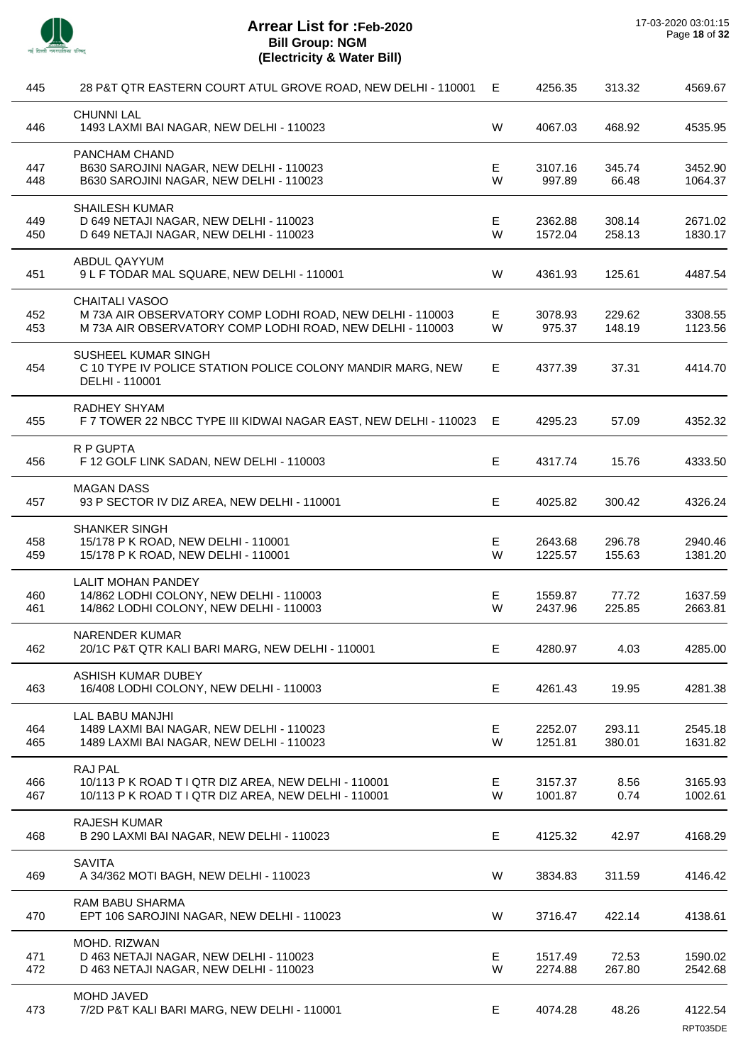# Arrear List for :Feb-2020
## Bill Group: NGM
### (Electricity & Water Bill)

| No. | Name / Address | Type | Amount | Surcharge | Total |
|---|---|---|---|---|---|
| 445 | 28 P&T QTR EASTERN COURT ATUL GROVE ROAD, NEW DELHI - 110001 | E | 4256.35 | 313.32 | 4569.67 |
| | CHUNNI LAL | | | | |
| 446 | 1493 LAXMI BAI NAGAR, NEW DELHI - 110023 | W | 4067.03 | 468.92 | 4535.95 |
| | PANCHAM CHAND | | | | |
| 447 | B630 SAROJINI NAGAR, NEW DELHI - 110023 | E | 3107.16 | 345.74 | 3452.90 |
| 448 | B630 SAROJINI NAGAR, NEW DELHI - 110023 | W | 997.89 | 66.48 | 1064.37 |
| | SHAILESH KUMAR | | | | |
| 449 | D 649 NETAJI NAGAR, NEW DELHI - 110023 | E | 2362.88 | 308.14 | 2671.02 |
| 450 | D 649 NETAJI NAGAR, NEW DELHI - 110023 | W | 1572.04 | 258.13 | 1830.17 |
| | ABDUL QAYYUM | | | | |
| 451 | 9 L F TODAR MAL SQUARE, NEW DELHI - 110001 | W | 4361.93 | 125.61 | 4487.54 |
| | CHAITALI VASOO | | | | |
| 452 | M 73A AIR OBSERVATORY COMP LODHI ROAD, NEW DELHI - 110003 | E | 3078.93 | 229.62 | 3308.55 |
| 453 | M 73A AIR OBSERVATORY COMP LODHI ROAD, NEW DELHI - 110003 | W | 975.37 | 148.19 | 1123.56 |
| | SUSHEEL KUMAR SINGH | | | | |
| 454 | C 10 TYPE IV POLICE STATION POLICE COLONY MANDIR MARG, NEW DELHI - 110001 | E | 4377.39 | 37.31 | 4414.70 |
| | RADHEY SHYAM | | | | |
| 455 | F 7 TOWER 22 NBCC TYPE III KIDWAI NAGAR EAST, NEW DELHI - 110023 | E | 4295.23 | 57.09 | 4352.32 |
| | R P GUPTA | | | | |
| 456 | F 12 GOLF LINK SADAN, NEW DELHI - 110003 | E | 4317.74 | 15.76 | 4333.50 |
| | MAGAN DASS | | | | |
| 457 | 93 P SECTOR IV DIZ AREA, NEW DELHI - 110001 | E | 4025.82 | 300.42 | 4326.24 |
| | SHANKER SINGH | | | | |
| 458 | 15/178 P K ROAD, NEW DELHI - 110001 | E | 2643.68 | 296.78 | 2940.46 |
| 459 | 15/178 P K ROAD, NEW DELHI - 110001 | W | 1225.57 | 155.63 | 1381.20 |
| | LALIT MOHAN PANDEY | | | | |
| 460 | 14/862 LODHI COLONY, NEW DELHI - 110003 | E | 1559.87 | 77.72 | 1637.59 |
| 461 | 14/862 LODHI COLONY, NEW DELHI - 110003 | W | 2437.96 | 225.85 | 2663.81 |
| | NARENDER KUMAR | | | | |
| 462 | 20/1C P&T QTR KALI BARI MARG, NEW DELHI - 110001 | E | 4280.97 | 4.03 | 4285.00 |
| | ASHISH KUMAR DUBEY | | | | |
| 463 | 16/408 LODHI COLONY, NEW DELHI - 110003 | E | 4261.43 | 19.95 | 4281.38 |
| | LAL BABU MANJHI | | | | |
| 464 | 1489 LAXMI BAI NAGAR, NEW DELHI - 110023 | E | 2252.07 | 293.11 | 2545.18 |
| 465 | 1489 LAXMI BAI NAGAR, NEW DELHI - 110023 | W | 1251.81 | 380.01 | 1631.82 |
| | RAJ PAL | | | | |
| 466 | 10/113 P K ROAD T I QTR DIZ AREA, NEW DELHI - 110001 | E | 3157.37 | 8.56 | 3165.93 |
| 467 | 10/113 P K ROAD T I QTR DIZ AREA, NEW DELHI - 110001 | W | 1001.87 | 0.74 | 1002.61 |
| | RAJESH KUMAR | | | | |
| 468 | B 290 LAXMI BAI NAGAR, NEW DELHI - 110023 | E | 4125.32 | 42.97 | 4168.29 |
| | SAVITA | | | | |
| 469 | A 34/362 MOTI BAGH, NEW DELHI - 110023 | W | 3834.83 | 311.59 | 4146.42 |
| | RAM BABU SHARMA | | | | |
| 470 | EPT 106 SAROJINI NAGAR, NEW DELHI - 110023 | W | 3716.47 | 422.14 | 4138.61 |
| | MOHD. RIZWAN | | | | |
| 471 | D 463 NETAJI NAGAR, NEW DELHI - 110023 | E | 1517.49 | 72.53 | 1590.02 |
| 472 | D 463 NETAJI NAGAR, NEW DELHI - 110023 | W | 2274.88 | 267.80 | 2542.68 |
| | MOHD JAVED | | | | |
| 473 | 7/2D P&T KALI BARI MARG, NEW DELHI - 110001 | E | 4074.28 | 48.26 | 4122.54 |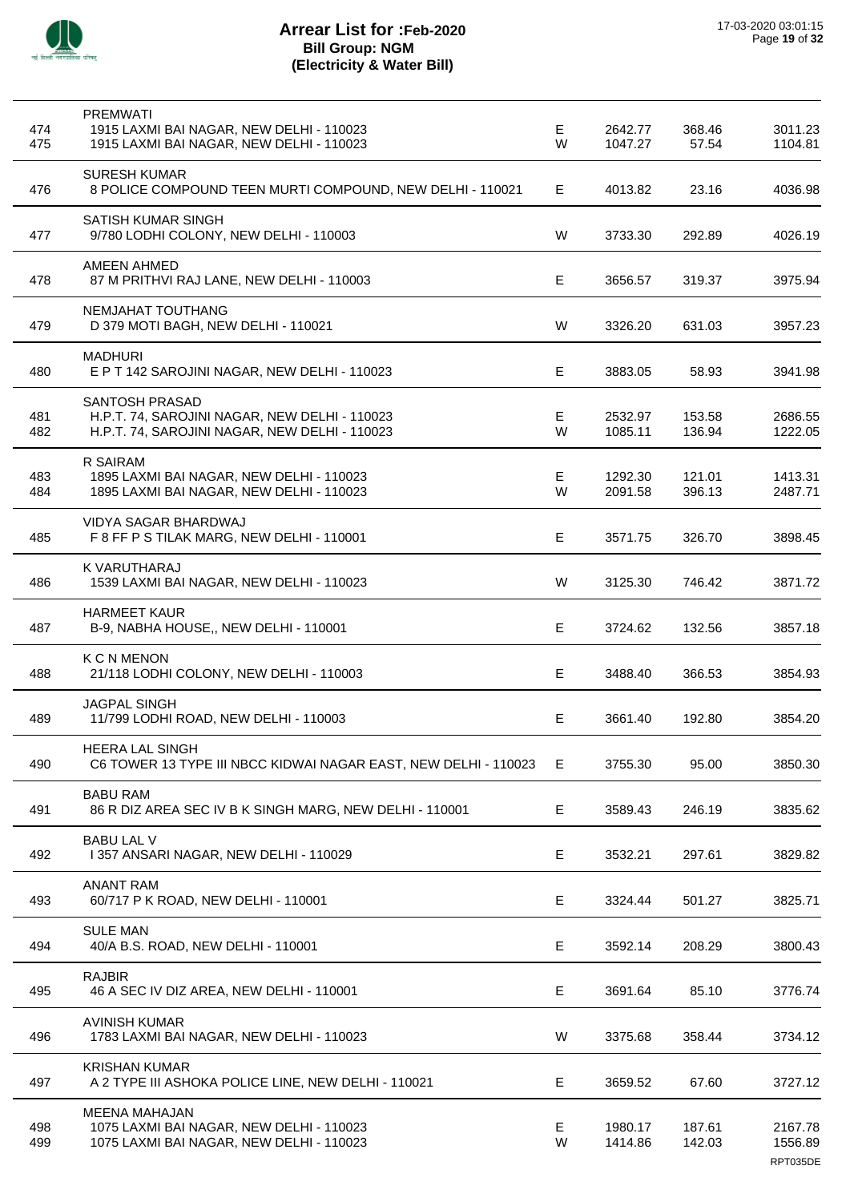# Arrear List for :Feb-2020
## Bill Group: NGM
## (Electricity & Water Bill)

| S.No. | Name / Address | Type | Amount | Amount | Total |
|---|---|---|---|---|---|
| | PREMWATI | | | | |
| 474 | 1915 LAXMI BAI NAGAR, NEW DELHI - 110023 | E | 2642.77 | 368.46 | 3011.23 |
| 475 | 1915 LAXMI BAI NAGAR, NEW DELHI - 110023 | W | 1047.27 | 57.54 | 1104.81 |
| | SURESH KUMAR | | | | |
| 476 | 8 POLICE COMPOUND TEEN MURTI COMPOUND, NEW DELHI - 110021 | E | 4013.82 | 23.16 | 4036.98 |
| | SATISH KUMAR SINGH | | | | |
| 477 | 9/780 LODHI COLONY, NEW DELHI - 110003 | W | 3733.30 | 292.89 | 4026.19 |
| | AMEEN AHMED | | | | |
| 478 | 87 M PRITHVI RAJ LANE, NEW DELHI - 110003 | E | 3656.57 | 319.37 | 3975.94 |
| | NEMJAHAT TOUTHANG | | | | |
| 479 | D 379 MOTI BAGH, NEW DELHI - 110021 | W | 3326.20 | 631.03 | 3957.23 |
| | MADHURI | | | | |
| 480 | E P T 142 SAROJINI NAGAR, NEW DELHI - 110023 | E | 3883.05 | 58.93 | 3941.98 |
| | SANTOSH PRASAD | | | | |
| 481 | H.P.T. 74, SAROJINI NAGAR, NEW DELHI - 110023 | E | 2532.97 | 153.58 | 2686.55 |
| 482 | H.P.T. 74, SAROJINI NAGAR, NEW DELHI - 110023 | W | 1085.11 | 136.94 | 1222.05 |
| | R SAIRAM | | | | |
| 483 | 1895 LAXMI BAI NAGAR, NEW DELHI - 110023 | E | 1292.30 | 121.01 | 1413.31 |
| 484 | 1895 LAXMI BAI NAGAR, NEW DELHI - 110023 | W | 2091.58 | 396.13 | 2487.71 |
| | VIDYA SAGAR BHARDWAJ | | | | |
| 485 | F 8 FF P S TILAK MARG, NEW DELHI - 110001 | E | 3571.75 | 326.70 | 3898.45 |
| | K VARUTHARAJ | | | | |
| 486 | 1539 LAXMI BAI NAGAR, NEW DELHI - 110023 | W | 3125.30 | 746.42 | 3871.72 |
| | HARMEET KAUR | | | | |
| 487 | B-9, NABHA HOUSE,, NEW DELHI - 110001 | E | 3724.62 | 132.56 | 3857.18 |
| | K C N MENON | | | | |
| 488 | 21/118 LODHI COLONY, NEW DELHI - 110003 | E | 3488.40 | 366.53 | 3854.93 |
| | JAGPAL SINGH | | | | |
| 489 | 11/799 LODHI ROAD, NEW DELHI - 110003 | E | 3661.40 | 192.80 | 3854.20 |
| | HEERA LAL SINGH | | | | |
| 490 | C6 TOWER 13 TYPE III NBCC KIDWAI NAGAR EAST, NEW DELHI - 110023 | E | 3755.30 | 95.00 | 3850.30 |
| | BABU RAM | | | | |
| 491 | 86 R DIZ AREA SEC IV B K SINGH MARG, NEW DELHI - 110001 | E | 3589.43 | 246.19 | 3835.62 |
| | BABU LAL V | | | | |
| 492 | I 357 ANSARI NAGAR, NEW DELHI - 110029 | E | 3532.21 | 297.61 | 3829.82 |
| | ANANT RAM | | | | |
| 493 | 60/717 P K ROAD, NEW DELHI - 110001 | E | 3324.44 | 501.27 | 3825.71 |
| | SULE MAN | | | | |
| 494 | 40/A B.S. ROAD, NEW DELHI - 110001 | E | 3592.14 | 208.29 | 3800.43 |
| | RAJBIR | | | | |
| 495 | 46 A SEC IV DIZ AREA, NEW DELHI - 110001 | E | 3691.64 | 85.10 | 3776.74 |
| | AVINISH KUMAR | | | | |
| 496 | 1783 LAXMI BAI NAGAR, NEW DELHI - 110023 | W | 3375.68 | 358.44 | 3734.12 |
| | KRISHAN KUMAR | | | | |
| 497 | A 2 TYPE III ASHOKA POLICE LINE, NEW DELHI - 110021 | E | 3659.52 | 67.60 | 3727.12 |
| | MEENA MAHAJAN | | | | |
| 498 | 1075 LAXMI BAI NAGAR, NEW DELHI - 110023 | E | 1980.17 | 187.61 | 2167.78 |
| 499 | 1075 LAXMI BAI NAGAR, NEW DELHI - 110023 | W | 1414.86 | 142.03 | 1556.89 |

RPT035DE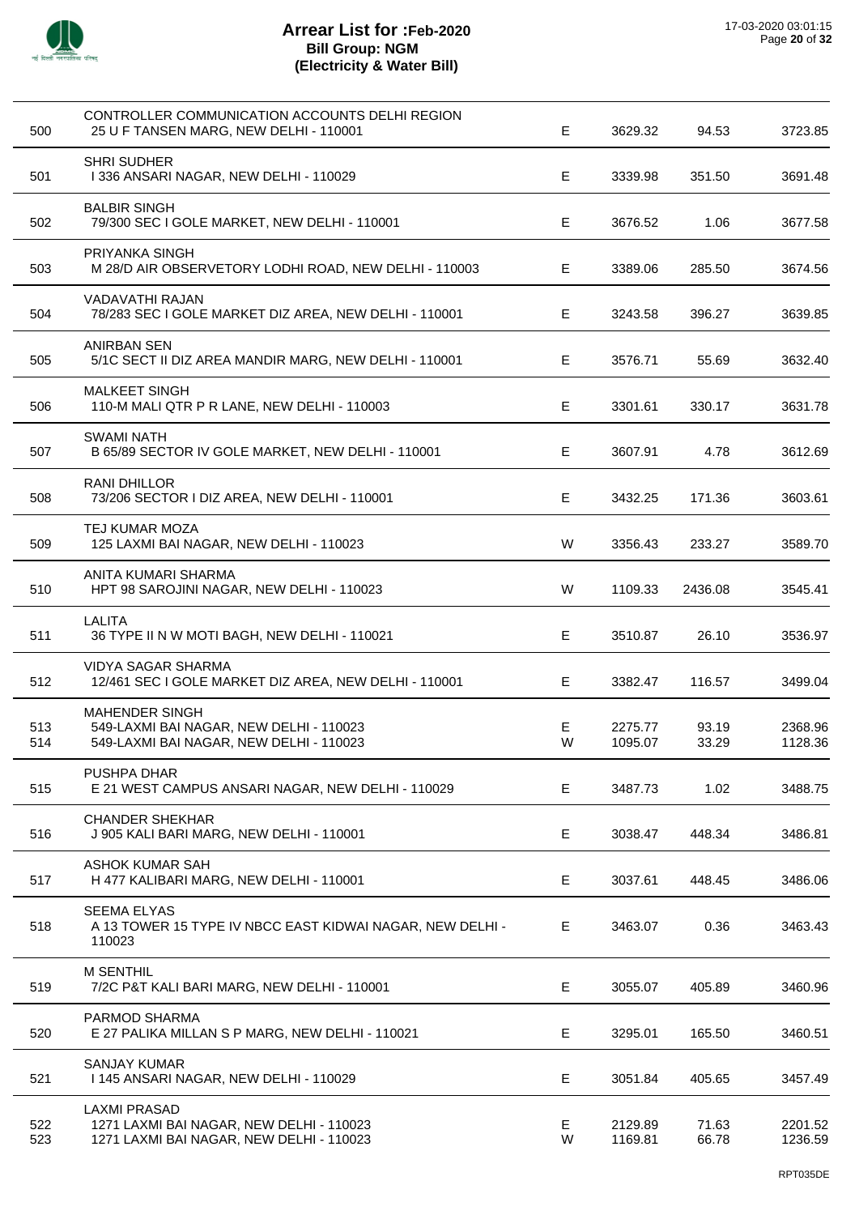# Arrear List for :Feb-2020
## Bill Group: NGM
## (Electricity & Water Bill)

| S.No. | Name & Address | Type | Amount | Interest | Total |
|---|---|---|---|---|---|
| 500 | CONTROLLER COMMUNICATION ACCOUNTS DELHI REGION<br>25 U F TANSEN MARG, NEW DELHI - 110001 | E | 3629.32 | 94.53 | 3723.85 |
| 501 | SHRI SUDHER<br>I 336 ANSARI NAGAR, NEW DELHI - 110029 | E | 3339.98 | 351.50 | 3691.48 |
| 502 | BALBIR SINGH<br>79/300 SEC I GOLE MARKET, NEW DELHI - 110001 | E | 3676.52 | 1.06 | 3677.58 |
| 503 | PRIYANKA SINGH<br>M 28/D AIR OBSERVETORY LODHI ROAD, NEW DELHI - 110003 | E | 3389.06 | 285.50 | 3674.56 |
| 504 | VADAVATHI RAJAN<br>78/283 SEC I GOLE MARKET DIZ AREA, NEW DELHI - 110001 | E | 3243.58 | 396.27 | 3639.85 |
| 505 | ANIRBAN SEN<br>5/1C SECT II DIZ AREA MANDIR MARG, NEW DELHI - 110001 | E | 3576.71 | 55.69 | 3632.40 |
| 506 | MALKEET SINGH<br>110-M MALI QTR P R LANE, NEW DELHI - 110003 | E | 3301.61 | 330.17 | 3631.78 |
| 507 | SWAMI NATH<br>B 65/89 SECTOR IV GOLE MARKET, NEW DELHI - 110001 | E | 3607.91 | 4.78 | 3612.69 |
| 508 | RANI DHILLOR<br>73/206 SECTOR I DIZ AREA, NEW DELHI - 110001 | E | 3432.25 | 171.36 | 3603.61 |
| 509 | TEJ KUMAR MOZA<br>125 LAXMI BAI NAGAR, NEW DELHI - 110023 | W | 3356.43 | 233.27 | 3589.70 |
| 510 | ANITA KUMARI SHARMA<br>HPT 98 SAROJINI NAGAR, NEW DELHI - 110023 | W | 1109.33 | 2436.08 | 3545.41 |
| 511 | LALITA<br>36 TYPE II N W MOTI BAGH, NEW DELHI - 110021 | E | 3510.87 | 26.10 | 3536.97 |
| 512 | VIDYA SAGAR SHARMA<br>12/461 SEC I GOLE MARKET DIZ AREA, NEW DELHI - 110001 | E | 3382.47 | 116.57 | 3499.04 |
| 513 | MAHENDER SINGH<br>549-LAXMI BAI NAGAR, NEW DELHI - 110023 | E | 2275.77 | 93.19 | 2368.96 |
| 514 | 549-LAXMI BAI NAGAR, NEW DELHI - 110023 | W | 1095.07 | 33.29 | 1128.36 |
| 515 | PUSHPA DHAR<br>E 21 WEST CAMPUS ANSARI NAGAR, NEW DELHI - 110029 | E | 3487.73 | 1.02 | 3488.75 |
| 516 | CHANDER SHEKHAR<br>J 905 KALI BARI MARG, NEW DELHI - 110001 | E | 3038.47 | 448.34 | 3486.81 |
| 517 | ASHOK KUMAR SAH<br>H 477 KALIBARI MARG, NEW DELHI - 110001 | E | 3037.61 | 448.45 | 3486.06 |
| 518 | SEEMA ELYAS<br>A 13 TOWER 15 TYPE IV NBCC EAST KIDWAI NAGAR, NEW DELHI - 110023 | E | 3463.07 | 0.36 | 3463.43 |
| 519 | M SENTHIL<br>7/2C P&T KALI BARI MARG, NEW DELHI - 110001 | E | 3055.07 | 405.89 | 3460.96 |
| 520 | PARMOD SHARMA<br>E 27 PALIKA MILLAN S P MARG, NEW DELHI - 110021 | E | 3295.01 | 165.50 | 3460.51 |
| 521 | SANJAY KUMAR<br>I 145 ANSARI NAGAR, NEW DELHI - 110029 | E | 3051.84 | 405.65 | 3457.49 |
| 522 | LAXMI PRASAD<br>1271 LAXMI BAI NAGAR, NEW DELHI - 110023 | E | 2129.89 | 71.63 | 2201.52 |
| 523 | 1271 LAXMI BAI NAGAR, NEW DELHI - 110023 | W | 1169.81 | 66.78 | 1236.59 |

RPT035DE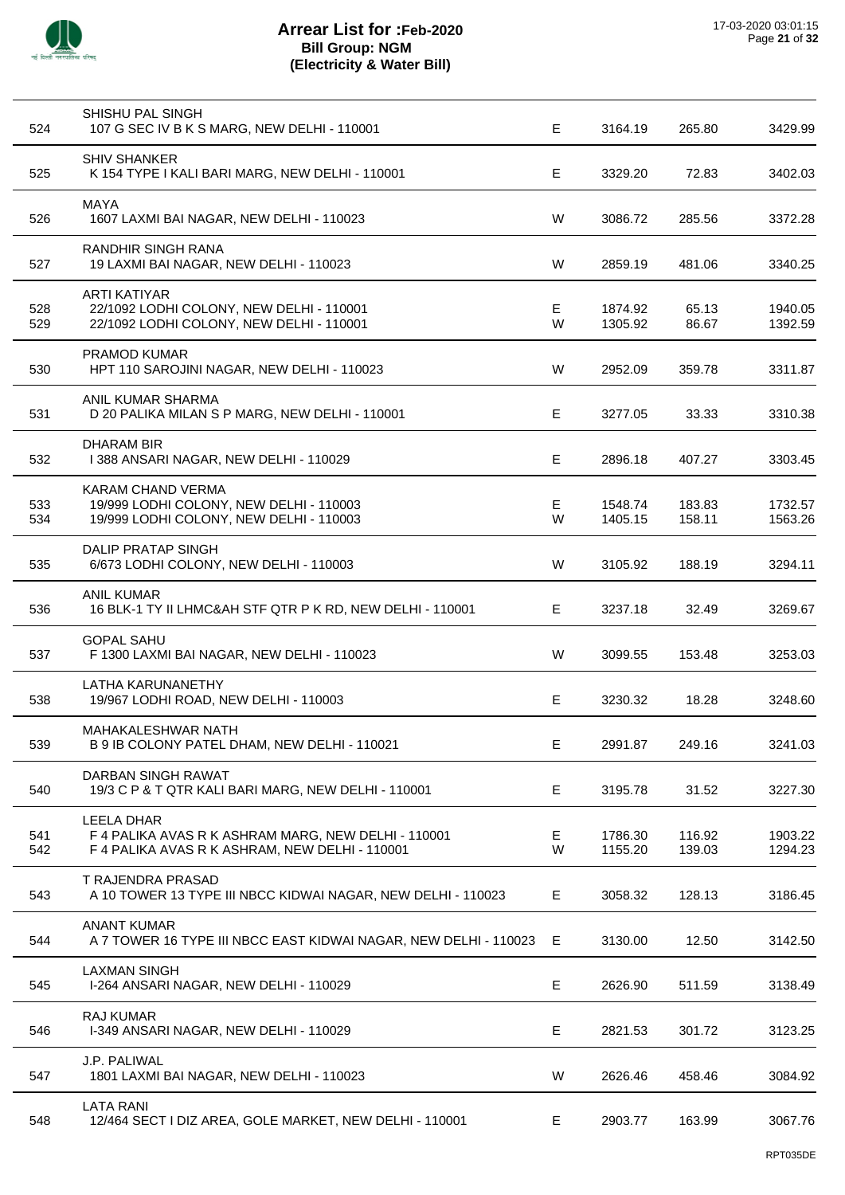# Arrear List for :Feb-2020
## Bill Group: NGM
### (Electricity & Water Bill)

17-03-2020 03:01:15

| S.No. | Name / Address | Type | Amount | Surcharge | Total |
|---|---|---|---|---|---|
| | SHISHU PAL SINGH | | | | |
| 524 | 107 G SEC IV B K S MARG, NEW DELHI - 110001 | E | 3164.19 | 265.80 | 3429.99 |
| | SHIV SHANKER | | | | |
| 525 | K 154 TYPE I KALI BARI MARG, NEW DELHI - 110001 | E | 3329.20 | 72.83 | 3402.03 |
| | MAYA | | | | |
| 526 | 1607 LAXMI BAI NAGAR, NEW DELHI - 110023 | W | 3086.72 | 285.56 | 3372.28 |
| | RANDHIR SINGH RANA | | | | |
| 527 | 19 LAXMI BAI NAGAR, NEW DELHI - 110023 | W | 2859.19 | 481.06 | 3340.25 |
| | ARTI KATIYAR | | | | |
| 528 | 22/1092 LODHI COLONY, NEW DELHI - 110001 | E | 1874.92 | 65.13 | 1940.05 |
| 529 | 22/1092 LODHI COLONY, NEW DELHI - 110001 | W | 1305.92 | 86.67 | 1392.59 |
| | PRAMOD KUMAR | | | | |
| 530 | HPT 110 SAROJINI NAGAR, NEW DELHI - 110023 | W | 2952.09 | 359.78 | 3311.87 |
| | ANIL KUMAR SHARMA | | | | |
| 531 | D 20 PALIKA MILAN S P MARG, NEW DELHI - 110001 | E | 3277.05 | 33.33 | 3310.38 |
| | DHARAM BIR | | | | |
| 532 | I 388 ANSARI NAGAR, NEW DELHI - 110029 | E | 2896.18 | 407.27 | 3303.45 |
| | KARAM CHAND VERMA | | | | |
| 533 | 19/999 LODHI COLONY, NEW DELHI - 110003 | E | 1548.74 | 183.83 | 1732.57 |
| 534 | 19/999 LODHI COLONY, NEW DELHI - 110003 | W | 1405.15 | 158.11 | 1563.26 |
| | DALIP PRATAP SINGH | | | | |
| 535 | 6/673 LODHI COLONY, NEW DELHI - 110003 | W | 3105.92 | 188.19 | 3294.11 |
| | ANIL KUMAR | | | | |
| 536 | 16 BLK-1 TY II LHMC&AH STF QTR P K RD, NEW DELHI - 110001 | E | 3237.18 | 32.49 | 3269.67 |
| | GOPAL SAHU | | | | |
| 537 | F 1300 LAXMI BAI NAGAR, NEW DELHI - 110023 | W | 3099.55 | 153.48 | 3253.03 |
| | LATHA KARUNANETHY | | | | |
| 538 | 19/967 LODHI ROAD, NEW DELHI - 110003 | E | 3230.32 | 18.28 | 3248.60 |
| | MAHAKALESHWAR NATH | | | | |
| 539 | B 9 IB COLONY PATEL DHAM, NEW DELHI - 110021 | E | 2991.87 | 249.16 | 3241.03 |
| | DARBAN SINGH RAWAT | | | | |
| 540 | 19/3 C P & T QTR KALI BARI MARG, NEW DELHI - 110001 | E | 3195.78 | 31.52 | 3227.30 |
| | LEELA DHAR | | | | |
| 541 | F 4 PALIKA AVAS R K ASHRAM MARG, NEW DELHI - 110001 | E | 1786.30 | 116.92 | 1903.22 |
| 542 | F 4 PALIKA AVAS R K ASHRAM, NEW DELHI - 110001 | W | 1155.20 | 139.03 | 1294.23 |
| | T RAJENDRA PRASAD | | | | |
| 543 | A 10 TOWER 13 TYPE III NBCC KIDWAI NAGAR, NEW DELHI - 110023 | E | 3058.32 | 128.13 | 3186.45 |
| | ANANT KUMAR | | | | |
| 544 | A 7 TOWER 16 TYPE III NBCC EAST KIDWAI NAGAR, NEW DELHI - 110023 | E | 3130.00 | 12.50 | 3142.50 |
| | LAXMAN SINGH | | | | |
| 545 | I-264 ANSARI NAGAR, NEW DELHI - 110029 | E | 2626.90 | 511.59 | 3138.49 |
| | RAJ KUMAR | | | | |
| 546 | I-349 ANSARI NAGAR, NEW DELHI - 110029 | E | 2821.53 | 301.72 | 3123.25 |
| | J.P. PALIWAL | | | | |
| 547 | 1801 LAXMI BAI NAGAR, NEW DELHI - 110023 | W | 2626.46 | 458.46 | 3084.92 |
| | LATA RANI | | | | |
| 548 | 12/464 SECT I DIZ AREA, GOLE MARKET, NEW DELHI - 110001 | E | 2903.77 | 163.99 | 3067.76 |

RPT035DE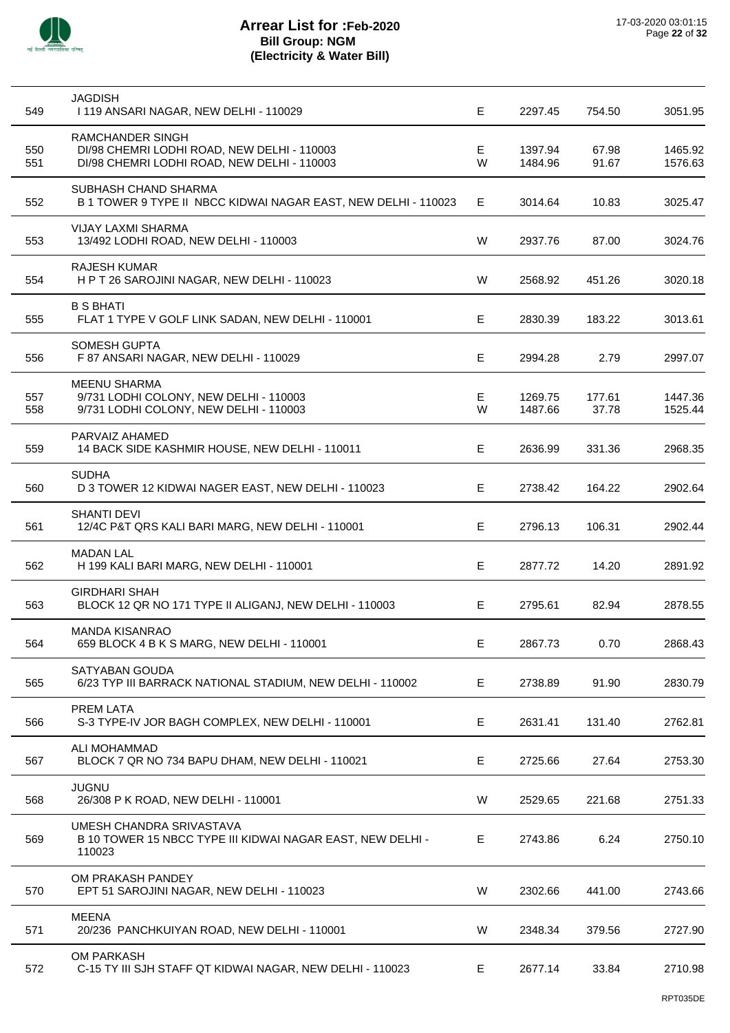# Arrear List for :Feb-2020
## Bill Group: NGM
## (Electricity & Water Bill)

| | Name / Address | | | | |
|---|---|---|---|---|---|
| | JAGDISH | | | | |
| 549 | I 119 ANSARI NAGAR, NEW DELHI - 110029 | E | 2297.45 | 754.50 | 3051.95 |
| | RAMCHANDER SINGH | | | | |
| 550 | DI/98 CHEMRI LODHI ROAD, NEW DELHI - 110003 | E | 1397.94 | 67.98 | 1465.92 |
| 551 | DI/98 CHEMRI LODHI ROAD, NEW DELHI - 110003 | W | 1484.96 | 91.67 | 1576.63 |
| | SUBHASH CHAND SHARMA | | | | |
| 552 | B 1 TOWER 9 TYPE II NBCC KIDWAI NAGAR EAST, NEW DELHI - 110023 | E | 3014.64 | 10.83 | 3025.47 |
| | VIJAY LAXMI SHARMA | | | | |
| 553 | 13/492 LODHI ROAD, NEW DELHI - 110003 | W | 2937.76 | 87.00 | 3024.76 |
| | RAJESH KUMAR | | | | |
| 554 | H P T 26 SAROJINI NAGAR, NEW DELHI - 110023 | W | 2568.92 | 451.26 | 3020.18 |
| | B S BHATI | | | | |
| 555 | FLAT 1 TYPE V GOLF LINK SADAN, NEW DELHI - 110001 | E | 2830.39 | 183.22 | 3013.61 |
| | SOMESH GUPTA | | | | |
| 556 | F 87 ANSARI NAGAR, NEW DELHI - 110029 | E | 2994.28 | 2.79 | 2997.07 |
| | MEENU SHARMA | | | | |
| 557 | 9/731 LODHI COLONY, NEW DELHI - 110003 | E | 1269.75 | 177.61 | 1447.36 |
| 558 | 9/731 LODHI COLONY, NEW DELHI - 110003 | W | 1487.66 | 37.78 | 1525.44 |
| | PARVAIZ AHAMED | | | | |
| 559 | 14 BACK SIDE KASHMIR HOUSE, NEW DELHI - 110011 | E | 2636.99 | 331.36 | 2968.35 |
| | SUDHA | | | | |
| 560 | D 3 TOWER 12 KIDWAI NAGER EAST, NEW DELHI - 110023 | E | 2738.42 | 164.22 | 2902.64 |
| | SHANTI DEVI | | | | |
| 561 | 12/4C P&T QRS KALI BARI MARG, NEW DELHI - 110001 | E | 2796.13 | 106.31 | 2902.44 |
| | MADAN LAL | | | | |
| 562 | H 199 KALI BARI MARG, NEW DELHI - 110001 | E | 2877.72 | 14.20 | 2891.92 |
| | GIRDHARI SHAH | | | | |
| 563 | BLOCK 12 QR NO 171 TYPE II ALIGANJ, NEW DELHI - 110003 | E | 2795.61 | 82.94 | 2878.55 |
| | MANDA KISANRAO | | | | |
| 564 | 659 BLOCK 4 B K S MARG, NEW DELHI - 110001 | E | 2867.73 | 0.70 | 2868.43 |
| | SATYABAN GOUDA | | | | |
| 565 | 6/23 TYP III BARRACK NATIONAL STADIUM, NEW DELHI - 110002 | E | 2738.89 | 91.90 | 2830.79 |
| | PREM LATA | | | | |
| 566 | S-3 TYPE-IV JOR BAGH COMPLEX, NEW DELHI - 110001 | E | 2631.41 | 131.40 | 2762.81 |
| | ALI MOHAMMAD | | | | |
| 567 | BLOCK 7 QR NO 734 BAPU DHAM, NEW DELHI - 110021 | E | 2725.66 | 27.64 | 2753.30 |
| | JUGNU | | | | |
| 568 | 26/308 P K ROAD, NEW DELHI - 110001 | W | 2529.65 | 221.68 | 2751.33 |
| | UMESH CHANDRA SRIVASTAVA | | | | |
| 569 | B 10 TOWER 15 NBCC TYPE III KIDWAI NAGAR EAST, NEW DELHI - 110023 | E | 2743.86 | 6.24 | 2750.10 |
| | OM PRAKASH PANDEY | | | | |
| 570 | EPT 51 SAROJINI NAGAR, NEW DELHI - 110023 | W | 2302.66 | 441.00 | 2743.66 |
| | MEENA | | | | |
| 571 | 20/236 PANCHKUIYAN ROAD, NEW DELHI - 110001 | W | 2348.34 | 379.56 | 2727.90 |
| | OM PARKASH | | | | |
| 572 | C-15 TY III SJH STAFF QT KIDWAI NAGAR, NEW DELHI - 110023 | E | 2677.14 | 33.84 | 2710.98 |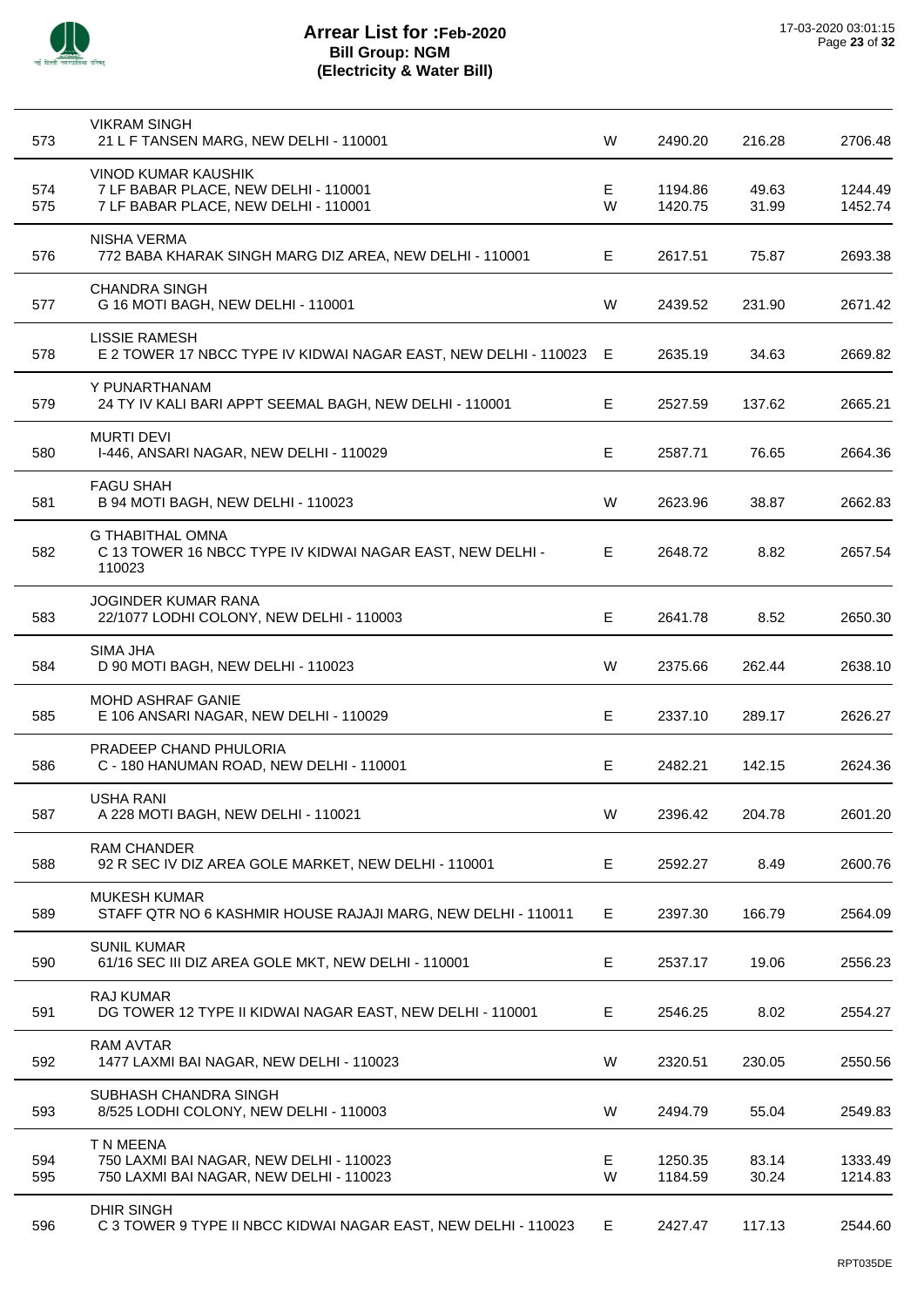# Arrear List for :Feb-2020
## Bill Group: NGM
## (Electricity & Water Bill)

| S.No. | Name / Address | Type | Amount 1 | Amount 2 | Total |
|---|---|---|---|---|---|
| 573 | VIKRAM SINGH<br>21 L F TANSEN MARG, NEW DELHI - 110001 | W | 2490.20 | 216.28 | 2706.48 |
| 574 | VINOD KUMAR KAUSHIK<br>7 LF BABAR PLACE, NEW DELHI - 110001 | E | 1194.86 | 49.63 | 1244.49 |
| 575 | 7 LF BABAR PLACE, NEW DELHI - 110001 | W | 1420.75 | 31.99 | 1452.74 |
| 576 | NISHA VERMA<br>772 BABA KHARAK SINGH MARG DIZ AREA, NEW DELHI - 110001 | E | 2617.51 | 75.87 | 2693.38 |
| 577 | CHANDRA SINGH<br>G 16 MOTI BAGH, NEW DELHI - 110001 | W | 2439.52 | 231.90 | 2671.42 |
| 578 | LISSIE RAMESH<br>E 2 TOWER 17 NBCC TYPE IV KIDWAI NAGAR EAST, NEW DELHI - 110023 | E | 2635.19 | 34.63 | 2669.82 |
| 579 | Y PUNARTHANAM<br>24 TY IV KALI BARI APPT SEEMAL BAGH, NEW DELHI - 110001 | E | 2527.59 | 137.62 | 2665.21 |
| 580 | MURTI DEVI<br>I-446, ANSARI NAGAR, NEW DELHI - 110029 | E | 2587.71 | 76.65 | 2664.36 |
| 581 | FAGU SHAH<br>B 94 MOTI BAGH, NEW DELHI - 110023 | W | 2623.96 | 38.87 | 2662.83 |
| 582 | G THABITHAL OMNA<br>C 13 TOWER 16 NBCC TYPE IV KIDWAI NAGAR EAST, NEW DELHI - 110023 | E | 2648.72 | 8.82 | 2657.54 |
| 583 | JOGINDER KUMAR RANA<br>22/1077 LODHI COLONY, NEW DELHI - 110003 | E | 2641.78 | 8.52 | 2650.30 |
| 584 | SIMA JHA<br>D 90 MOTI BAGH, NEW DELHI - 110023 | W | 2375.66 | 262.44 | 2638.10 |
| 585 | MOHD ASHRAF GANIE<br>E 106 ANSARI NAGAR, NEW DELHI - 110029 | E | 2337.10 | 289.17 | 2626.27 |
| 586 | PRADEEP CHAND PHULORIA<br>C - 180 HANUMAN ROAD, NEW DELHI - 110001 | E | 2482.21 | 142.15 | 2624.36 |
| 587 | USHA RANI<br>A 228 MOTI BAGH, NEW DELHI - 110021 | W | 2396.42 | 204.78 | 2601.20 |
| 588 | RAM CHANDER<br>92 R SEC IV DIZ AREA GOLE MARKET, NEW DELHI - 110001 | E | 2592.27 | 8.49 | 2600.76 |
| 589 | MUKESH KUMAR<br>STAFF QTR NO 6 KASHMIR HOUSE RAJAJI MARG, NEW DELHI - 110011 | E | 2397.30 | 166.79 | 2564.09 |
| 590 | SUNIL KUMAR<br>61/16 SEC III DIZ AREA GOLE MKT, NEW DELHI - 110001 | E | 2537.17 | 19.06 | 2556.23 |
| 591 | RAJ KUMAR<br>DG TOWER 12 TYPE II KIDWAI NAGAR EAST, NEW DELHI - 110001 | E | 2546.25 | 8.02 | 2554.27 |
| 592 | RAM AVTAR<br>1477 LAXMI BAI NAGAR, NEW DELHI - 110023 | W | 2320.51 | 230.05 | 2550.56 |
| 593 | SUBHASH CHANDRA SINGH<br>8/525 LODHI COLONY, NEW DELHI - 110003 | W | 2494.79 | 55.04 | 2549.83 |
| 594 | T N MEENA<br>750 LAXMI BAI NAGAR, NEW DELHI - 110023 | E | 1250.35 | 83.14 | 1333.49 |
| 595 | 750 LAXMI BAI NAGAR, NEW DELHI - 110023 | W | 1184.59 | 30.24 | 1214.83 |
| 596 | DHIR SINGH<br>C 3 TOWER 9 TYPE II NBCC KIDWAI NAGAR EAST, NEW DELHI - 110023 | E | 2427.47 | 117.13 | 2544.60 |

RPT035DE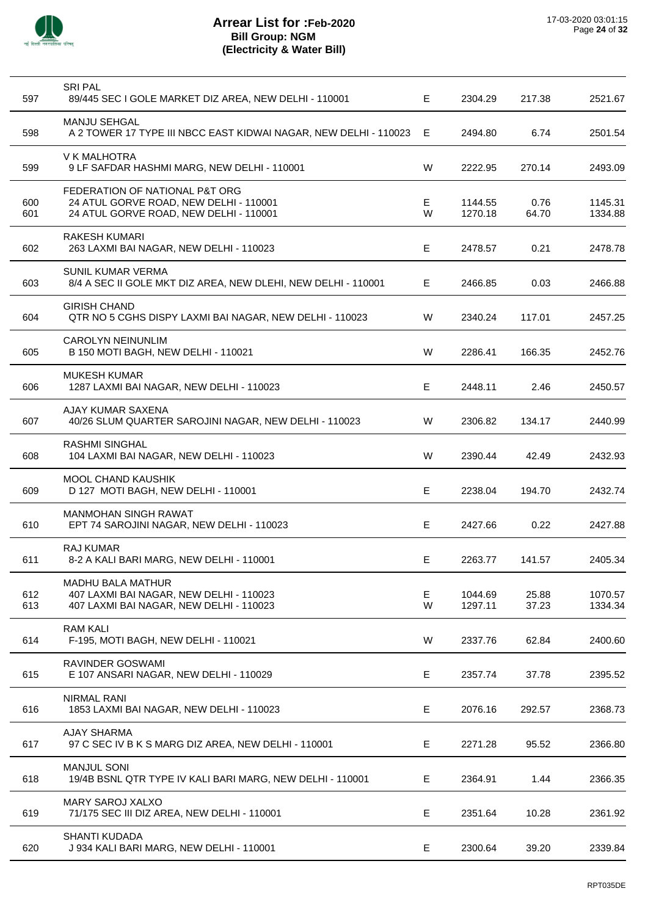# Arrear List for :Feb-2020
## Bill Group: NGM
### (Electricity & Water Bill)

| No. | Name / Address | Type | Amount | Surcharge | Total |
|---|---|---|---|---|---|
| 597 | SRI PAL<br>89/445 SEC I GOLE MARKET DIZ AREA, NEW DELHI - 110001 | E | 2304.29 | 217.38 | 2521.67 |
| 598 | MANJU SEHGAL<br>A 2 TOWER 17 TYPE III NBCC EAST KIDWAI NAGAR, NEW DELHI - 110023 | E | 2494.80 | 6.74 | 2501.54 |
| 599 | V K MALHOTRA<br>9 LF SAFDAR HASHMI MARG, NEW DELHI - 110001 | W | 2222.95 | 270.14 | 2493.09 |
| 600 | FEDERATION OF NATIONAL P&T ORG<br>24 ATUL GORVE ROAD, NEW DELHI - 110001 | E | 1144.55 | 0.76 | 1145.31 |
| 601 | 24 ATUL GORVE ROAD, NEW DELHI - 110001 | W | 1270.18 | 64.70 | 1334.88 |
| 602 | RAKESH KUMARI<br>263 LAXMI BAI NAGAR, NEW DELHI - 110023 | E | 2478.57 | 0.21 | 2478.78 |
| 603 | SUNIL KUMAR VERMA<br>8/4 A SEC II GOLE MKT DIZ AREA, NEW DLEHI, NEW DELHI - 110001 | E | 2466.85 | 0.03 | 2466.88 |
| 604 | GIRISH CHAND<br>QTR NO 5 CGHS DISPY LAXMI BAI NAGAR, NEW DELHI - 110023 | W | 2340.24 | 117.01 | 2457.25 |
| 605 | CAROLYN NEINUNLIM<br>B 150 MOTI BAGH, NEW DELHI - 110021 | W | 2286.41 | 166.35 | 2452.76 |
| 606 | MUKESH KUMAR<br>1287 LAXMI BAI NAGAR, NEW DELHI - 110023 | E | 2448.11 | 2.46 | 2450.57 |
| 607 | AJAY KUMAR SAXENA<br>40/26 SLUM QUARTER SAROJINI NAGAR, NEW DELHI - 110023 | W | 2306.82 | 134.17 | 2440.99 |
| 608 | RASHMI SINGHAL<br>104 LAXMI BAI NAGAR, NEW DELHI - 110023 | W | 2390.44 | 42.49 | 2432.93 |
| 609 | MOOL CHAND KAUSHIK<br>D 127 MOTI BAGH, NEW DELHI - 110001 | E | 2238.04 | 194.70 | 2432.74 |
| 610 | MANMOHAN SINGH RAWAT<br>EPT 74 SAROJINI NAGAR, NEW DELHI - 110023 | E | 2427.66 | 0.22 | 2427.88 |
| 611 | RAJ KUMAR<br>8-2 A KALI BARI MARG, NEW DELHI - 110001 | E | 2263.77 | 141.57 | 2405.34 |
| 612 | MADHU BALA MATHUR<br>407 LAXMI BAI NAGAR, NEW DELHI - 110023 | E | 1044.69 | 25.88 | 1070.57 |
| 613 | 407 LAXMI BAI NAGAR, NEW DELHI - 110023 | W | 1297.11 | 37.23 | 1334.34 |
| 614 | RAM KALI<br>F-195, MOTI BAGH, NEW DELHI - 110021 | W | 2337.76 | 62.84 | 2400.60 |
| 615 | RAVINDER GOSWAMI<br>E 107 ANSARI NAGAR, NEW DELHI - 110029 | E | 2357.74 | 37.78 | 2395.52 |
| 616 | NIRMAL RANI<br>1853 LAXMI BAI NAGAR, NEW DELHI - 110023 | E | 2076.16 | 292.57 | 2368.73 |
| 617 | AJAY SHARMA<br>97 C SEC IV B K S MARG DIZ AREA, NEW DELHI - 110001 | E | 2271.28 | 95.52 | 2366.80 |
| 618 | MANJUL SONI<br>19/4B BSNL QTR TYPE IV KALI BARI MARG, NEW DELHI - 110001 | E | 2364.91 | 1.44 | 2366.35 |
| 619 | MARY SAROJ XALXO<br>71/175 SEC III DIZ AREA, NEW DELHI - 110001 | E | 2351.64 | 10.28 | 2361.92 |
| 620 | SHANTI KUDADA<br>J 934 KALI BARI MARG, NEW DELHI - 110001 | E | 2300.64 | 39.20 | 2339.84 |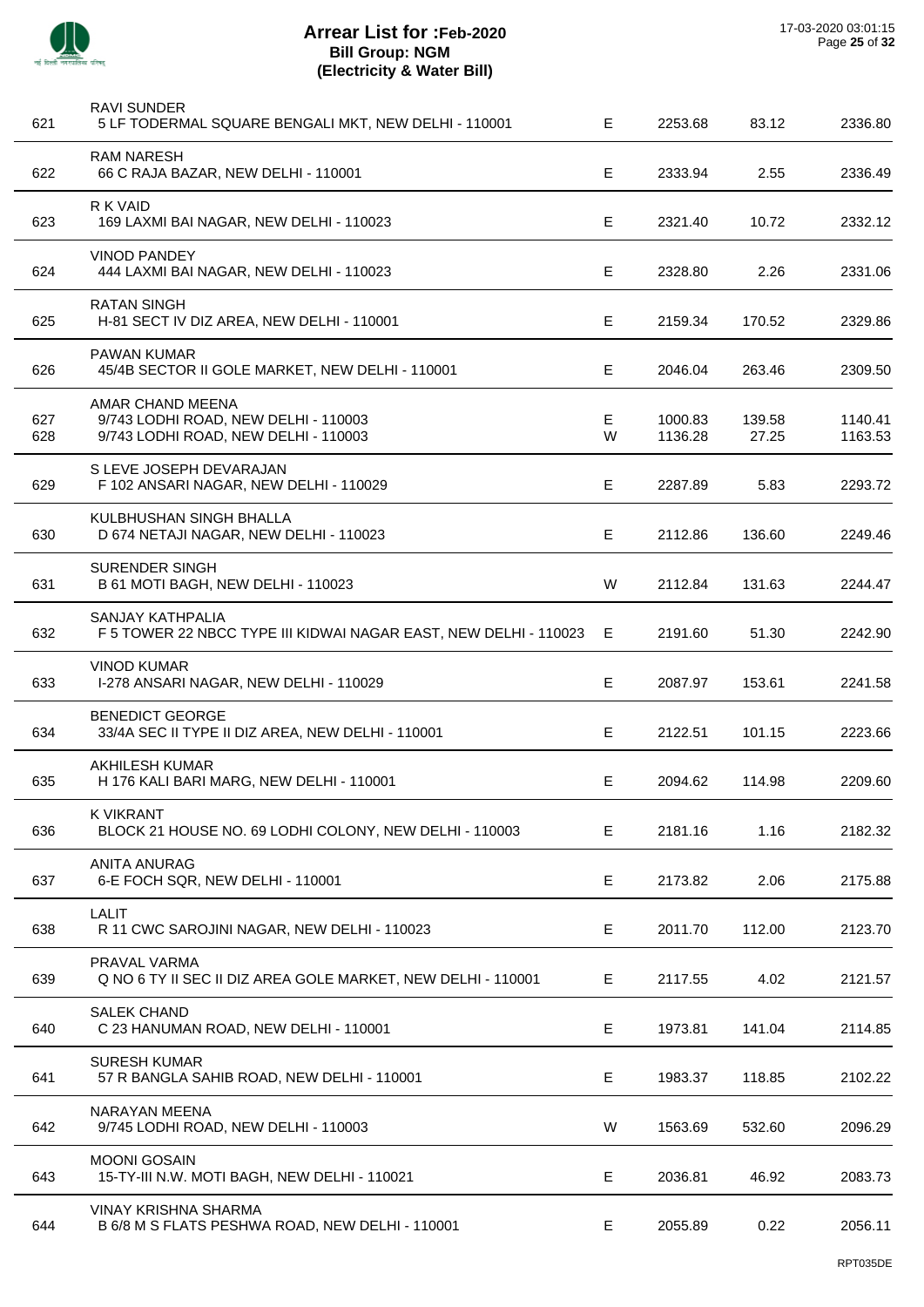# Arrear List for :Feb-2020
## Bill Group: NGM
## (Electricity & Water Bill)

17-03-2020 03:01:15

| | | | | | |
|---|---|---|---|---|---|
| 621 | RAVI SUNDER<br>5 LF TODERMAL SQUARE BENGALI MKT, NEW DELHI - 110001 | E | 2253.68 | 83.12 | 2336.80 |
| 622 | RAM NARESH<br>66 C RAJA BAZAR, NEW DELHI - 110001 | E | 2333.94 | 2.55 | 2336.49 |
| 623 | R K VAID<br>169 LAXMI BAI NAGAR, NEW DELHI - 110023 | E | 2321.40 | 10.72 | 2332.12 |
| 624 | VINOD PANDEY<br>444 LAXMI BAI NAGAR, NEW DELHI - 110023 | E | 2328.80 | 2.26 | 2331.06 |
| 625 | RATAN SINGH<br>H-81 SECT IV DIZ AREA, NEW DELHI - 110001 | E | 2159.34 | 170.52 | 2329.86 |
| 626 | PAWAN KUMAR<br>45/4B SECTOR II GOLE MARKET, NEW DELHI - 110001 | E | 2046.04 | 263.46 | 2309.50 |
| 627 | AMAR CHAND MEENA<br>9/743 LODHI ROAD, NEW DELHI - 110003 | E | 1000.83 | 139.58 | 1140.41 |
| 628 | 9/743 LODHI ROAD, NEW DELHI - 110003 | W | 1136.28 | 27.25 | 1163.53 |
| 629 | S LEVE JOSEPH DEVARAJAN<br>F 102 ANSARI NAGAR, NEW DELHI - 110029 | E | 2287.89 | 5.83 | 2293.72 |
| 630 | KULBHUSHAN SINGH BHALLA<br>D 674 NETAJI NAGAR, NEW DELHI - 110023 | E | 2112.86 | 136.60 | 2249.46 |
| 631 | SURENDER SINGH<br>B 61 MOTI BAGH, NEW DELHI - 110023 | W | 2112.84 | 131.63 | 2244.47 |
| 632 | SANJAY KATHPALIA<br>F 5 TOWER 22 NBCC TYPE III KIDWAI NAGAR EAST, NEW DELHI - 110023 | E | 2191.60 | 51.30 | 2242.90 |
| 633 | VINOD KUMAR<br>I-278 ANSARI NAGAR, NEW DELHI - 110029 | E | 2087.97 | 153.61 | 2241.58 |
| 634 | BENEDICT GEORGE<br>33/4A SEC II TYPE II DIZ AREA, NEW DELHI - 110001 | E | 2122.51 | 101.15 | 2223.66 |
| 635 | AKHILESH KUMAR<br>H 176 KALI BARI MARG, NEW DELHI - 110001 | E | 2094.62 | 114.98 | 2209.60 |
| 636 | K VIKRANT<br>BLOCK 21 HOUSE NO. 69 LODHI COLONY, NEW DELHI - 110003 | E | 2181.16 | 1.16 | 2182.32 |
| 637 | ANITA ANURAG<br>6-E FOCH SQR, NEW DELHI - 110001 | E | 2173.82 | 2.06 | 2175.88 |
| 638 | LALIT<br>R 11 CWC SAROJINI NAGAR, NEW DELHI - 110023 | E | 2011.70 | 112.00 | 2123.70 |
| 639 | PRAVAL VARMA<br>Q NO 6 TY II SEC II DIZ AREA GOLE MARKET, NEW DELHI - 110001 | E | 2117.55 | 4.02 | 2121.57 |
| 640 | SALEK CHAND<br>C 23 HANUMAN ROAD, NEW DELHI - 110001 | E | 1973.81 | 141.04 | 2114.85 |
| 641 | SURESH KUMAR<br>57 R BANGLA SAHIB ROAD, NEW DELHI - 110001 | E | 1983.37 | 118.85 | 2102.22 |
| 642 | NARAYAN MEENA<br>9/745 LODHI ROAD, NEW DELHI - 110003 | W | 1563.69 | 532.60 | 2096.29 |
| 643 | MOONI GOSAIN<br>15-TY-III N.W. MOTI BAGH, NEW DELHI - 110021 | E | 2036.81 | 46.92 | 2083.73 |
| 644 | VINAY KRISHNA SHARMA<br>B 6/8 M S FLATS PESHWA ROAD, NEW DELHI - 110001 | E | 2055.89 | 0.22 | 2056.11 |

RPT035DE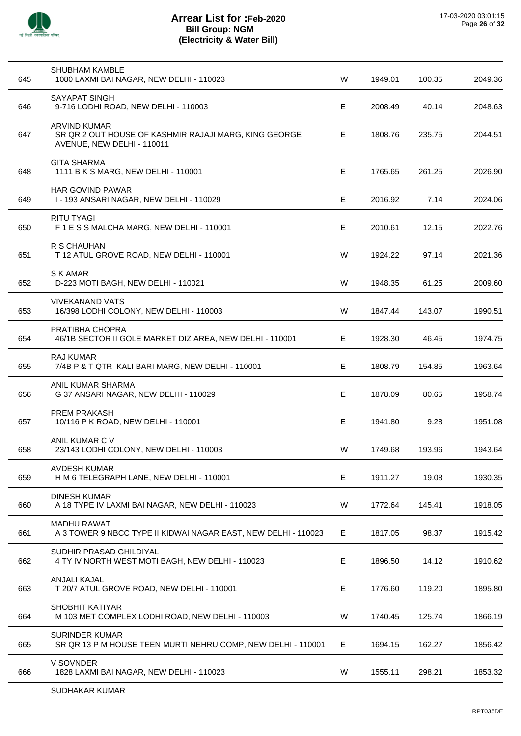# Arrear List for :Feb-2020
## Bill Group: NGM
## (Electricity & Water Bill)

17-03-2020 03:01:15

| | | | | | |
|---|---|---|---|---|---|
| 645 | SHUBHAM KAMBLE<br>1080 LAXMI BAI NAGAR, NEW DELHI - 110023 | W | 1949.01 | 100.35 | 2049.36 |
| 646 | SAYAPAT SINGH<br>9-716 LODHI ROAD, NEW DELHI - 110003 | E | 2008.49 | 40.14 | 2048.63 |
| 647 | ARVIND KUMAR<br>SR QR 2 OUT HOUSE OF KASHMIR RAJAJI MARG, KING GEORGE AVENUE, NEW DELHI - 110011 | E | 1808.76 | 235.75 | 2044.51 |
| 648 | GITA SHARMA<br>1111 B K S MARG, NEW DELHI - 110001 | E | 1765.65 | 261.25 | 2026.90 |
| 649 | HAR GOVIND PAWAR<br>I - 193 ANSARI NAGAR, NEW DELHI - 110029 | E | 2016.92 | 7.14 | 2024.06 |
| 650 | RITU TYAGI<br>F 1 E S S MALCHA MARG, NEW DELHI - 110001 | E | 2010.61 | 12.15 | 2022.76 |
| 651 | R S CHAUHAN<br>T 12 ATUL GROVE ROAD, NEW DELHI - 110001 | W | 1924.22 | 97.14 | 2021.36 |
| 652 | S K AMAR<br>D-223 MOTI BAGH, NEW DELHI - 110021 | W | 1948.35 | 61.25 | 2009.60 |
| 653 | VIVEKANAND VATS<br>16/398 LODHI COLONY, NEW DELHI - 110003 | W | 1847.44 | 143.07 | 1990.51 |
| 654 | PRATIBHA CHOPRA<br>46/1B SECTOR II GOLE MARKET DIZ AREA, NEW DELHI - 110001 | E | 1928.30 | 46.45 | 1974.75 |
| 655 | RAJ KUMAR<br>7/4B P & T QTR KALI BARI MARG, NEW DELHI - 110001 | E | 1808.79 | 154.85 | 1963.64 |
| 656 | ANIL KUMAR SHARMA<br>G 37 ANSARI NAGAR, NEW DELHI - 110029 | E | 1878.09 | 80.65 | 1958.74 |
| 657 | PREM PRAKASH<br>10/116 P K ROAD, NEW DELHI - 110001 | E | 1941.80 | 9.28 | 1951.08 |
| 658 | ANIL KUMAR C V<br>23/143 LODHI COLONY, NEW DELHI - 110003 | W | 1749.68 | 193.96 | 1943.64 |
| 659 | AVDESH KUMAR<br>H M 6 TELEGRAPH LANE, NEW DELHI - 110001 | E | 1911.27 | 19.08 | 1930.35 |
| 660 | DINESH KUMAR<br>A 18 TYPE IV LAXMI BAI NAGAR, NEW DELHI - 110023 | W | 1772.64 | 145.41 | 1918.05 |
| 661 | MADHU RAWAT<br>A 3 TOWER 9 NBCC TYPE II KIDWAI NAGAR EAST, NEW DELHI - 110023 | E | 1817.05 | 98.37 | 1915.42 |
| 662 | SUDHIR PRASAD GHILDIYAL<br>4 TY IV NORTH WEST MOTI BAGH, NEW DELHI - 110023 | E | 1896.50 | 14.12 | 1910.62 |
| 663 | ANJALI KAJAL<br>T 20/7 ATUL GROVE ROAD, NEW DELHI - 110001 | E | 1776.60 | 119.20 | 1895.80 |
| 664 | SHOBHIT KATIYAR<br>M 103 MET COMPLEX LODHI ROAD, NEW DELHI - 110003 | W | 1740.45 | 125.74 | 1866.19 |
| 665 | SURINDER KUMAR<br>SR QR 13 P M HOUSE TEEN MURTI NEHRU COMP, NEW DELHI - 110001 | E | 1694.15 | 162.27 | 1856.42 |
| 666 | V SOVNDER<br>1828 LAXMI BAI NAGAR, NEW DELHI - 110023 | W | 1555.11 | 298.21 | 1853.32 |

SUDHAKAR KUMAR

RPT035DE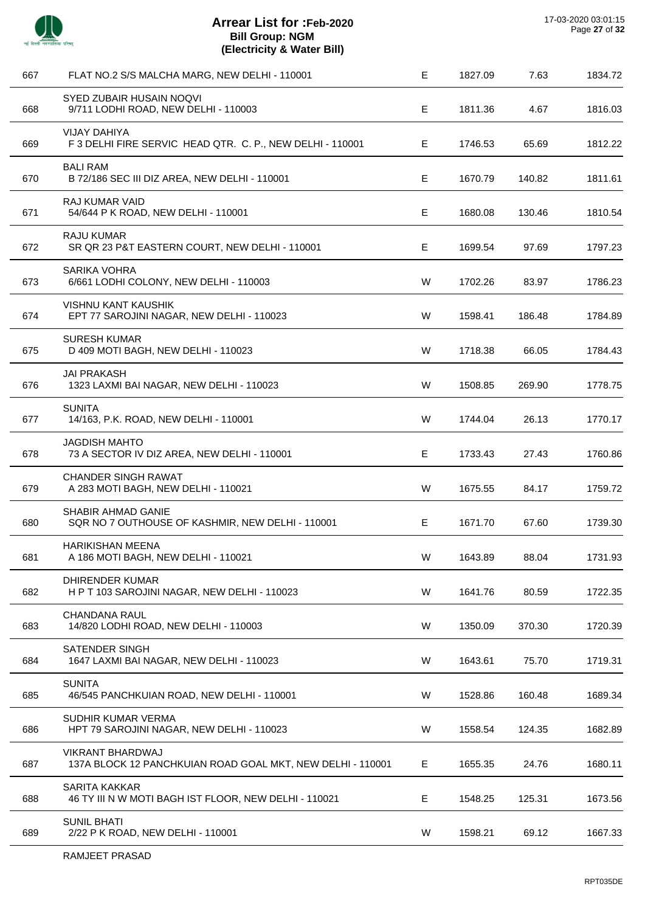# Arrear List for :Feb-2020
## Bill Group: NGM
## (Electricity & Water Bill)

17-03-2020 03:01:15

| | | | | | |
|---|---|---|---|---|---|
| 667 | FLAT NO.2 S/S MALCHA MARG, NEW DELHI - 110001 | E | 1827.09 | 7.63 | 1834.72 |
| 668 | SYED ZUBAIR HUSAIN NOQVI<br>9/711 LODHI ROAD, NEW DELHI - 110003 | E | 1811.36 | 4.67 | 1816.03 |
| 669 | VIJAY DAHIYA<br>F 3 DELHI FIRE SERVIC HEAD QTR. C. P., NEW DELHI - 110001 | E | 1746.53 | 65.69 | 1812.22 |
| 670 | BALI RAM<br>B 72/186 SEC III DIZ AREA, NEW DELHI - 110001 | E | 1670.79 | 140.82 | 1811.61 |
| 671 | RAJ KUMAR VAID<br>54/644 P K ROAD, NEW DELHI - 110001 | E | 1680.08 | 130.46 | 1810.54 |
| 672 | RAJU KUMAR<br>SR QR 23 P&T EASTERN COURT, NEW DELHI - 110001 | E | 1699.54 | 97.69 | 1797.23 |
| 673 | SARIKA VOHRA<br>6/661 LODHI COLONY, NEW DELHI - 110003 | W | 1702.26 | 83.97 | 1786.23 |
| 674 | VISHNU KANT KAUSHIK<br>EPT 77 SAROJINI NAGAR, NEW DELHI - 110023 | W | 1598.41 | 186.48 | 1784.89 |
| 675 | SURESH KUMAR<br>D 409 MOTI BAGH, NEW DELHI - 110023 | W | 1718.38 | 66.05 | 1784.43 |
| 676 | JAI PRAKASH<br>1323 LAXMI BAI NAGAR, NEW DELHI - 110023 | W | 1508.85 | 269.90 | 1778.75 |
| 677 | SUNITA<br>14/163, P.K. ROAD, NEW DELHI - 110001 | W | 1744.04 | 26.13 | 1770.17 |
| 678 | JAGDISH MAHTO<br>73 A SECTOR IV DIZ AREA, NEW DELHI - 110001 | E | 1733.43 | 27.43 | 1760.86 |
| 679 | CHANDER SINGH RAWAT<br>A 283 MOTI BAGH, NEW DELHI - 110021 | W | 1675.55 | 84.17 | 1759.72 |
| 680 | SHABIR AHMAD GANIE<br>SQR NO 7 OUTHOUSE OF KASHMIR, NEW DELHI - 110001 | E | 1671.70 | 67.60 | 1739.30 |
| 681 | HARIKISHAN MEENA<br>A 186 MOTI BAGH, NEW DELHI - 110021 | W | 1643.89 | 88.04 | 1731.93 |
| 682 | DHIRENDER KUMAR<br>H P T 103 SAROJINI NAGAR, NEW DELHI - 110023 | W | 1641.76 | 80.59 | 1722.35 |
| 683 | CHANDANA RAUL<br>14/820 LODHI ROAD, NEW DELHI - 110003 | W | 1350.09 | 370.30 | 1720.39 |
| 684 | SATENDER SINGH<br>1647 LAXMI BAI NAGAR, NEW DELHI - 110023 | W | 1643.61 | 75.70 | 1719.31 |
| 685 | SUNITA<br>46/545 PANCHKUIAN ROAD, NEW DELHI - 110001 | W | 1528.86 | 160.48 | 1689.34 |
| 686 | SUDHIR KUMAR VERMA<br>HPT 79 SAROJINI NAGAR, NEW DELHI - 110023 | W | 1558.54 | 124.35 | 1682.89 |
| 687 | VIKRANT BHARDWAJ<br>137A BLOCK 12 PANCHKUIAN ROAD GOAL MKT, NEW DELHI - 110001 | E | 1655.35 | 24.76 | 1680.11 |
| 688 | SARITA KAKKAR<br>46 TY III N W MOTI BAGH IST FLOOR, NEW DELHI - 110021 | E | 1548.25 | 125.31 | 1673.56 |
| 689 | SUNIL BHATI<br>2/22 P K ROAD, NEW DELHI - 110001 | W | 1598.21 | 69.12 | 1667.33 |

RAMJEET PRASAD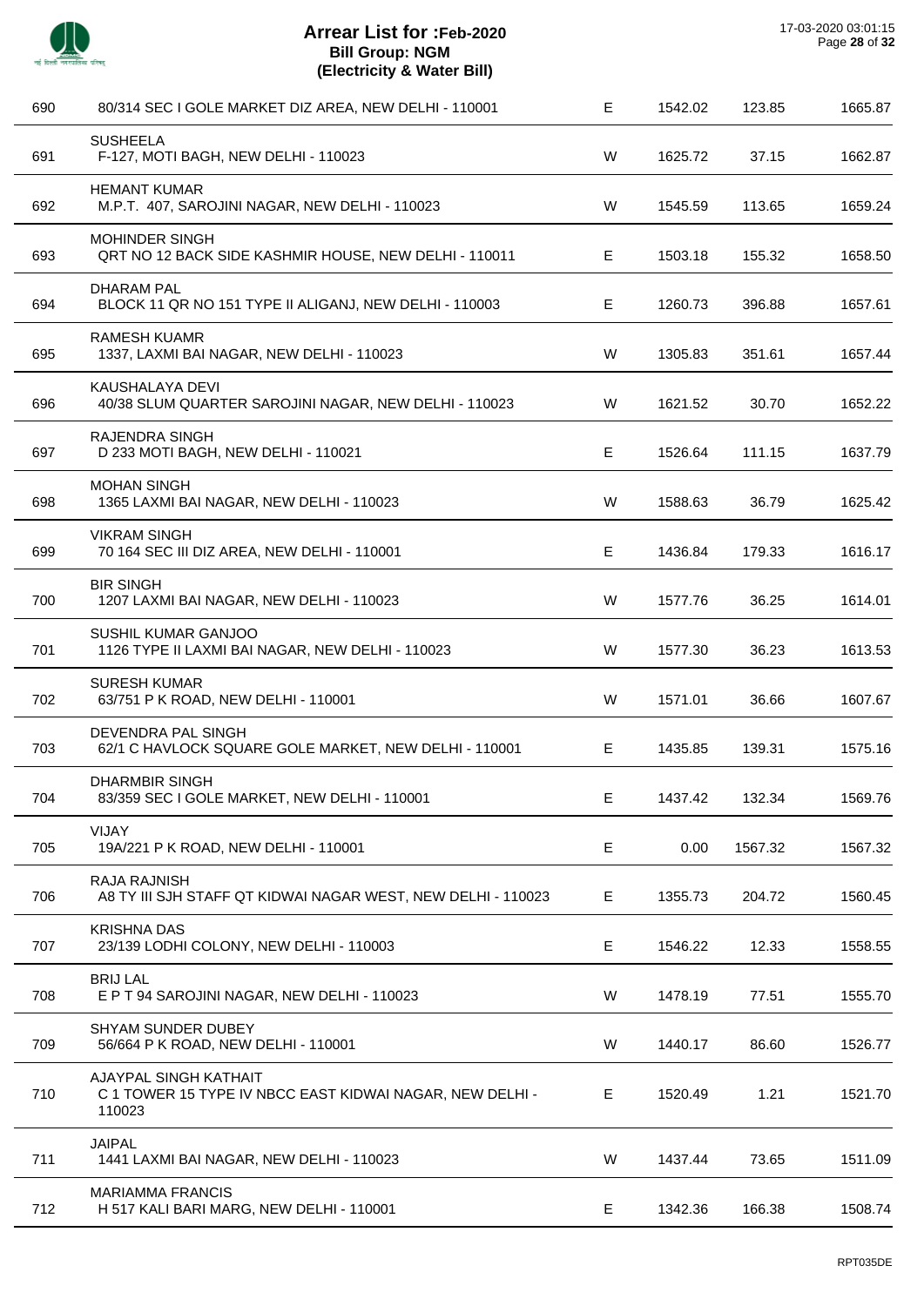# Arrear List for :Feb-2020
## Bill Group: NGM
### (Electricity & Water Bill)

| | | | | | |
|---|---|---|---|---|---|
| 690 | 80/314 SEC I GOLE MARKET DIZ AREA, NEW DELHI - 110001 | E | 1542.02 | 123.85 | 1665.87 |
| 691 | SUSHEELA<br>F-127, MOTI BAGH, NEW DELHI - 110023 | W | 1625.72 | 37.15 | 1662.87 |
| 692 | HEMANT KUMAR<br>M.P.T. 407, SAROJINI NAGAR, NEW DELHI - 110023 | W | 1545.59 | 113.65 | 1659.24 |
| 693 | MOHINDER SINGH<br>QRT NO 12 BACK SIDE KASHMIR HOUSE, NEW DELHI - 110011 | E | 1503.18 | 155.32 | 1658.50 |
| 694 | DHARAM PAL<br>BLOCK 11 QR NO 151 TYPE II ALIGANJ, NEW DELHI - 110003 | E | 1260.73 | 396.88 | 1657.61 |
| 695 | RAMESH KUAMR<br>1337, LAXMI BAI NAGAR, NEW DELHI - 110023 | W | 1305.83 | 351.61 | 1657.44 |
| 696 | KAUSHALAYA DEVI<br>40/38 SLUM QUARTER SAROJINI NAGAR, NEW DELHI - 110023 | W | 1621.52 | 30.70 | 1652.22 |
| 697 | RAJENDRA SINGH<br>D 233 MOTI BAGH, NEW DELHI - 110021 | E | 1526.64 | 111.15 | 1637.79 |
| 698 | MOHAN SINGH<br>1365 LAXMI BAI NAGAR, NEW DELHI - 110023 | W | 1588.63 | 36.79 | 1625.42 |
| 699 | VIKRAM SINGH<br>70 164 SEC III DIZ AREA, NEW DELHI - 110001 | E | 1436.84 | 179.33 | 1616.17 |
| 700 | BIR SINGH<br>1207 LAXMI BAI NAGAR, NEW DELHI - 110023 | W | 1577.76 | 36.25 | 1614.01 |
| 701 | SUSHIL KUMAR GANJOO<br>1126 TYPE II LAXMI BAI NAGAR, NEW DELHI - 110023 | W | 1577.30 | 36.23 | 1613.53 |
| 702 | SURESH KUMAR<br>63/751 P K ROAD, NEW DELHI - 110001 | W | 1571.01 | 36.66 | 1607.67 |
| 703 | DEVENDRA PAL SINGH<br>62/1 C HAVLOCK SQUARE GOLE MARKET, NEW DELHI - 110001 | E | 1435.85 | 139.31 | 1575.16 |
| 704 | DHARMBIR SINGH<br>83/359 SEC I GOLE MARKET, NEW DELHI - 110001 | E | 1437.42 | 132.34 | 1569.76 |
| 705 | VIJAY<br>19A/221 P K ROAD, NEW DELHI - 110001 | E | 0.00 | 1567.32 | 1567.32 |
| 706 | RAJA RAJNISH<br>A8 TY III SJH STAFF QT KIDWAI NAGAR WEST, NEW DELHI - 110023 | E | 1355.73 | 204.72 | 1560.45 |
| 707 | KRISHNA DAS<br>23/139 LODHI COLONY, NEW DELHI - 110003 | E | 1546.22 | 12.33 | 1558.55 |
| 708 | BRIJ LAL<br>E P T 94 SAROJINI NAGAR, NEW DELHI - 110023 | W | 1478.19 | 77.51 | 1555.70 |
| 709 | SHYAM SUNDER DUBEY<br>56/664 P K ROAD, NEW DELHI - 110001 | W | 1440.17 | 86.60 | 1526.77 |
| 710 | AJAYPAL SINGH KATHAIT<br>C 1 TOWER 15 TYPE IV NBCC EAST KIDWAI NAGAR, NEW DELHI - 110023 | E | 1520.49 | 1.21 | 1521.70 |
| 711 | JAIPAL<br>1441 LAXMI BAI NAGAR, NEW DELHI - 110023 | W | 1437.44 | 73.65 | 1511.09 |
| 712 | MARIAMMA FRANCIS<br>H 517 KALI BARI MARG, NEW DELHI - 110001 | E | 1342.36 | 166.38 | 1508.74 |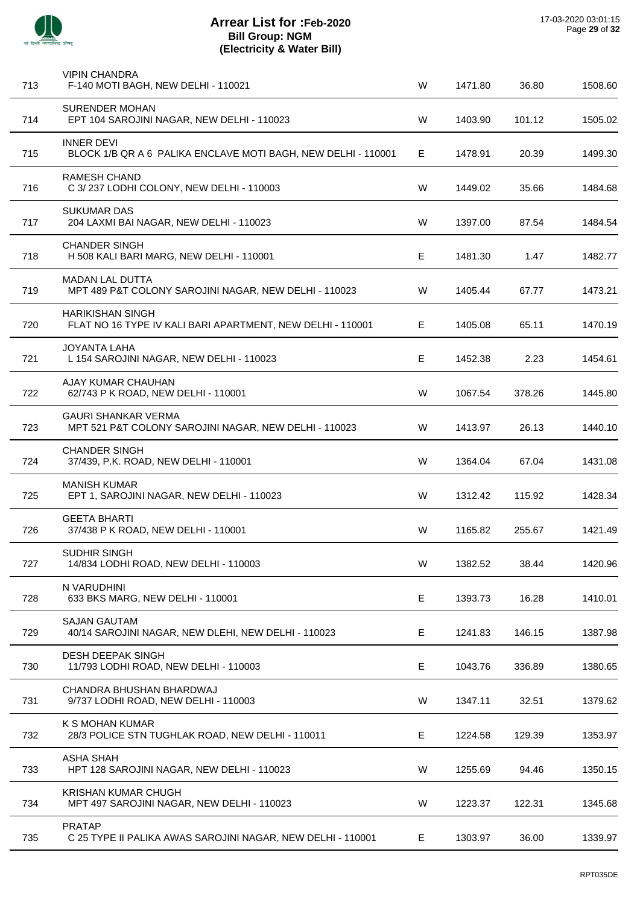# Arrear List for :Feb-2020
## Bill Group: NGM
### (Electricity & Water Bill)

| S.No. | Name / Address | Type | Amount | Surcharge | Total |
|---|---|---|---|---|---|
| 713 | VIPIN CHANDRA<br>F-140 MOTI BAGH, NEW DELHI - 110021 | W | 1471.80 | 36.80 | 1508.60 |
| 714 | SURENDER MOHAN<br>EPT 104 SAROJINI NAGAR, NEW DELHI - 110023 | W | 1403.90 | 101.12 | 1505.02 |
| 715 | INNER DEVI<br>BLOCK 1/B QR A 6 PALIKA ENCLAVE MOTI BAGH, NEW DELHI - 110001 | E | 1478.91 | 20.39 | 1499.30 |
| 716 | RAMESH CHAND<br>C 3/ 237 LODHI COLONY, NEW DELHI - 110003 | W | 1449.02 | 35.66 | 1484.68 |
| 717 | SUKUMAR DAS<br>204 LAXMI BAI NAGAR, NEW DELHI - 110023 | W | 1397.00 | 87.54 | 1484.54 |
| 718 | CHANDER SINGH<br>H 508 KALI BARI MARG, NEW DELHI - 110001 | E | 1481.30 | 1.47 | 1482.77 |
| 719 | MADAN LAL DUTTA<br>MPT 489 P&T COLONY SAROJINI NAGAR, NEW DELHI - 110023 | W | 1405.44 | 67.77 | 1473.21 |
| 720 | HARIKISHAN SINGH<br>FLAT NO 16 TYPE IV KALI BARI APARTMENT, NEW DELHI - 110001 | E | 1405.08 | 65.11 | 1470.19 |
| 721 | JOYANTA LAHA<br>L 154 SAROJINI NAGAR, NEW DELHI - 110023 | E | 1452.38 | 2.23 | 1454.61 |
| 722 | AJAY KUMAR CHAUHAN<br>62/743 P K ROAD, NEW DELHI - 110001 | W | 1067.54 | 378.26 | 1445.80 |
| 723 | GAURI SHANKAR VERMA<br>MPT 521 P&T COLONY SAROJINI NAGAR, NEW DELHI - 110023 | W | 1413.97 | 26.13 | 1440.10 |
| 724 | CHANDER SINGH<br>37/439, P.K. ROAD, NEW DELHI - 110001 | W | 1364.04 | 67.04 | 1431.08 |
| 725 | MANISH KUMAR<br>EPT 1, SAROJINI NAGAR, NEW DELHI - 110023 | W | 1312.42 | 115.92 | 1428.34 |
| 726 | GEETA BHARTI<br>37/438 P K ROAD, NEW DELHI - 110001 | W | 1165.82 | 255.67 | 1421.49 |
| 727 | SUDHIR SINGH<br>14/834 LODHI ROAD, NEW DELHI - 110003 | W | 1382.52 | 38.44 | 1420.96 |
| 728 | N VARUDHINI<br>633 BKS MARG, NEW DELHI - 110001 | E | 1393.73 | 16.28 | 1410.01 |
| 729 | SAJAN GAUTAM<br>40/14 SAROJINI NAGAR, NEW DLEHI, NEW DELHI - 110023 | E | 1241.83 | 146.15 | 1387.98 |
| 730 | DESH DEEPAK SINGH<br>11/793 LODHI ROAD, NEW DELHI - 110003 | E | 1043.76 | 336.89 | 1380.65 |
| 731 | CHANDRA BHUSHAN BHARDWAJ<br>9/737 LODHI ROAD, NEW DELHI - 110003 | W | 1347.11 | 32.51 | 1379.62 |
| 732 | K S MOHAN KUMAR<br>28/3 POLICE STN TUGHLAK ROAD, NEW DELHI - 110011 | E | 1224.58 | 129.39 | 1353.97 |
| 733 | ASHA SHAH<br>HPT 128 SAROJINI NAGAR, NEW DELHI - 110023 | W | 1255.69 | 94.46 | 1350.15 |
| 734 | KRISHAN KUMAR CHUGH<br>MPT 497 SAROJINI NAGAR, NEW DELHI - 110023 | W | 1223.37 | 122.31 | 1345.68 |
| 735 | PRATAP<br>C 25 TYPE II PALIKA AWAS SAROJINI NAGAR, NEW DELHI - 110001 | E | 1303.97 | 36.00 | 1339.97 |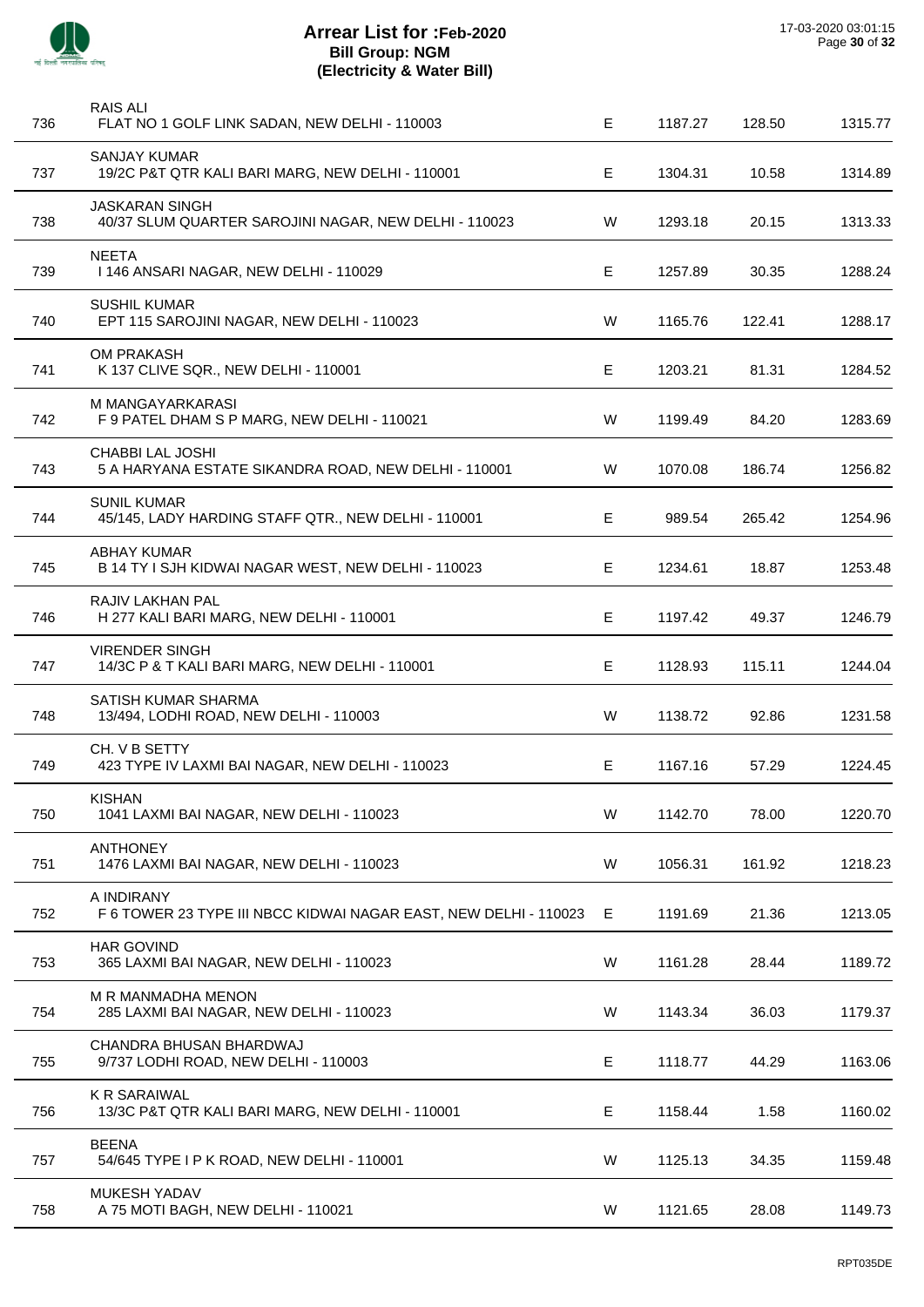# Arrear List for :Feb-2020
**Bill Group: NGM**
**(Electricity & Water Bill)**

17-03-2020 03:01:15

| | | | | | |
|---|---|---|---|---|---|
| 736 | RAIS ALI<br>FLAT NO 1 GOLF LINK SADAN, NEW DELHI - 110003 | E | 1187.27 | 128.50 | 1315.77 |
| 737 | SANJAY KUMAR<br>19/2C P&T QTR KALI BARI MARG, NEW DELHI - 110001 | E | 1304.31 | 10.58 | 1314.89 |
| 738 | JASKARAN SINGH<br>40/37 SLUM QUARTER SAROJINI NAGAR, NEW DELHI - 110023 | W | 1293.18 | 20.15 | 1313.33 |
| 739 | NEETA<br>I 146 ANSARI NAGAR, NEW DELHI - 110029 | E | 1257.89 | 30.35 | 1288.24 |
| 740 | SUSHIL KUMAR<br>EPT 115 SAROJINI NAGAR, NEW DELHI - 110023 | W | 1165.76 | 122.41 | 1288.17 |
| 741 | OM PRAKASH<br>K 137 CLIVE SQR., NEW DELHI - 110001 | E | 1203.21 | 81.31 | 1284.52 |
| 742 | M MANGAYARKARASI<br>F 9 PATEL DHAM S P MARG, NEW DELHI - 110021 | W | 1199.49 | 84.20 | 1283.69 |
| 743 | CHABBI LAL JOSHI<br>5 A HARYANA ESTATE SIKANDRA ROAD, NEW DELHI - 110001 | W | 1070.08 | 186.74 | 1256.82 |
| 744 | SUNIL KUMAR<br>45/145, LADY HARDING STAFF QTR., NEW DELHI - 110001 | E | 989.54 | 265.42 | 1254.96 |
| 745 | ABHAY KUMAR<br>B 14 TY I SJH KIDWAI NAGAR WEST, NEW DELHI - 110023 | E | 1234.61 | 18.87 | 1253.48 |
| 746 | RAJIV LAKHAN PAL<br>H 277 KALI BARI MARG, NEW DELHI - 110001 | E | 1197.42 | 49.37 | 1246.79 |
| 747 | VIRENDER SINGH<br>14/3C P & T KALI BARI MARG, NEW DELHI - 110001 | E | 1128.93 | 115.11 | 1244.04 |
| 748 | SATISH KUMAR SHARMA<br>13/494, LODHI ROAD, NEW DELHI - 110003 | W | 1138.72 | 92.86 | 1231.58 |
| 749 | CH. V B SETTY<br>423 TYPE IV LAXMI BAI NAGAR, NEW DELHI - 110023 | E | 1167.16 | 57.29 | 1224.45 |
| 750 | KISHAN<br>1041 LAXMI BAI NAGAR, NEW DELHI - 110023 | W | 1142.70 | 78.00 | 1220.70 |
| 751 | ANTHONEY<br>1476 LAXMI BAI NAGAR, NEW DELHI - 110023 | W | 1056.31 | 161.92 | 1218.23 |
| 752 | A INDIRANY<br>F 6 TOWER 23 TYPE III NBCC KIDWAI NAGAR EAST, NEW DELHI - 110023 | E | 1191.69 | 21.36 | 1213.05 |
| 753 | HAR GOVIND<br>365 LAXMI BAI NAGAR, NEW DELHI - 110023 | W | 1161.28 | 28.44 | 1189.72 |
| 754 | M R MANMADHA MENON<br>285 LAXMI BAI NAGAR, NEW DELHI - 110023 | W | 1143.34 | 36.03 | 1179.37 |
| 755 | CHANDRA BHUSAN BHARDWAJ<br>9/737 LODHI ROAD, NEW DELHI - 110003 | E | 1118.77 | 44.29 | 1163.06 |
| 756 | K R SARAIWAL<br>13/3C P&T QTR KALI BARI MARG, NEW DELHI - 110001 | E | 1158.44 | 1.58 | 1160.02 |
| 757 | BEENA<br>54/645 TYPE I P K ROAD, NEW DELHI - 110001 | W | 1125.13 | 34.35 | 1159.48 |
| 758 | MUKESH YADAV<br>A 75 MOTI BAGH, NEW DELHI - 110021 | W | 1121.65 | 28.08 | 1149.73 |

RPT035DE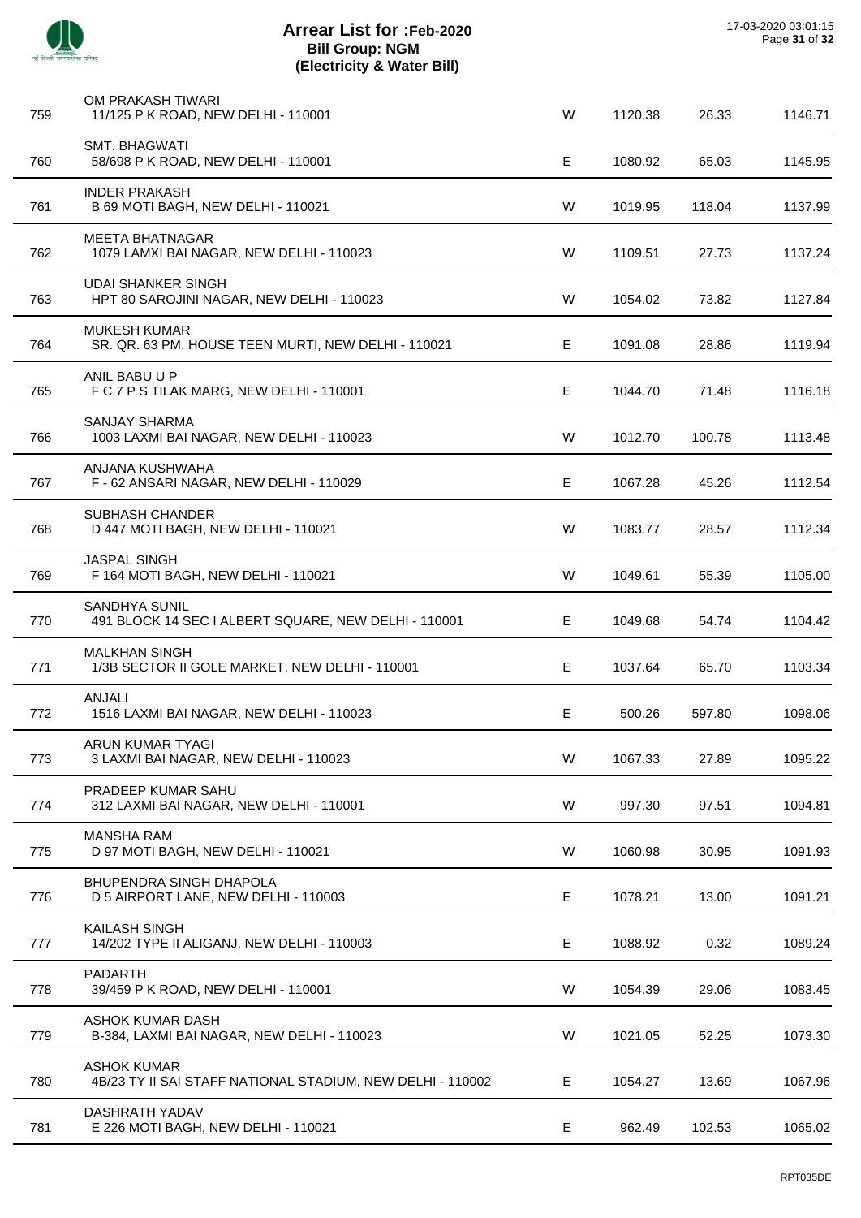# Arrear List for :Feb-2020
## Bill Group: NGM
### (Electricity & Water Bill)

| | | | | | |
|---|---|---|---|---|---|
| 759 | OM PRAKASH TIWARI<br>11/125 P K ROAD, NEW DELHI - 110001 | W | 1120.38 | 26.33 | 1146.71 |
| 760 | SMT. BHAGWATI<br>58/698 P K ROAD, NEW DELHI - 110001 | E | 1080.92 | 65.03 | 1145.95 |
| 761 | INDER PRAKASH<br>B 69 MOTI BAGH, NEW DELHI - 110021 | W | 1019.95 | 118.04 | 1137.99 |
| 762 | MEETA BHATNAGAR<br>1079 LAMXI BAI NAGAR, NEW DELHI - 110023 | W | 1109.51 | 27.73 | 1137.24 |
| 763 | UDAI SHANKER SINGH<br>HPT 80 SAROJINI NAGAR, NEW DELHI - 110023 | W | 1054.02 | 73.82 | 1127.84 |
| 764 | MUKESH KUMAR<br>SR. QR. 63 PM. HOUSE TEEN MURTI, NEW DELHI - 110021 | E | 1091.08 | 28.86 | 1119.94 |
| 765 | ANIL BABU U P<br>F C 7 P S TILAK MARG, NEW DELHI - 110001 | E | 1044.70 | 71.48 | 1116.18 |
| 766 | SANJAY SHARMA<br>1003 LAXMI BAI NAGAR, NEW DELHI - 110023 | W | 1012.70 | 100.78 | 1113.48 |
| 767 | ANJANA KUSHWAHA<br>F - 62 ANSARI NAGAR, NEW DELHI - 110029 | E | 1067.28 | 45.26 | 1112.54 |
| 768 | SUBHASH CHANDER<br>D 447 MOTI BAGH, NEW DELHI - 110021 | W | 1083.77 | 28.57 | 1112.34 |
| 769 | JASPAL SINGH<br>F 164 MOTI BAGH, NEW DELHI - 110021 | W | 1049.61 | 55.39 | 1105.00 |
| 770 | SANDHYA SUNIL<br>491 BLOCK 14 SEC I ALBERT SQUARE, NEW DELHI - 110001 | E | 1049.68 | 54.74 | 1104.42 |
| 771 | MALKHAN SINGH<br>1/3B SECTOR II GOLE MARKET, NEW DELHI - 110001 | E | 1037.64 | 65.70 | 1103.34 |
| 772 | ANJALI<br>1516 LAXMI BAI NAGAR, NEW DELHI - 110023 | E | 500.26 | 597.80 | 1098.06 |
| 773 | ARUN KUMAR TYAGI<br>3 LAXMI BAI NAGAR, NEW DELHI - 110023 | W | 1067.33 | 27.89 | 1095.22 |
| 774 | PRADEEP KUMAR SAHU<br>312 LAXMI BAI NAGAR, NEW DELHI - 110001 | W | 997.30 | 97.51 | 1094.81 |
| 775 | MANSHA RAM<br>D 97 MOTI BAGH, NEW DELHI - 110021 | W | 1060.98 | 30.95 | 1091.93 |
| 776 | BHUPENDRA SINGH DHAPOLA<br>D 5 AIRPORT LANE, NEW DELHI - 110003 | E | 1078.21 | 13.00 | 1091.21 |
| 777 | KAILASH SINGH<br>14/202 TYPE II ALIGANJ, NEW DELHI - 110003 | E | 1088.92 | 0.32 | 1089.24 |
| 778 | PADARTH<br>39/459 P K ROAD, NEW DELHI - 110001 | W | 1054.39 | 29.06 | 1083.45 |
| 779 | ASHOK KUMAR DASH<br>B-384, LAXMI BAI NAGAR, NEW DELHI - 110023 | W | 1021.05 | 52.25 | 1073.30 |
| 780 | ASHOK KUMAR<br>4B/23 TY II SAI STAFF NATIONAL STADIUM, NEW DELHI - 110002 | E | 1054.27 | 13.69 | 1067.96 |
| 781 | DASHRATH YADAV<br>E 226 MOTI BAGH, NEW DELHI - 110021 | E | 962.49 | 102.53 | 1065.02 |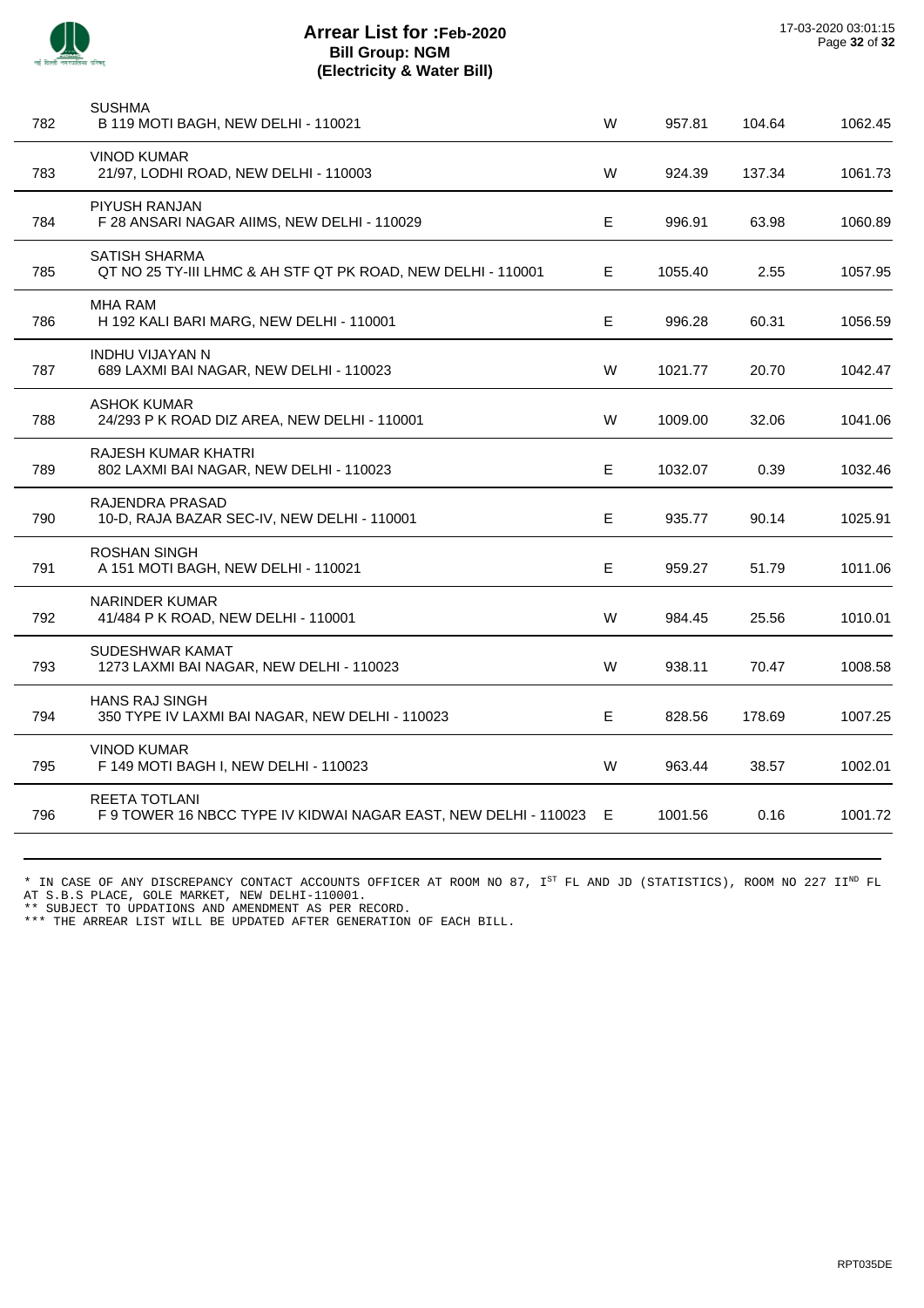# Arrear List for :Feb-2020
## Bill Group: NGM
## (Electricity & Water Bill)

17-03-2020 03:01:15

| | | | | | |
|---|---|---|---|---|---|
| 782 | SUSHMA<br>B 119 MOTI BAGH, NEW DELHI - 110021 | W | 957.81 | 104.64 | 1062.45 |
| 783 | VINOD KUMAR<br>21/97, LODHI ROAD, NEW DELHI - 110003 | W | 924.39 | 137.34 | 1061.73 |
| 784 | PIYUSH RANJAN<br>F 28 ANSARI NAGAR AIIMS, NEW DELHI - 110029 | E | 996.91 | 63.98 | 1060.89 |
| 785 | SATISH SHARMA<br>QT NO 25 TY-III LHMC & AH STF QT PK ROAD, NEW DELHI - 110001 | E | 1055.40 | 2.55 | 1057.95 |
| 786 | MHA RAM<br>H 192 KALI BARI MARG, NEW DELHI - 110001 | E | 996.28 | 60.31 | 1056.59 |
| 787 | INDHU VIJAYAN N<br>689 LAXMI BAI NAGAR, NEW DELHI - 110023 | W | 1021.77 | 20.70 | 1042.47 |
| 788 | ASHOK KUMAR<br>24/293 P K ROAD DIZ AREA, NEW DELHI - 110001 | W | 1009.00 | 32.06 | 1041.06 |
| 789 | RAJESH KUMAR KHATRI<br>802 LAXMI BAI NAGAR, NEW DELHI - 110023 | E | 1032.07 | 0.39 | 1032.46 |
| 790 | RAJENDRA PRASAD<br>10-D, RAJA BAZAR SEC-IV, NEW DELHI - 110001 | E | 935.77 | 90.14 | 1025.91 |
| 791 | ROSHAN SINGH<br>A 151 MOTI BAGH, NEW DELHI - 110021 | E | 959.27 | 51.79 | 1011.06 |
| 792 | NARINDER KUMAR<br>41/484 P K ROAD, NEW DELHI - 110001 | W | 984.45 | 25.56 | 1010.01 |
| 793 | SUDESHWAR KAMAT<br>1273 LAXMI BAI NAGAR, NEW DELHI - 110023 | W | 938.11 | 70.47 | 1008.58 |
| 794 | HANS RAJ SINGH<br>350 TYPE IV LAXMI BAI NAGAR, NEW DELHI - 110023 | E | 828.56 | 178.69 | 1007.25 |
| 795 | VINOD KUMAR<br>F 149 MOTI BAGH I, NEW DELHI - 110023 | W | 963.44 | 38.57 | 1002.01 |
| 796 | REETA TOTLANI<br>F 9 TOWER 16 NBCC TYPE IV KIDWAI NAGAR EAST, NEW DELHI - 110023 | E | 1001.56 | 0.16 | 1001.72 |

* IN CASE OF ANY DISCREPANCY CONTACT ACCOUNTS OFFICER AT ROOM NO 87, I[ST] FL AND JD (STATISTICS), ROOM NO 227 II[ND] FL AT S.B.S PLACE, GOLE MARKET, NEW DELHI-110001.
** SUBJECT TO UPDATIONS AND AMENDMENT AS PER RECORD.
*** THE ARREAR LIST WILL BE UPDATED AFTER GENERATION OF EACH BILL.

RPT035DE